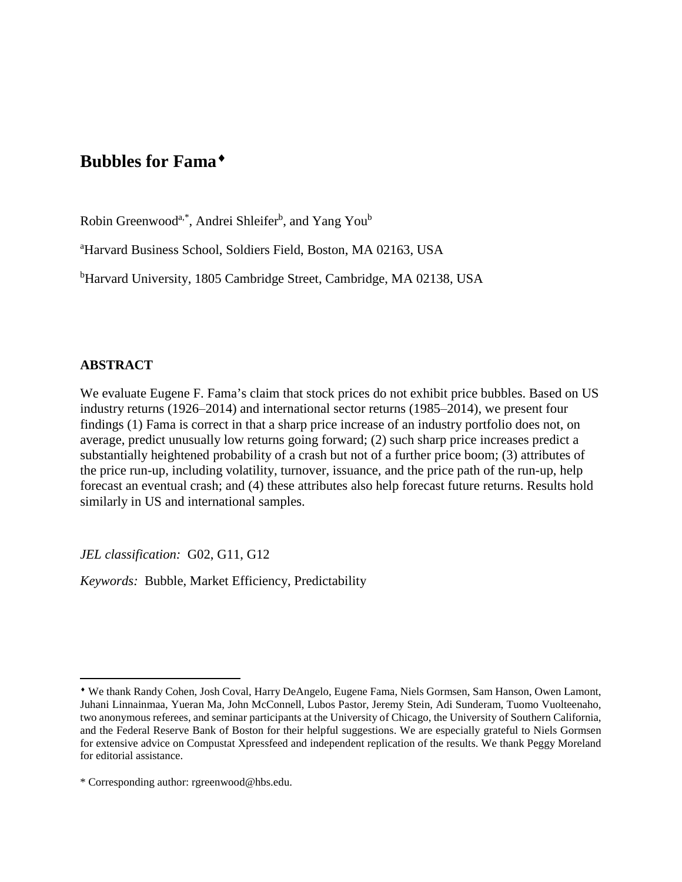# Bubbles for Fama[♦]

Robin Greenwood[a,*], Andrei Shleifer[b], and Yang You[b]

[a]Harvard Business School, Soldiers Field, Boston, MA 02163, USA

[b]Harvard University, 1805 Cambridge Street, Cambridge, MA 02138, USA

## ABSTRACT

We evaluate Eugene F. Fama's claim that stock prices do not exhibit price bubbles. Based on US industry returns (1926–2014) and international sector returns (1985–2014), we present four findings (1) Fama is correct in that a sharp price increase of an industry portfolio does not, on average, predict unusually low returns going forward; (2) such sharp price increases predict a substantially heightened probability of a crash but not of a further price boom; (3) attributes of the price run-up, including volatility, turnover, issuance, and the price path of the run-up, help forecast an eventual crash; and (4) these attributes also help forecast future returns. Results hold similarly in US and international samples.

*JEL classification:* G02, G11, G12

*Keywords:* Bubble, Market Efficiency, Predictability

---

[♦] We thank Randy Cohen, Josh Coval, Harry DeAngelo, Eugene Fama, Niels Gormsen, Sam Hanson, Owen Lamont, Juhani Linnainmaa, Yueran Ma, John McConnell, Lubos Pastor, Jeremy Stein, Adi Sunderam, Tuomo Vuolteenaho, two anonymous referees, and seminar participants at the University of Chicago, the University of Southern California, and the Federal Reserve Bank of Boston for their helpful suggestions. We are especially grateful to Niels Gormsen for extensive advice on Compustat Xpressfeed and independent replication of the results. We thank Peggy Moreland for editorial assistance.

\* Corresponding author: rgreenwood@hbs.edu.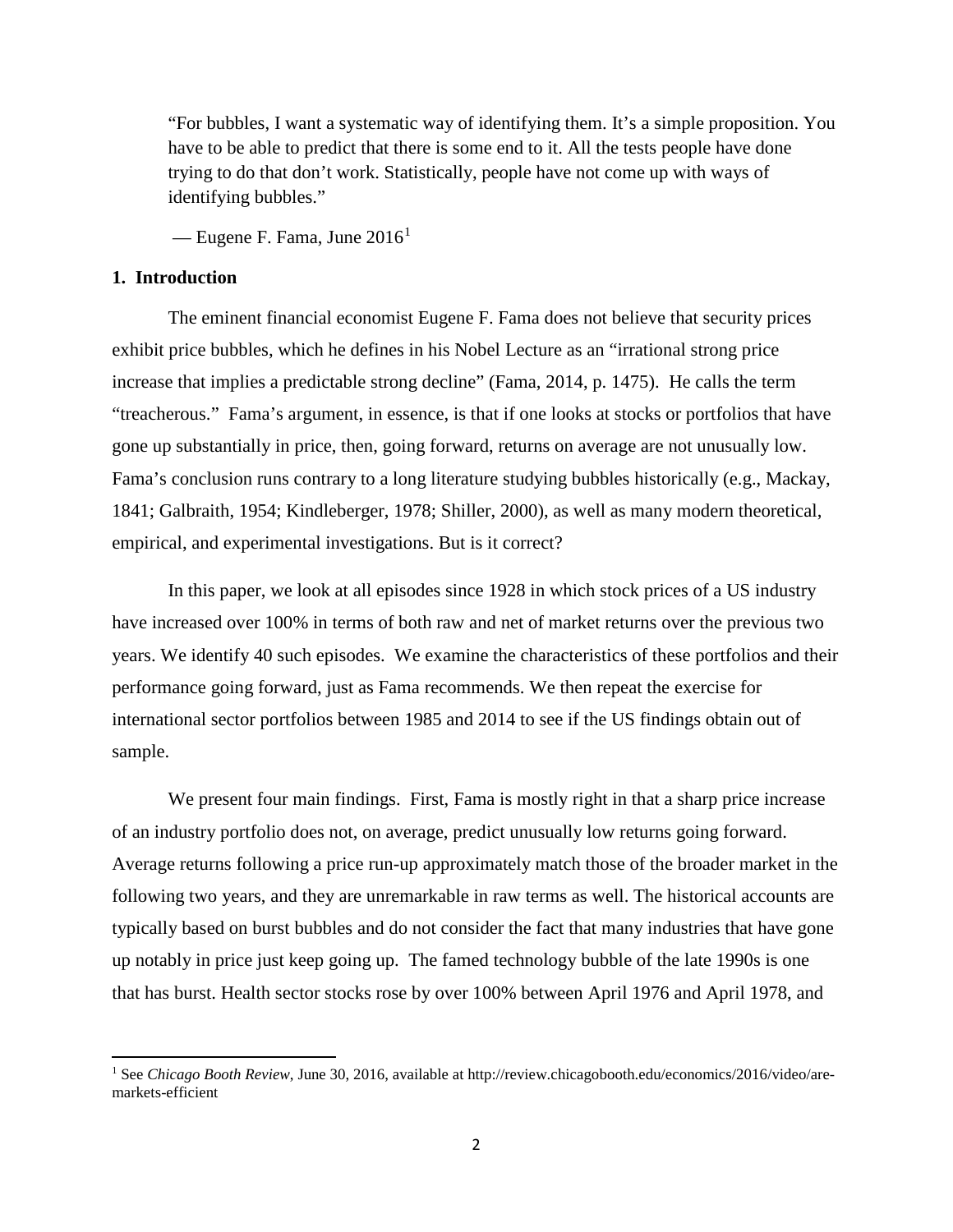> "For bubbles, I want a systematic way of identifying them. It's a simple proposition. You have to be able to predict that there is some end to it. All the tests people have done trying to do that don't work. Statistically, people have not come up with ways of identifying bubbles."
>
> — Eugene F. Fama, June 2016[1]

## 1. Introduction

The eminent financial economist Eugene F. Fama does not believe that security prices exhibit price bubbles, which he defines in his Nobel Lecture as an "irrational strong price increase that implies a predictable strong decline" (Fama, 2014, p. 1475). He calls the term "treacherous." Fama's argument, in essence, is that if one looks at stocks or portfolios that have gone up substantially in price, then, going forward, returns on average are not unusually low. Fama's conclusion runs contrary to a long literature studying bubbles historically (e.g., Mackay, 1841; Galbraith, 1954; Kindleberger, 1978; Shiller, 2000), as well as many modern theoretical, empirical, and experimental investigations. But is it correct?

In this paper, we look at all episodes since 1928 in which stock prices of a US industry have increased over 100% in terms of both raw and net of market returns over the previous two years. We identify 40 such episodes. We examine the characteristics of these portfolios and their performance going forward, just as Fama recommends. We then repeat the exercise for international sector portfolios between 1985 and 2014 to see if the US findings obtain out of sample.

We present four main findings. First, Fama is mostly right in that a sharp price increase of an industry portfolio does not, on average, predict unusually low returns going forward. Average returns following a price run-up approximately match those of the broader market in the following two years, and they are unremarkable in raw terms as well. The historical accounts are typically based on burst bubbles and do not consider the fact that many industries that have gone up notably in price just keep going up. The famed technology bubble of the late 1990s is one that has burst. Health sector stocks rose by over 100% between April 1976 and April 1978, and

[1] See *Chicago Booth Review*, June 30, 2016, available at http://review.chicagobooth.edu/economics/2016/video/are-markets-efficient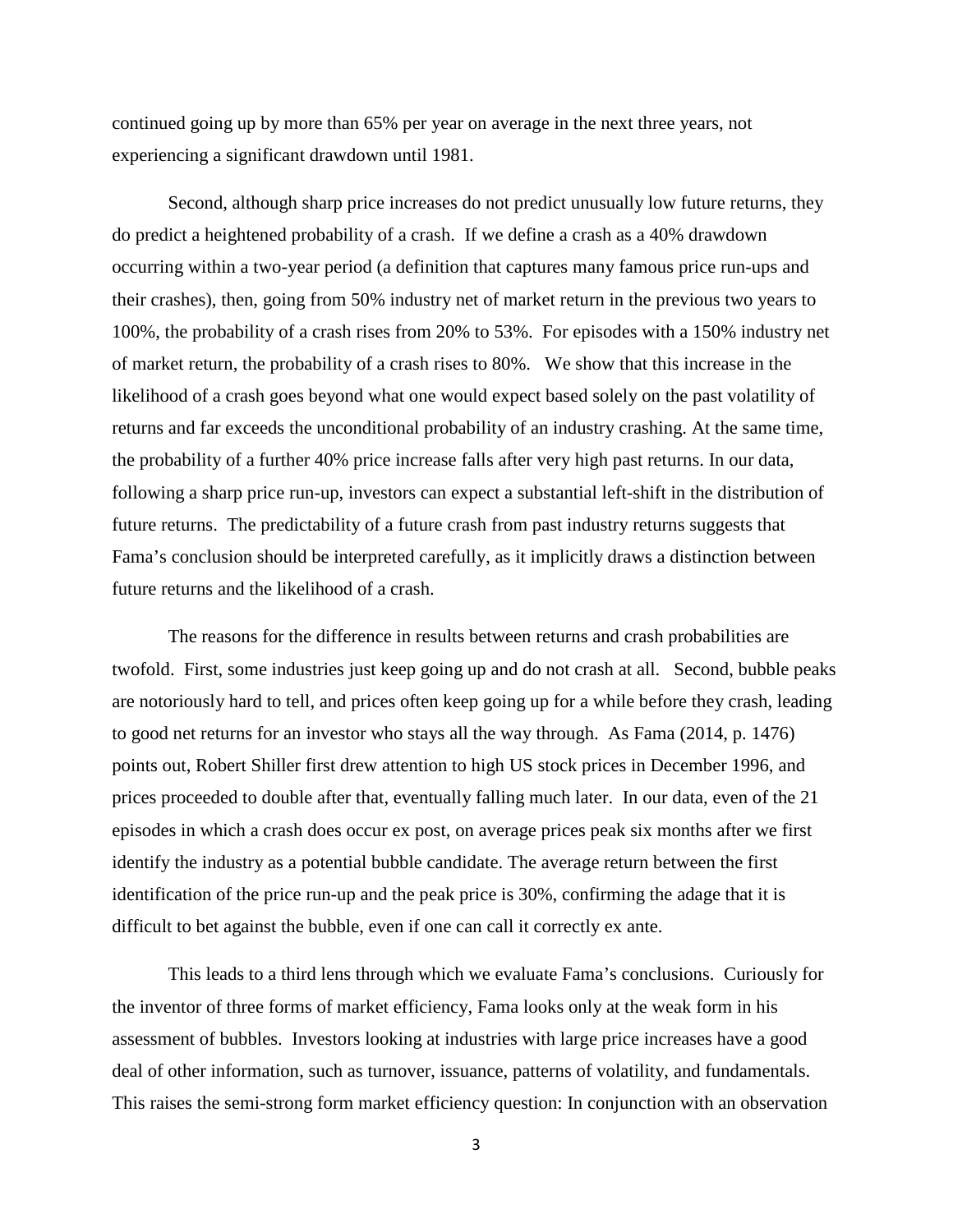continued going up by more than 65% per year on average in the next three years, not experiencing a significant drawdown until 1981.

Second, although sharp price increases do not predict unusually low future returns, they do predict a heightened probability of a crash. If we define a crash as a 40% drawdown occurring within a two-year period (a definition that captures many famous price run-ups and their crashes), then, going from 50% industry net of market return in the previous two years to 100%, the probability of a crash rises from 20% to 53%. For episodes with a 150% industry net of market return, the probability of a crash rises to 80%. We show that this increase in the likelihood of a crash goes beyond what one would expect based solely on the past volatility of returns and far exceeds the unconditional probability of an industry crashing. At the same time, the probability of a further 40% price increase falls after very high past returns. In our data, following a sharp price run-up, investors can expect a substantial left-shift in the distribution of future returns. The predictability of a future crash from past industry returns suggests that Fama's conclusion should be interpreted carefully, as it implicitly draws a distinction between future returns and the likelihood of a crash.

The reasons for the difference in results between returns and crash probabilities are twofold. First, some industries just keep going up and do not crash at all. Second, bubble peaks are notoriously hard to tell, and prices often keep going up for a while before they crash, leading to good net returns for an investor who stays all the way through. As Fama (2014, p. 1476) points out, Robert Shiller first drew attention to high US stock prices in December 1996, and prices proceeded to double after that, eventually falling much later. In our data, even of the 21 episodes in which a crash does occur ex post, on average prices peak six months after we first identify the industry as a potential bubble candidate. The average return between the first identification of the price run-up and the peak price is 30%, confirming the adage that it is difficult to bet against the bubble, even if one can call it correctly ex ante.

This leads to a third lens through which we evaluate Fama's conclusions. Curiously for the inventor of three forms of market efficiency, Fama looks only at the weak form in his assessment of bubbles. Investors looking at industries with large price increases have a good deal of other information, such as turnover, issuance, patterns of volatility, and fundamentals. This raises the semi-strong form market efficiency question: In conjunction with an observation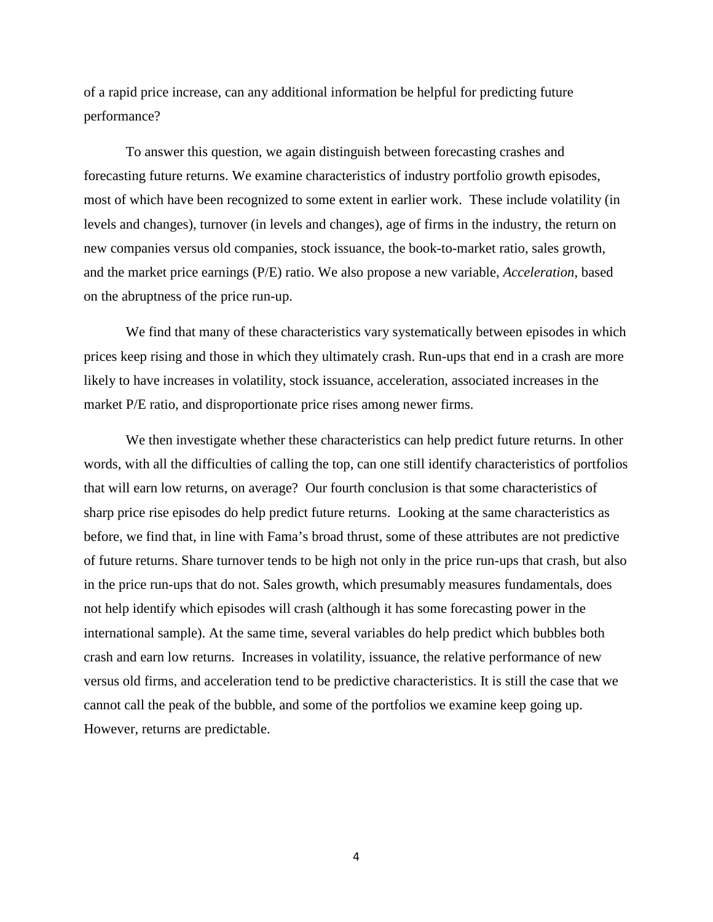of a rapid price increase, can any additional information be helpful for predicting future performance?

To answer this question, we again distinguish between forecasting crashes and forecasting future returns. We examine characteristics of industry portfolio growth episodes, most of which have been recognized to some extent in earlier work. These include volatility (in levels and changes), turnover (in levels and changes), age of firms in the industry, the return on new companies versus old companies, stock issuance, the book-to-market ratio, sales growth, and the market price earnings (P/E) ratio. We also propose a new variable, *Acceleration*, based on the abruptness of the price run-up.

We find that many of these characteristics vary systematically between episodes in which prices keep rising and those in which they ultimately crash. Run-ups that end in a crash are more likely to have increases in volatility, stock issuance, acceleration, associated increases in the market P/E ratio, and disproportionate price rises among newer firms.

We then investigate whether these characteristics can help predict future returns. In other words, with all the difficulties of calling the top, can one still identify characteristics of portfolios that will earn low returns, on average? Our fourth conclusion is that some characteristics of sharp price rise episodes do help predict future returns. Looking at the same characteristics as before, we find that, in line with Fama's broad thrust, some of these attributes are not predictive of future returns. Share turnover tends to be high not only in the price run-ups that crash, but also in the price run-ups that do not. Sales growth, which presumably measures fundamentals, does not help identify which episodes will crash (although it has some forecasting power in the international sample). At the same time, several variables do help predict which bubbles both crash and earn low returns. Increases in volatility, issuance, the relative performance of new versus old firms, and acceleration tend to be predictive characteristics. It is still the case that we cannot call the peak of the bubble, and some of the portfolios we examine keep going up. However, returns are predictable.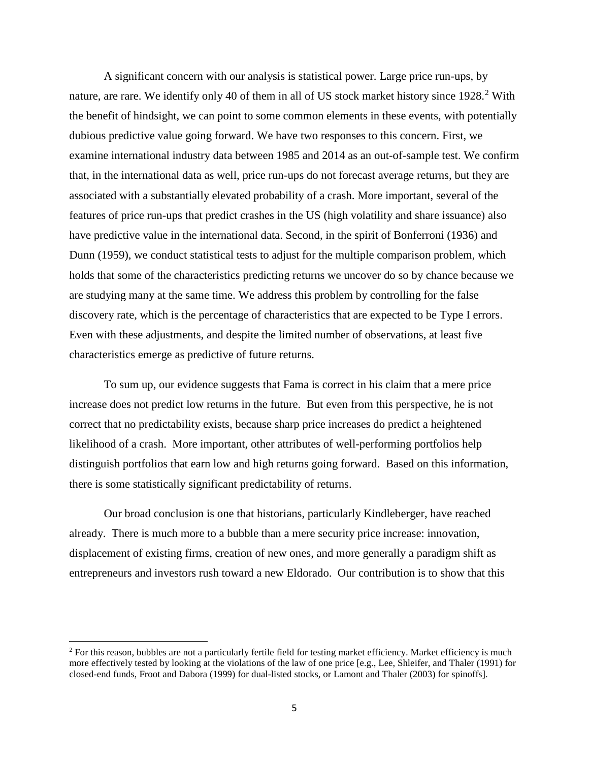A significant concern with our analysis is statistical power. Large price run-ups, by nature, are rare. We identify only 40 of them in all of US stock market history since 1928.[2] With the benefit of hindsight, we can point to some common elements in these events, with potentially dubious predictive value going forward. We have two responses to this concern. First, we examine international industry data between 1985 and 2014 as an out-of-sample test. We confirm that, in the international data as well, price run-ups do not forecast average returns, but they are associated with a substantially elevated probability of a crash. More important, several of the features of price run-ups that predict crashes in the US (high volatility and share issuance) also have predictive value in the international data. Second, in the spirit of Bonferroni (1936) and Dunn (1959), we conduct statistical tests to adjust for the multiple comparison problem, which holds that some of the characteristics predicting returns we uncover do so by chance because we are studying many at the same time. We address this problem by controlling for the false discovery rate, which is the percentage of characteristics that are expected to be Type I errors. Even with these adjustments, and despite the limited number of observations, at least five characteristics emerge as predictive of future returns.

To sum up, our evidence suggests that Fama is correct in his claim that a mere price increase does not predict low returns in the future. But even from this perspective, he is not correct that no predictability exists, because sharp price increases do predict a heightened likelihood of a crash. More important, other attributes of well-performing portfolios help distinguish portfolios that earn low and high returns going forward. Based on this information, there is some statistically significant predictability of returns.

Our broad conclusion is one that historians, particularly Kindleberger, have reached already. There is much more to a bubble than a mere security price increase: innovation, displacement of existing firms, creation of new ones, and more generally a paradigm shift as entrepreneurs and investors rush toward a new Eldorado. Our contribution is to show that this

[2] For this reason, bubbles are not a particularly fertile field for testing market efficiency. Market efficiency is much more effectively tested by looking at the violations of the law of one price [e.g., Lee, Shleifer, and Thaler (1991) for closed-end funds, Froot and Dabora (1999) for dual-listed stocks, or Lamont and Thaler (2003) for spinoffs].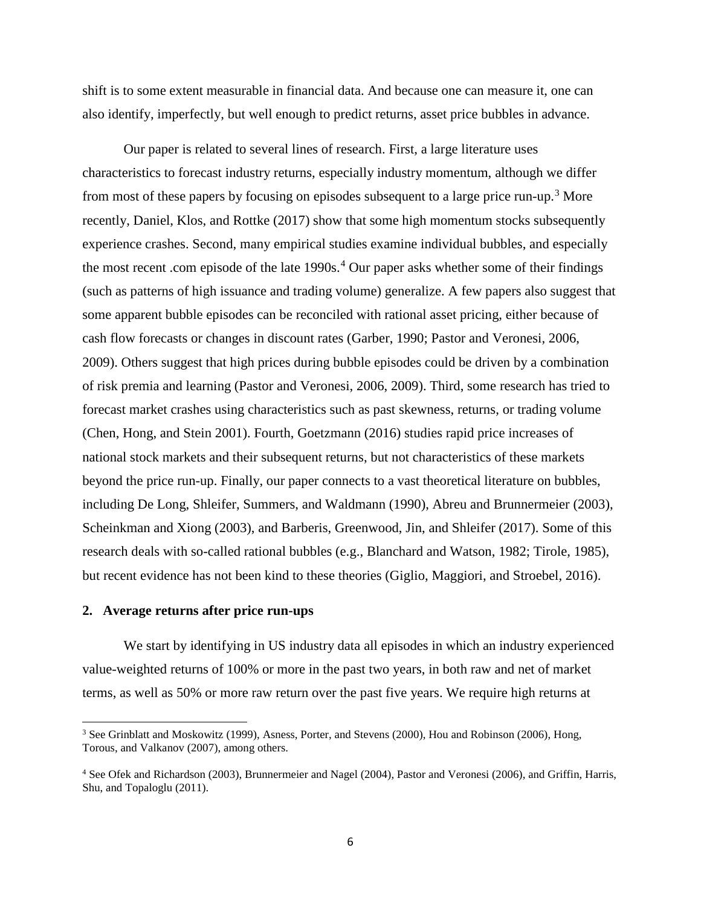shift is to some extent measurable in financial data. And because one can measure it, one can also identify, imperfectly, but well enough to predict returns, asset price bubbles in advance.

Our paper is related to several lines of research. First, a large literature uses characteristics to forecast industry returns, especially industry momentum, although we differ from most of these papers by focusing on episodes subsequent to a large price run-up.[3] More recently, Daniel, Klos, and Rottke (2017) show that some high momentum stocks subsequently experience crashes. Second, many empirical studies examine individual bubbles, and especially the most recent .com episode of the late 1990s.[4] Our paper asks whether some of their findings (such as patterns of high issuance and trading volume) generalize. A few papers also suggest that some apparent bubble episodes can be reconciled with rational asset pricing, either because of cash flow forecasts or changes in discount rates (Garber, 1990; Pastor and Veronesi, 2006, 2009). Others suggest that high prices during bubble episodes could be driven by a combination of risk premia and learning (Pastor and Veronesi, 2006, 2009). Third, some research has tried to forecast market crashes using characteristics such as past skewness, returns, or trading volume (Chen, Hong, and Stein 2001). Fourth, Goetzmann (2016) studies rapid price increases of national stock markets and their subsequent returns, but not characteristics of these markets beyond the price run-up. Finally, our paper connects to a vast theoretical literature on bubbles, including De Long, Shleifer, Summers, and Waldmann (1990), Abreu and Brunnermeier (2003), Scheinkman and Xiong (2003), and Barberis, Greenwood, Jin, and Shleifer (2017). Some of this research deals with so-called rational bubbles (e.g., Blanchard and Watson, 1982; Tirole, 1985), but recent evidence has not been kind to these theories (Giglio, Maggiori, and Stroebel, 2016).

## 2. Average returns after price run-ups

We start by identifying in US industry data all episodes in which an industry experienced value-weighted returns of 100% or more in the past two years, in both raw and net of market terms, as well as 50% or more raw return over the past five years. We require high returns at

[3] See Grinblatt and Moskowitz (1999), Asness, Porter, and Stevens (2000), Hou and Robinson (2006), Hong, Torous, and Valkanov (2007), among others.

[4] See Ofek and Richardson (2003), Brunnermeier and Nagel (2004), Pastor and Veronesi (2006), and Griffin, Harris, Shu, and Topaloglu (2011).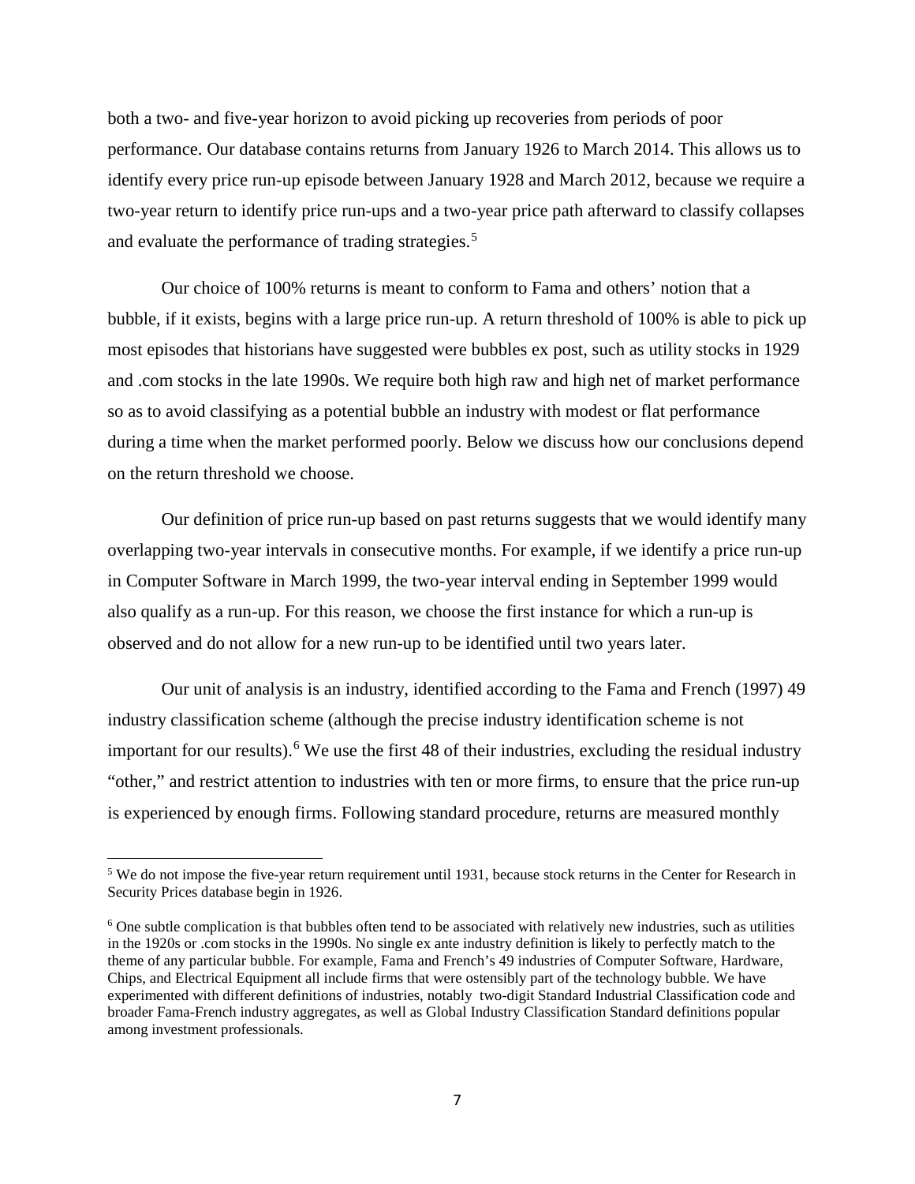both a two- and five-year horizon to avoid picking up recoveries from periods of poor performance. Our database contains returns from January 1926 to March 2014. This allows us to identify every price run-up episode between January 1928 and March 2012, because we require a two-year return to identify price run-ups and a two-year price path afterward to classify collapses and evaluate the performance of trading strategies.[5]

Our choice of 100% returns is meant to conform to Fama and others' notion that a bubble, if it exists, begins with a large price run-up. A return threshold of 100% is able to pick up most episodes that historians have suggested were bubbles ex post, such as utility stocks in 1929 and .com stocks in the late 1990s. We require both high raw and high net of market performance so as to avoid classifying as a potential bubble an industry with modest or flat performance during a time when the market performed poorly. Below we discuss how our conclusions depend on the return threshold we choose.

Our definition of price run-up based on past returns suggests that we would identify many overlapping two-year intervals in consecutive months. For example, if we identify a price run-up in Computer Software in March 1999, the two-year interval ending in September 1999 would also qualify as a run-up. For this reason, we choose the first instance for which a run-up is observed and do not allow for a new run-up to be identified until two years later.

Our unit of analysis is an industry, identified according to the Fama and French (1997) 49 industry classification scheme (although the precise industry identification scheme is not important for our results).[6] We use the first 48 of their industries, excluding the residual industry "other," and restrict attention to industries with ten or more firms, to ensure that the price run-up is experienced by enough firms. Following standard procedure, returns are measured monthly

---

[5] We do not impose the five-year return requirement until 1931, because stock returns in the Center for Research in Security Prices database begin in 1926.

[6] One subtle complication is that bubbles often tend to be associated with relatively new industries, such as utilities in the 1920s or .com stocks in the 1990s. No single ex ante industry definition is likely to perfectly match to the theme of any particular bubble. For example, Fama and French's 49 industries of Computer Software, Hardware, Chips, and Electrical Equipment all include firms that were ostensibly part of the technology bubble. We have experimented with different definitions of industries, notably two-digit Standard Industrial Classification code and broader Fama-French industry aggregates, as well as Global Industry Classification Standard definitions popular among investment professionals.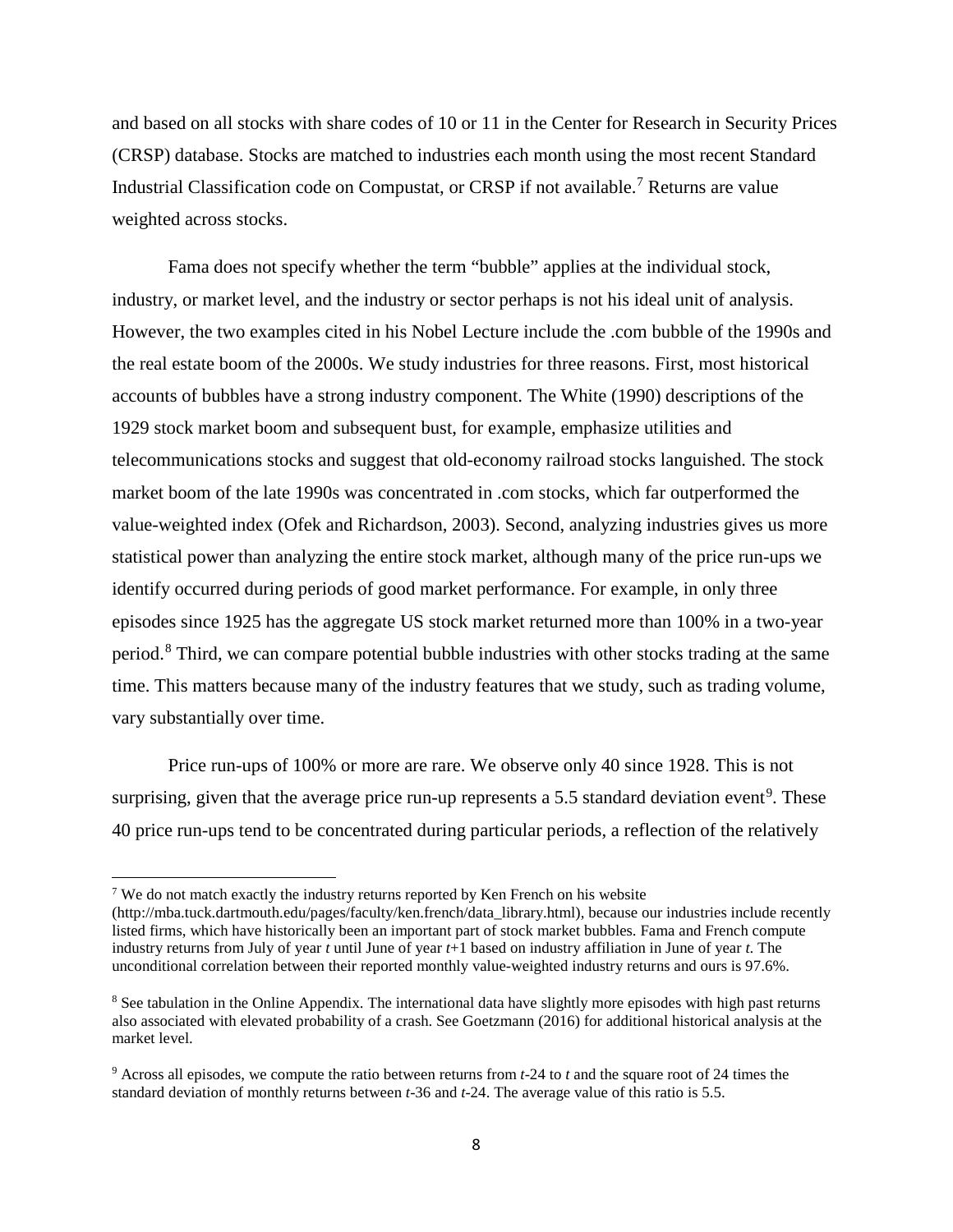and based on all stocks with share codes of 10 or 11 in the Center for Research in Security Prices (CRSP) database. Stocks are matched to industries each month using the most recent Standard Industrial Classification code on Compustat, or CRSP if not available.[7] Returns are value weighted across stocks.

Fama does not specify whether the term "bubble" applies at the individual stock, industry, or market level, and the industry or sector perhaps is not his ideal unit of analysis. However, the two examples cited in his Nobel Lecture include the .com bubble of the 1990s and the real estate boom of the 2000s. We study industries for three reasons. First, most historical accounts of bubbles have a strong industry component. The White (1990) descriptions of the 1929 stock market boom and subsequent bust, for example, emphasize utilities and telecommunications stocks and suggest that old-economy railroad stocks languished. The stock market boom of the late 1990s was concentrated in .com stocks, which far outperformed the value-weighted index (Ofek and Richardson, 2003). Second, analyzing industries gives us more statistical power than analyzing the entire stock market, although many of the price run-ups we identify occurred during periods of good market performance. For example, in only three episodes since 1925 has the aggregate US stock market returned more than 100% in a two-year period.[8] Third, we can compare potential bubble industries with other stocks trading at the same time. This matters because many of the industry features that we study, such as trading volume, vary substantially over time.

Price run-ups of 100% or more are rare. We observe only 40 since 1928. This is not surprising, given that the average price run-up represents a 5.5 standard deviation event[9]. These 40 price run-ups tend to be concentrated during particular periods, a reflection of the relatively

---

[7] We do not match exactly the industry returns reported by Ken French on his website (http://mba.tuck.dartmouth.edu/pages/faculty/ken.french/data_library.html), because our industries include recently listed firms, which have historically been an important part of stock market bubbles. Fama and French compute industry returns from July of year $t$ until June of year $t$+1 based on industry affiliation in June of year $t$. The unconditional correlation between their reported monthly value-weighted industry returns and ours is 97.6%.

[8] See tabulation in the Online Appendix. The international data have slightly more episodes with high past returns also associated with elevated probability of a crash. See Goetzmann (2016) for additional historical analysis at the market level.

[9] Across all episodes, we compute the ratio between returns from $t$-24 to $t$ and the square root of 24 times the standard deviation of monthly returns between $t$-36 and $t$-24. The average value of this ratio is 5.5.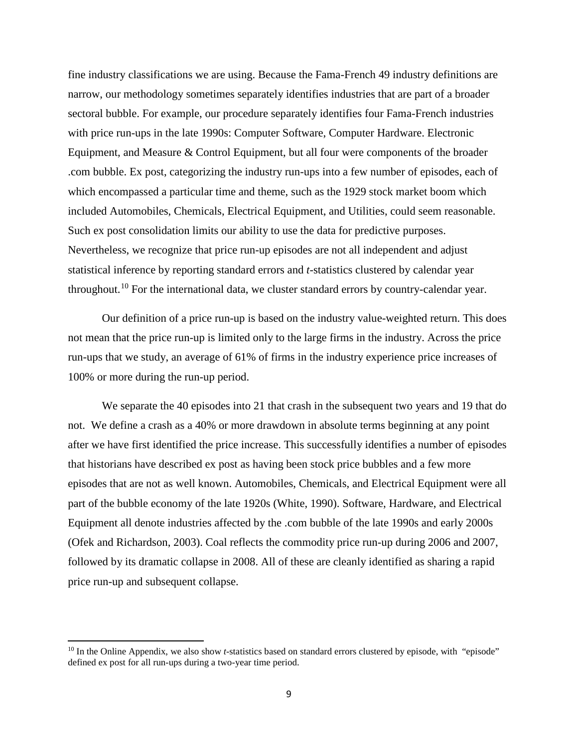fine industry classifications we are using. Because the Fama-French 49 industry definitions are narrow, our methodology sometimes separately identifies industries that are part of a broader sectoral bubble. For example, our procedure separately identifies four Fama-French industries with price run-ups in the late 1990s: Computer Software, Computer Hardware. Electronic Equipment, and Measure & Control Equipment, but all four were components of the broader .com bubble. Ex post, categorizing the industry run-ups into a few number of episodes, each of which encompassed a particular time and theme, such as the 1929 stock market boom which included Automobiles, Chemicals, Electrical Equipment, and Utilities, could seem reasonable. Such ex post consolidation limits our ability to use the data for predictive purposes. Nevertheless, we recognize that price run-up episodes are not all independent and adjust statistical inference by reporting standard errors and *t*-statistics clustered by calendar year throughout.[10] For the international data, we cluster standard errors by country-calendar year.

Our definition of a price run-up is based on the industry value-weighted return. This does not mean that the price run-up is limited only to the large firms in the industry. Across the price run-ups that we study, an average of 61% of firms in the industry experience price increases of 100% or more during the run-up period.

We separate the 40 episodes into 21 that crash in the subsequent two years and 19 that do not. We define a crash as a 40% or more drawdown in absolute terms beginning at any point after we have first identified the price increase. This successfully identifies a number of episodes that historians have described ex post as having been stock price bubbles and a few more episodes that are not as well known. Automobiles, Chemicals, and Electrical Equipment were all part of the bubble economy of the late 1920s (White, 1990). Software, Hardware, and Electrical Equipment all denote industries affected by the .com bubble of the late 1990s and early 2000s (Ofek and Richardson, 2003). Coal reflects the commodity price run-up during 2006 and 2007, followed by its dramatic collapse in 2008. All of these are cleanly identified as sharing a rapid price run-up and subsequent collapse.

[10] In the Online Appendix, we also show *t*-statistics based on standard errors clustered by episode, with "episode" defined ex post for all run-ups during a two-year time period.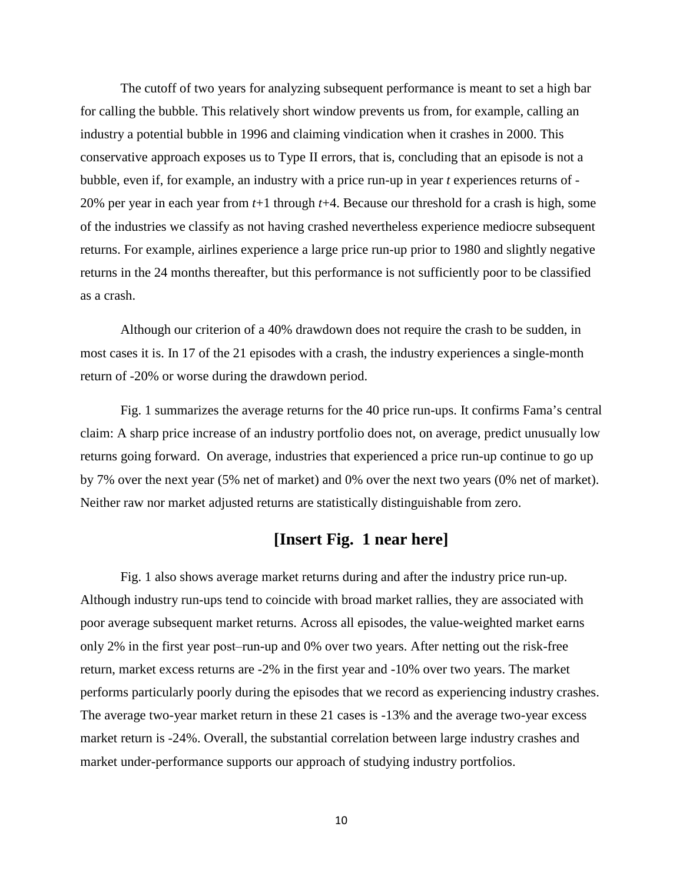The cutoff of two years for analyzing subsequent performance is meant to set a high bar for calling the bubble. This relatively short window prevents us from, for example, calling an industry a potential bubble in 1996 and claiming vindication when it crashes in 2000. This conservative approach exposes us to Type II errors, that is, concluding that an episode is not a bubble, even if, for example, an industry with a price run-up in year *t* experiences returns of -20% per year in each year from *t*+1 through *t*+4. Because our threshold for a crash is high, some of the industries we classify as not having crashed nevertheless experience mediocre subsequent returns. For example, airlines experience a large price run-up prior to 1980 and slightly negative returns in the 24 months thereafter, but this performance is not sufficiently poor to be classified as a crash.

Although our criterion of a 40% drawdown does not require the crash to be sudden, in most cases it is. In 17 of the 21 episodes with a crash, the industry experiences a single-month return of -20% or worse during the drawdown period.

Fig. 1 summarizes the average returns for the 40 price run-ups. It confirms Fama's central claim: A sharp price increase of an industry portfolio does not, on average, predict unusually low returns going forward. On average, industries that experienced a price run-up continue to go up by 7% over the next year (5% net of market) and 0% over the next two years (0% net of market). Neither raw nor market adjusted returns are statistically distinguishable from zero.

**[Insert Fig. 1 near here]**

Fig. 1 also shows average market returns during and after the industry price run-up. Although industry run-ups tend to coincide with broad market rallies, they are associated with poor average subsequent market returns. Across all episodes, the value-weighted market earns only 2% in the first year post–run-up and 0% over two years. After netting out the risk-free return, market excess returns are -2% in the first year and -10% over two years. The market performs particularly poorly during the episodes that we record as experiencing industry crashes. The average two-year market return in these 21 cases is -13% and the average two-year excess market return is -24%. Overall, the substantial correlation between large industry crashes and market under-performance supports our approach of studying industry portfolios.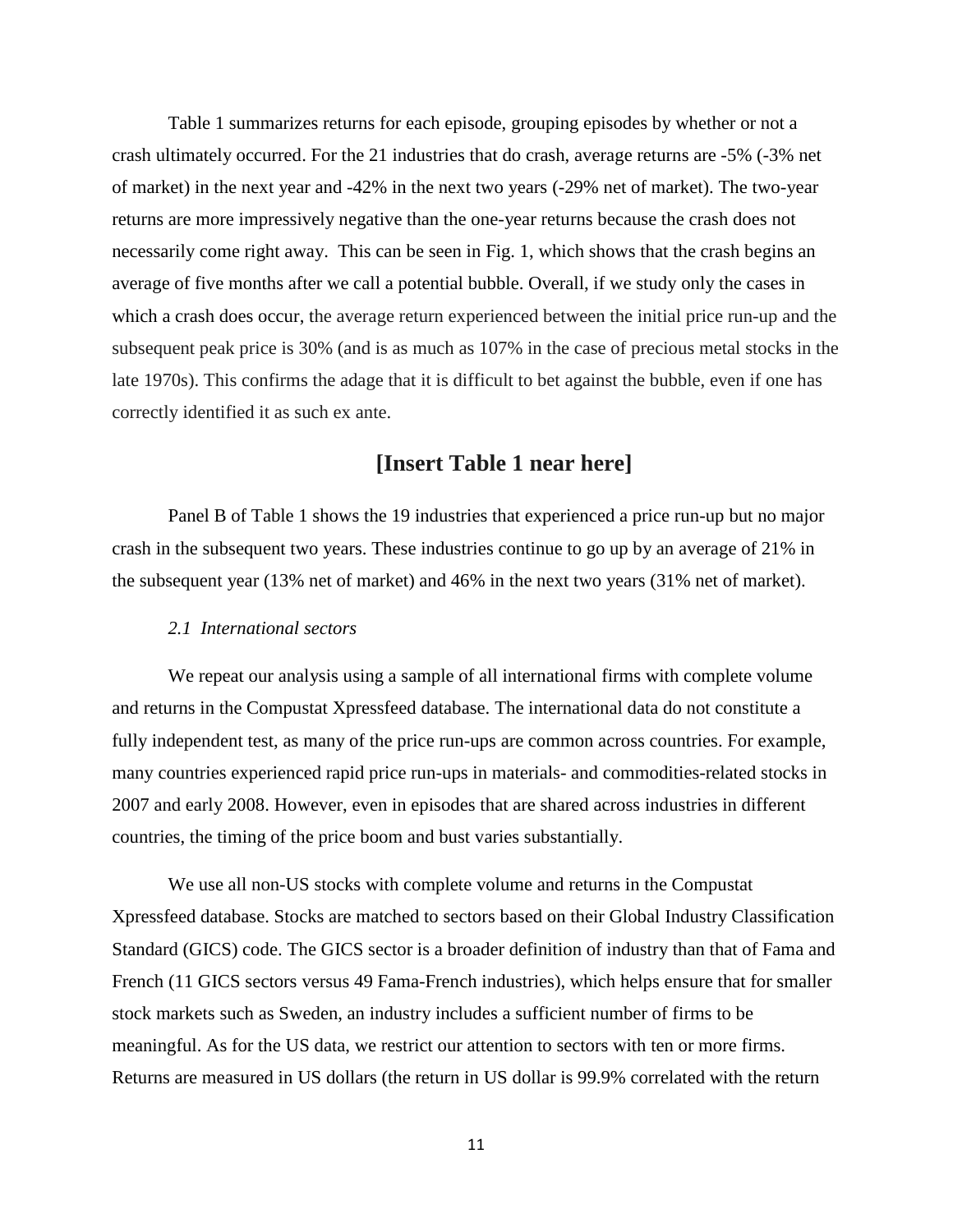Table 1 summarizes returns for each episode, grouping episodes by whether or not a crash ultimately occurred. For the 21 industries that do crash, average returns are -5% (-3% net of market) in the next year and -42% in the next two years (-29% net of market). The two-year returns are more impressively negative than the one-year returns because the crash does not necessarily come right away. This can be seen in Fig. 1, which shows that the crash begins an average of five months after we call a potential bubble. Overall, if we study only the cases in which a crash does occur, the average return experienced between the initial price run-up and the subsequent peak price is 30% (and is as much as 107% in the case of precious metal stocks in the late 1970s). This confirms the adage that it is difficult to bet against the bubble, even if one has correctly identified it as such ex ante.

**[Insert Table 1 near here]**

Panel B of Table 1 shows the 19 industries that experienced a price run-up but no major crash in the subsequent two years. These industries continue to go up by an average of 21% in the subsequent year (13% net of market) and 46% in the next two years (31% net of market).

### *2.1 International sectors*

We repeat our analysis using a sample of all international firms with complete volume and returns in the Compustat Xpressfeed database. The international data do not constitute a fully independent test, as many of the price run-ups are common across countries. For example, many countries experienced rapid price run-ups in materials- and commodities-related stocks in 2007 and early 2008. However, even in episodes that are shared across industries in different countries, the timing of the price boom and bust varies substantially.

We use all non-US stocks with complete volume and returns in the Compustat Xpressfeed database. Stocks are matched to sectors based on their Global Industry Classification Standard (GICS) code. The GICS sector is a broader definition of industry than that of Fama and French (11 GICS sectors versus 49 Fama-French industries), which helps ensure that for smaller stock markets such as Sweden, an industry includes a sufficient number of firms to be meaningful. As for the US data, we restrict our attention to sectors with ten or more firms. Returns are measured in US dollars (the return in US dollar is 99.9% correlated with the return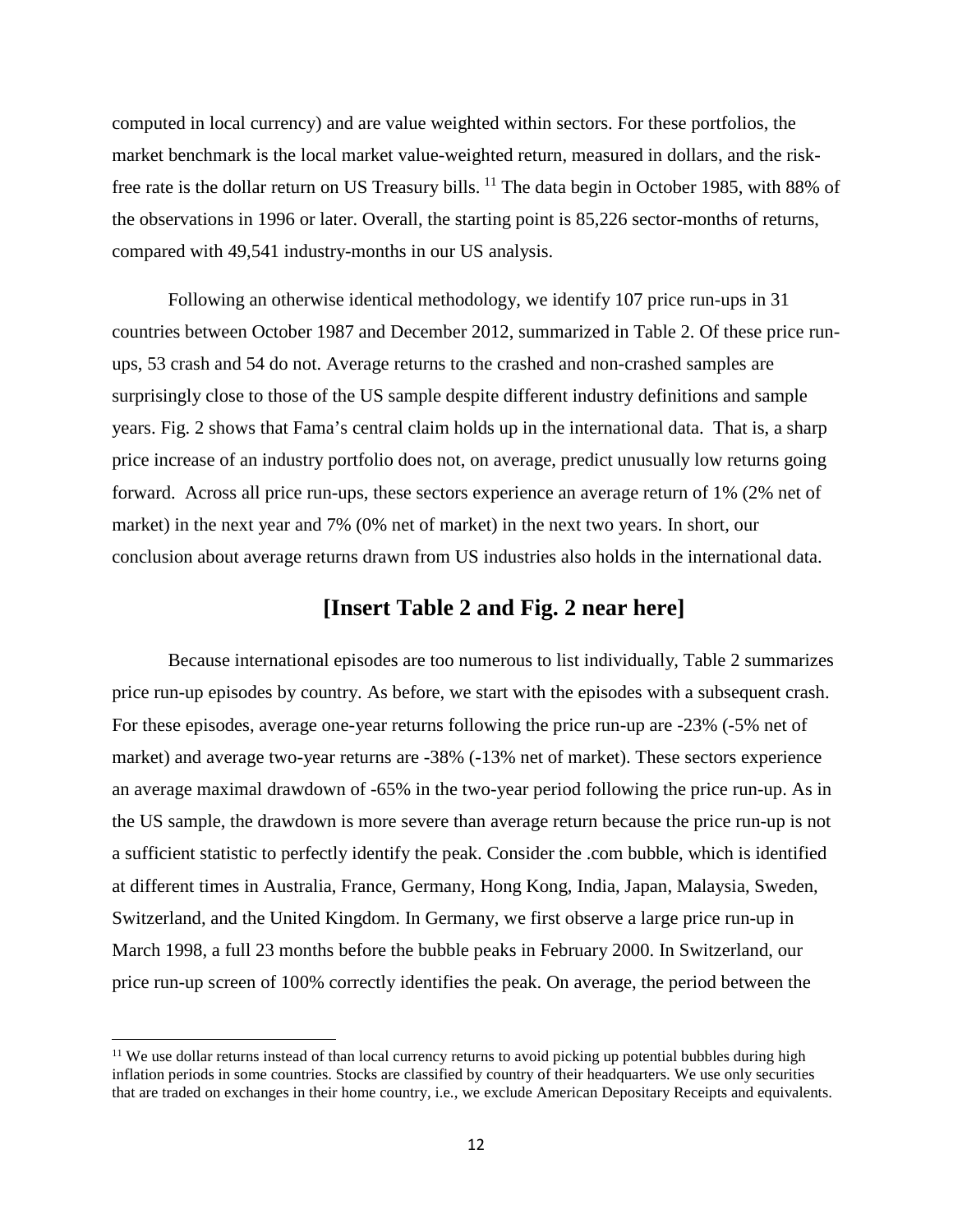computed in local currency) and are value weighted within sectors. For these portfolios, the market benchmark is the local market value-weighted return, measured in dollars, and the risk-free rate is the dollar return on US Treasury bills. [11] The data begin in October 1985, with 88% of the observations in 1996 or later. Overall, the starting point is 85,226 sector-months of returns, compared with 49,541 industry-months in our US analysis.

Following an otherwise identical methodology, we identify 107 price run-ups in 31 countries between October 1987 and December 2012, summarized in Table 2. Of these price run-ups, 53 crash and 54 do not. Average returns to the crashed and non-crashed samples are surprisingly close to those of the US sample despite different industry definitions and sample years. Fig. 2 shows that Fama's central claim holds up in the international data. That is, a sharp price increase of an industry portfolio does not, on average, predict unusually low returns going forward. Across all price run-ups, these sectors experience an average return of 1% (2% net of market) in the next year and 7% (0% net of market) in the next two years. In short, our conclusion about average returns drawn from US industries also holds in the international data.

**[Insert Table 2 and Fig. 2 near here]**

Because international episodes are too numerous to list individually, Table 2 summarizes price run-up episodes by country. As before, we start with the episodes with a subsequent crash. For these episodes, average one-year returns following the price run-up are -23% (-5% net of market) and average two-year returns are -38% (-13% net of market). These sectors experience an average maximal drawdown of -65% in the two-year period following the price run-up. As in the US sample, the drawdown is more severe than average return because the price run-up is not a sufficient statistic to perfectly identify the peak. Consider the .com bubble, which is identified at different times in Australia, France, Germany, Hong Kong, India, Japan, Malaysia, Sweden, Switzerland, and the United Kingdom. In Germany, we first observe a large price run-up in March 1998, a full 23 months before the bubble peaks in February 2000. In Switzerland, our price run-up screen of 100% correctly identifies the peak. On average, the period between the

[11] We use dollar returns instead of than local currency returns to avoid picking up potential bubbles during high inflation periods in some countries. Stocks are classified by country of their headquarters. We use only securities that are traded on exchanges in their home country, i.e., we exclude American Depositary Receipts and equivalents.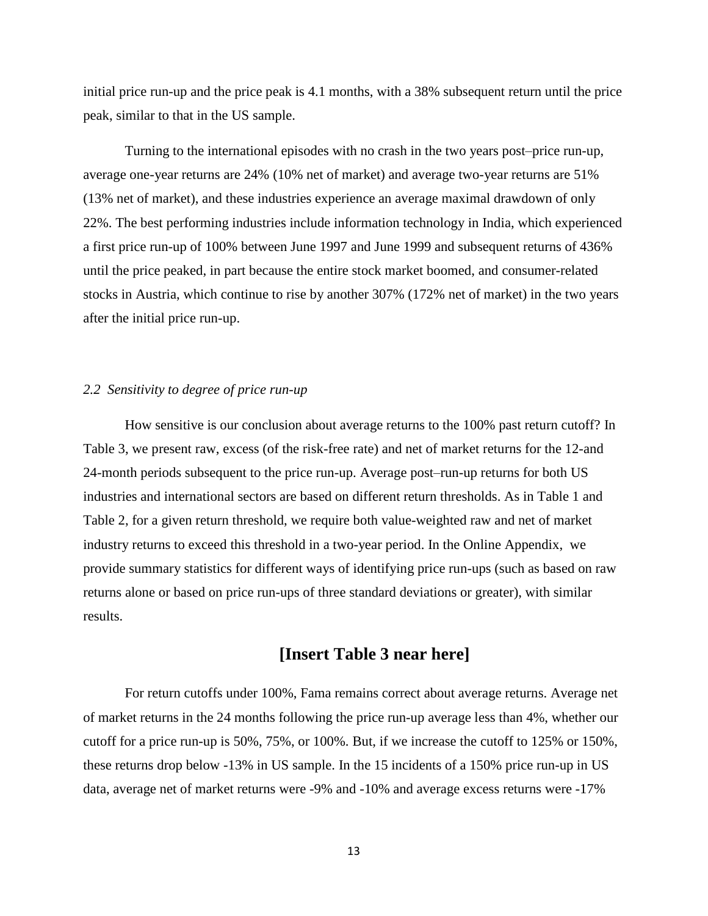initial price run-up and the price peak is 4.1 months, with a 38% subsequent return until the price peak, similar to that in the US sample.

Turning to the international episodes with no crash in the two years post–price run-up, average one-year returns are 24% (10% net of market) and average two-year returns are 51% (13% net of market), and these industries experience an average maximal drawdown of only 22%. The best performing industries include information technology in India, which experienced a first price run-up of 100% between June 1997 and June 1999 and subsequent returns of 436% until the price peaked, in part because the entire stock market boomed, and consumer-related stocks in Austria, which continue to rise by another 307% (172% net of market) in the two years after the initial price run-up.

### *2.2 Sensitivity to degree of price run-up*

How sensitive is our conclusion about average returns to the 100% past return cutoff? In Table 3, we present raw, excess (of the risk-free rate) and net of market returns for the 12-and 24-month periods subsequent to the price run-up. Average post–run-up returns for both US industries and international sectors are based on different return thresholds. As in Table 1 and Table 2, for a given return threshold, we require both value-weighted raw and net of market industry returns to exceed this threshold in a two-year period. In the Online Appendix, we provide summary statistics for different ways of identifying price run-ups (such as based on raw returns alone or based on price run-ups of three standard deviations or greater), with similar results.

**[Insert Table 3 near here]**

For return cutoffs under 100%, Fama remains correct about average returns. Average net of market returns in the 24 months following the price run-up average less than 4%, whether our cutoff for a price run-up is 50%, 75%, or 100%. But, if we increase the cutoff to 125% or 150%, these returns drop below -13% in US sample. In the 15 incidents of a 150% price run-up in US data, average net of market returns were -9% and -10% and average excess returns were -17%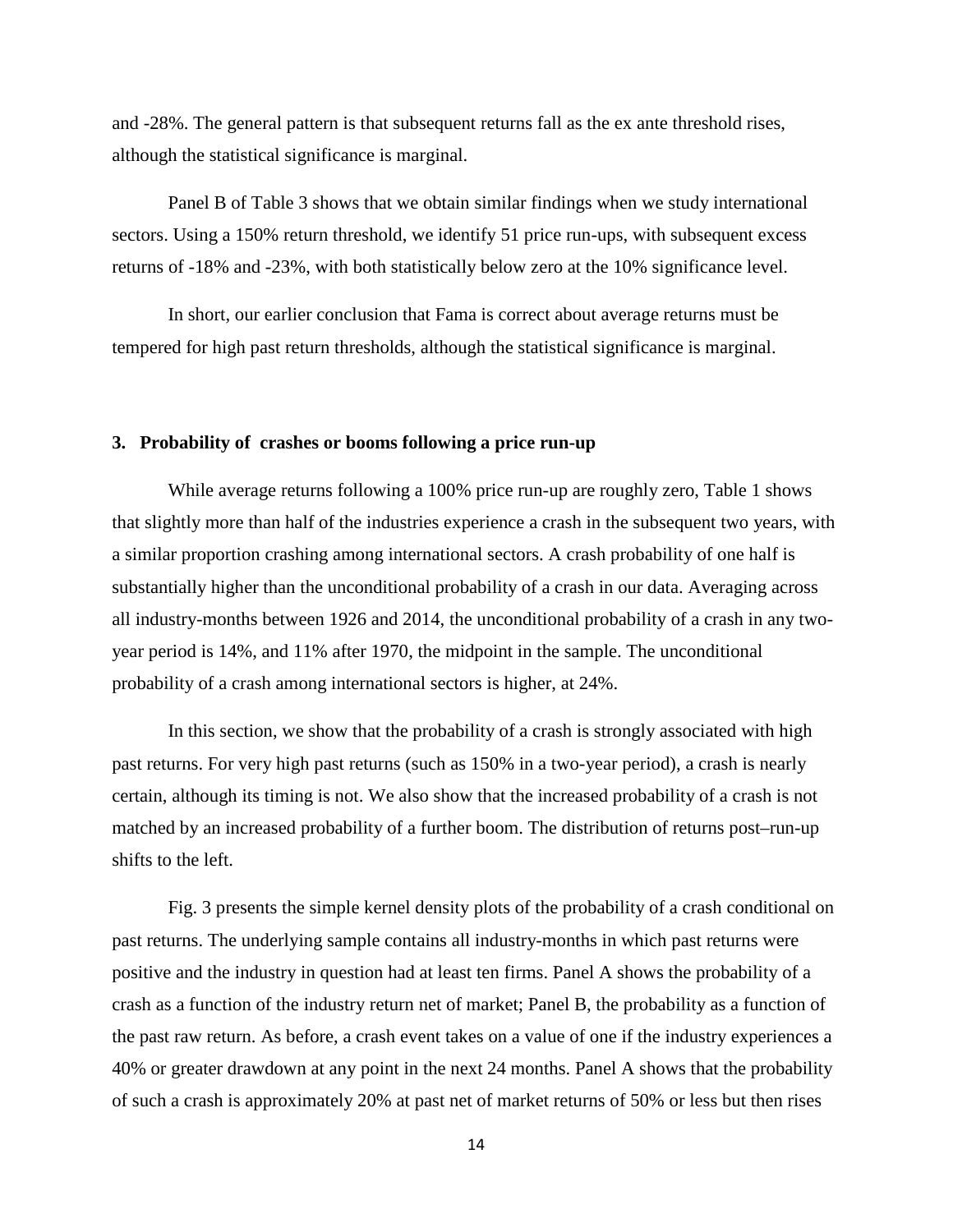and -28%. The general pattern is that subsequent returns fall as the ex ante threshold rises, although the statistical significance is marginal.

Panel B of Table 3 shows that we obtain similar findings when we study international sectors. Using a 150% return threshold, we identify 51 price run-ups, with subsequent excess returns of -18% and -23%, with both statistically below zero at the 10% significance level.

In short, our earlier conclusion that Fama is correct about average returns must be tempered for high past return thresholds, although the statistical significance is marginal.

## 3. Probability of crashes or booms following a price run-up

While average returns following a 100% price run-up are roughly zero, Table 1 shows that slightly more than half of the industries experience a crash in the subsequent two years, with a similar proportion crashing among international sectors. A crash probability of one half is substantially higher than the unconditional probability of a crash in our data. Averaging across all industry-months between 1926 and 2014, the unconditional probability of a crash in any two-year period is 14%, and 11% after 1970, the midpoint in the sample. The unconditional probability of a crash among international sectors is higher, at 24%.

In this section, we show that the probability of a crash is strongly associated with high past returns. For very high past returns (such as 150% in a two-year period), a crash is nearly certain, although its timing is not. We also show that the increased probability of a crash is not matched by an increased probability of a further boom. The distribution of returns post–run-up shifts to the left.

Fig. 3 presents the simple kernel density plots of the probability of a crash conditional on past returns. The underlying sample contains all industry-months in which past returns were positive and the industry in question had at least ten firms. Panel A shows the probability of a crash as a function of the industry return net of market; Panel B, the probability as a function of the past raw return. As before, a crash event takes on a value of one if the industry experiences a 40% or greater drawdown at any point in the next 24 months. Panel A shows that the probability of such a crash is approximately 20% at past net of market returns of 50% or less but then rises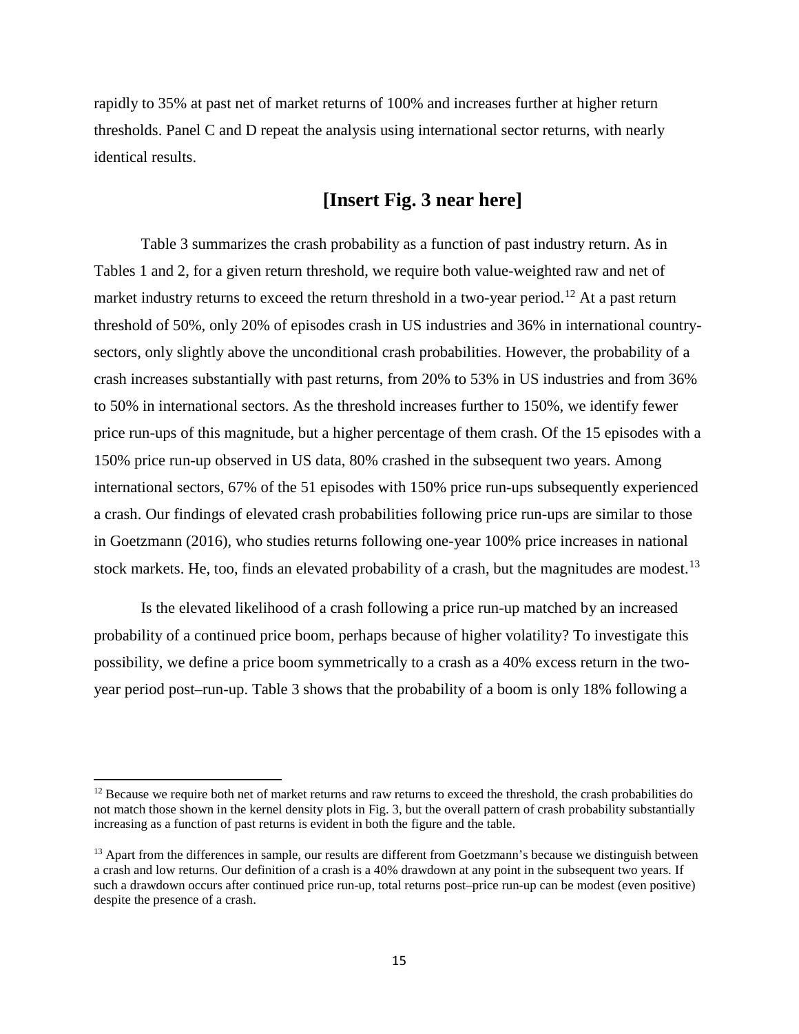rapidly to 35% at past net of market returns of 100% and increases further at higher return thresholds. Panel C and D repeat the analysis using international sector returns, with nearly identical results.

**[Insert Fig. 3 near here]**

Table 3 summarizes the crash probability as a function of past industry return. As in Tables 1 and 2, for a given return threshold, we require both value-weighted raw and net of market industry returns to exceed the return threshold in a two-year period.[12] At a past return threshold of 50%, only 20% of episodes crash in US industries and 36% in international country-sectors, only slightly above the unconditional crash probabilities. However, the probability of a crash increases substantially with past returns, from 20% to 53% in US industries and from 36% to 50% in international sectors. As the threshold increases further to 150%, we identify fewer price run-ups of this magnitude, but a higher percentage of them crash. Of the 15 episodes with a 150% price run-up observed in US data, 80% crashed in the subsequent two years. Among international sectors, 67% of the 51 episodes with 150% price run-ups subsequently experienced a crash. Our findings of elevated crash probabilities following price run-ups are similar to those in Goetzmann (2016), who studies returns following one-year 100% price increases in national stock markets. He, too, finds an elevated probability of a crash, but the magnitudes are modest.[13]

Is the elevated likelihood of a crash following a price run-up matched by an increased probability of a continued price boom, perhaps because of higher volatility? To investigate this possibility, we define a price boom symmetrically to a crash as a 40% excess return in the two-year period post–run-up. Table 3 shows that the probability of a boom is only 18% following a

---

[12] Because we require both net of market returns and raw returns to exceed the threshold, the crash probabilities do not match those shown in the kernel density plots in Fig. 3, but the overall pattern of crash probability substantially increasing as a function of past returns is evident in both the figure and the table.

[13] Apart from the differences in sample, our results are different from Goetzmann's because we distinguish between a crash and low returns. Our definition of a crash is a 40% drawdown at any point in the subsequent two years. If such a drawdown occurs after continued price run-up, total returns post–price run-up can be modest (even positive) despite the presence of a crash.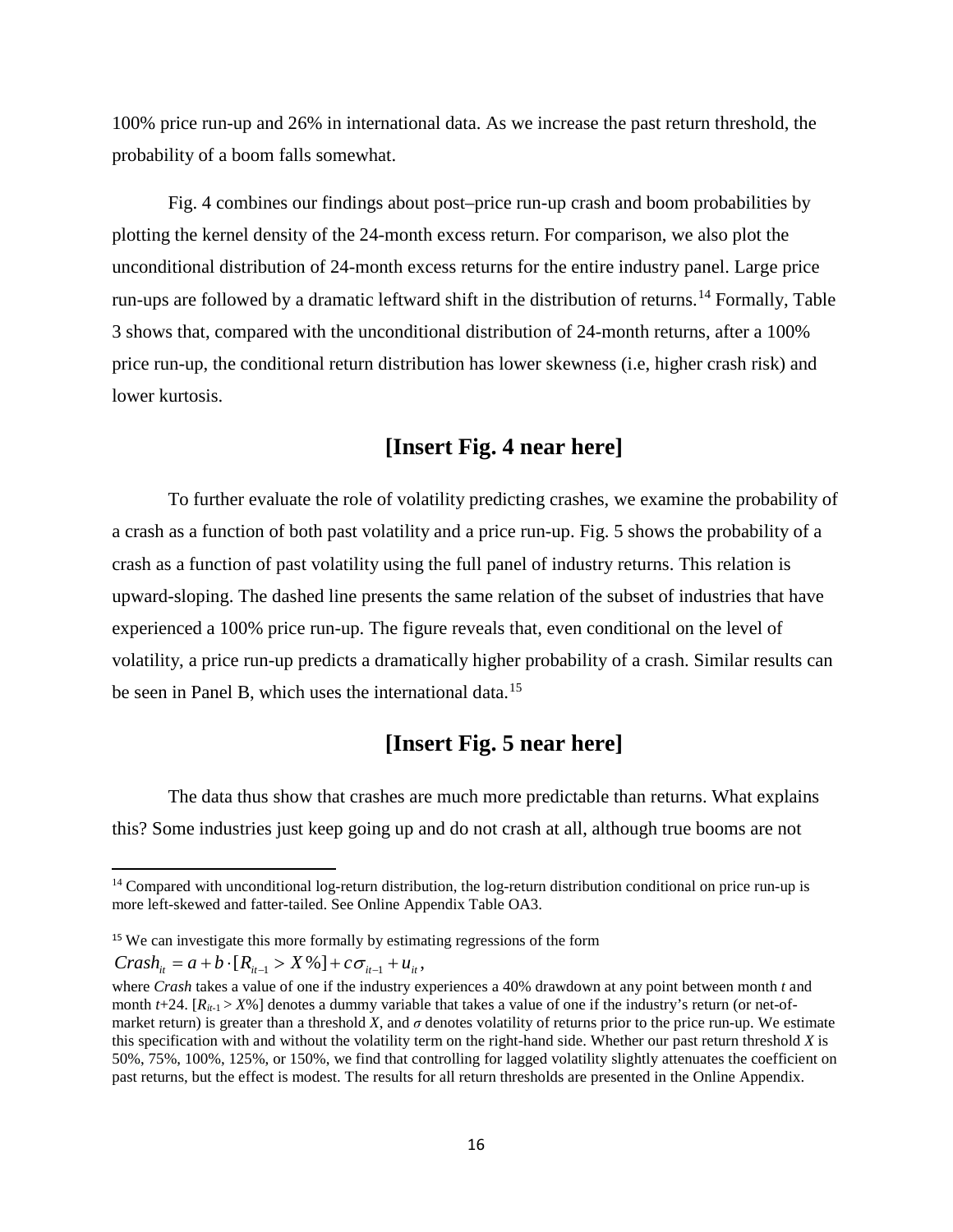100% price run-up and 26% in international data. As we increase the past return threshold, the probability of a boom falls somewhat.

Fig. 4 combines our findings about post–price run-up crash and boom probabilities by plotting the kernel density of the 24-month excess return. For comparison, we also plot the unconditional distribution of 24-month excess returns for the entire industry panel. Large price run-ups are followed by a dramatic leftward shift in the distribution of returns.[14] Formally, Table 3 shows that, compared with the unconditional distribution of 24-month returns, after a 100% price run-up, the conditional return distribution has lower skewness (i.e, higher crash risk) and lower kurtosis.

**[Insert Fig. 4 near here]**

To further evaluate the role of volatility predicting crashes, we examine the probability of a crash as a function of both past volatility and a price run-up. Fig. 5 shows the probability of a crash as a function of past volatility using the full panel of industry returns. This relation is upward-sloping. The dashed line presents the same relation of the subset of industries that have experienced a 100% price run-up. The figure reveals that, even conditional on the level of volatility, a price run-up predicts a dramatically higher probability of a crash. Similar results can be seen in Panel B, which uses the international data.[15]

**[Insert Fig. 5 near here]**

The data thus show that crashes are much more predictable than returns. What explains this? Some industries just keep going up and do not crash at all, although true booms are not

---

[14] Compared with unconditional log-return distribution, the log-return distribution conditional on price run-up is more left-skewed and fatter-tailed. See Online Appendix Table OA3.

[15] We can investigate this more formally by estimating regressions of the form

$$Crash_{it} = a + b \cdot [R_{it-1} > X\%] + c\sigma_{it-1} + u_{it},$$

where *Crash* takes a value of one if the industry experiences a 40% drawdown at any point between month *t* and month *t*+24. $[R_{it-1} > X\%]$ denotes a dummy variable that takes a value of one if the industry's return (or net-of-market return) is greater than a threshold *X*, and $\sigma$ denotes volatility of returns prior to the price run-up. We estimate this specification with and without the volatility term on the right-hand side. Whether our past return threshold *X* is 50%, 75%, 100%, 125%, or 150%, we find that controlling for lagged volatility slightly attenuates the coefficient on past returns, but the effect is modest. The results for all return thresholds are presented in the Online Appendix.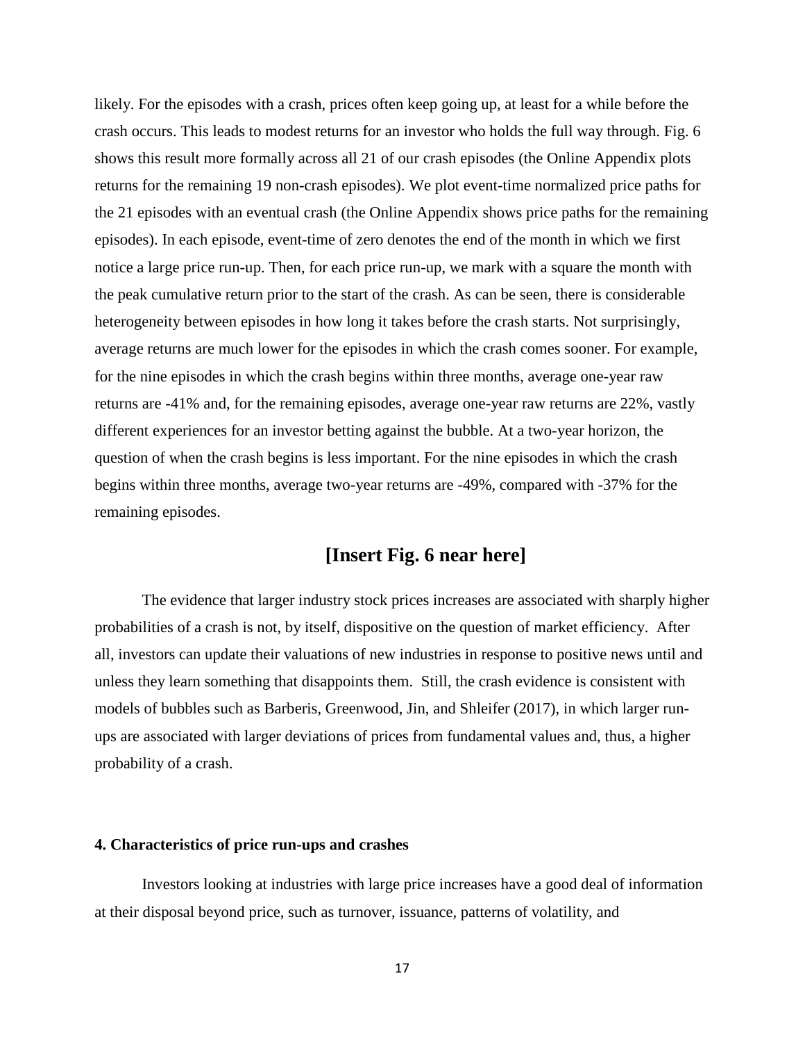likely. For the episodes with a crash, prices often keep going up, at least for a while before the crash occurs. This leads to modest returns for an investor who holds the full way through. Fig. 6 shows this result more formally across all 21 of our crash episodes (the Online Appendix plots returns for the remaining 19 non-crash episodes). We plot event-time normalized price paths for the 21 episodes with an eventual crash (the Online Appendix shows price paths for the remaining episodes). In each episode, event-time of zero denotes the end of the month in which we first notice a large price run-up. Then, for each price run-up, we mark with a square the month with the peak cumulative return prior to the start of the crash. As can be seen, there is considerable heterogeneity between episodes in how long it takes before the crash starts. Not surprisingly, average returns are much lower for the episodes in which the crash comes sooner. For example, for the nine episodes in which the crash begins within three months, average one-year raw returns are -41% and, for the remaining episodes, average one-year raw returns are 22%, vastly different experiences for an investor betting against the bubble. At a two-year horizon, the question of when the crash begins is less important. For the nine episodes in which the crash begins within three months, average two-year returns are -49%, compared with -37% for the remaining episodes.

**[Insert Fig. 6 near here]**

The evidence that larger industry stock prices increases are associated with sharply higher probabilities of a crash is not, by itself, dispositive on the question of market efficiency. After all, investors can update their valuations of new industries in response to positive news until and unless they learn something that disappoints them. Still, the crash evidence is consistent with models of bubbles such as Barberis, Greenwood, Jin, and Shleifer (2017), in which larger run-ups are associated with larger deviations of prices from fundamental values and, thus, a higher probability of a crash.

### 4. Characteristics of price run-ups and crashes

Investors looking at industries with large price increases have a good deal of information at their disposal beyond price, such as turnover, issuance, patterns of volatility, and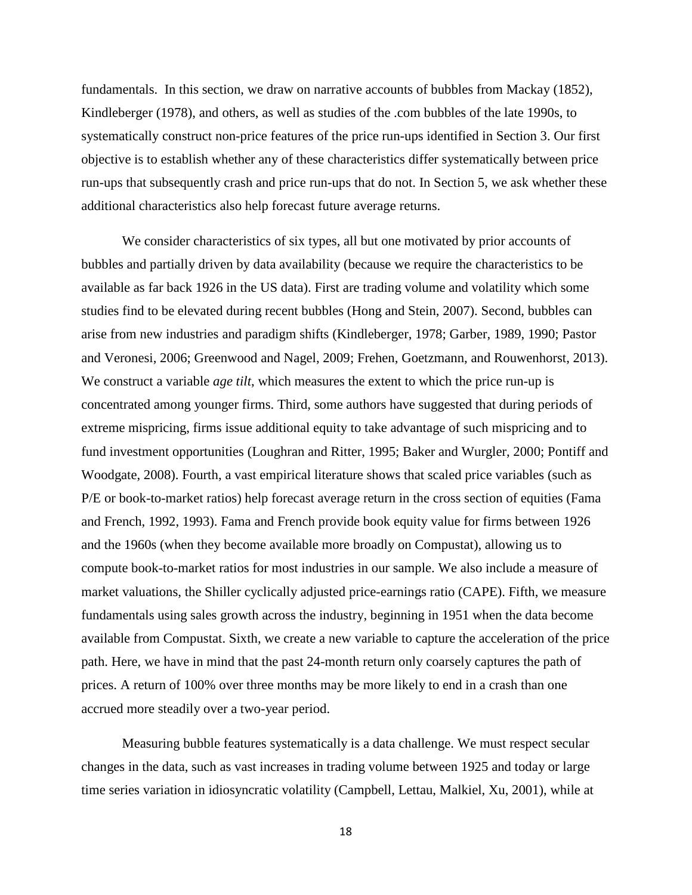fundamentals. In this section, we draw on narrative accounts of bubbles from Mackay (1852), Kindleberger (1978), and others, as well as studies of the .com bubbles of the late 1990s, to systematically construct non-price features of the price run-ups identified in Section 3. Our first objective is to establish whether any of these characteristics differ systematically between price run-ups that subsequently crash and price run-ups that do not. In Section 5, we ask whether these additional characteristics also help forecast future average returns.

We consider characteristics of six types, all but one motivated by prior accounts of bubbles and partially driven by data availability (because we require the characteristics to be available as far back 1926 in the US data). First are trading volume and volatility which some studies find to be elevated during recent bubbles (Hong and Stein, 2007). Second, bubbles can arise from new industries and paradigm shifts (Kindleberger, 1978; Garber, 1989, 1990; Pastor and Veronesi, 2006; Greenwood and Nagel, 2009; Frehen, Goetzmann, and Rouwenhorst, 2013). We construct a variable *age tilt*, which measures the extent to which the price run-up is concentrated among younger firms. Third, some authors have suggested that during periods of extreme mispricing, firms issue additional equity to take advantage of such mispricing and to fund investment opportunities (Loughran and Ritter, 1995; Baker and Wurgler, 2000; Pontiff and Woodgate, 2008). Fourth, a vast empirical literature shows that scaled price variables (such as P/E or book-to-market ratios) help forecast average return in the cross section of equities (Fama and French, 1992, 1993). Fama and French provide book equity value for firms between 1926 and the 1960s (when they become available more broadly on Compustat), allowing us to compute book-to-market ratios for most industries in our sample. We also include a measure of market valuations, the Shiller cyclically adjusted price-earnings ratio (CAPE). Fifth, we measure fundamentals using sales growth across the industry, beginning in 1951 when the data become available from Compustat. Sixth, we create a new variable to capture the acceleration of the price path. Here, we have in mind that the past 24-month return only coarsely captures the path of prices. A return of 100% over three months may be more likely to end in a crash than one accrued more steadily over a two-year period.

Measuring bubble features systematically is a data challenge. We must respect secular changes in the data, such as vast increases in trading volume between 1925 and today or large time series variation in idiosyncratic volatility (Campbell, Lettau, Malkiel, Xu, 2001), while at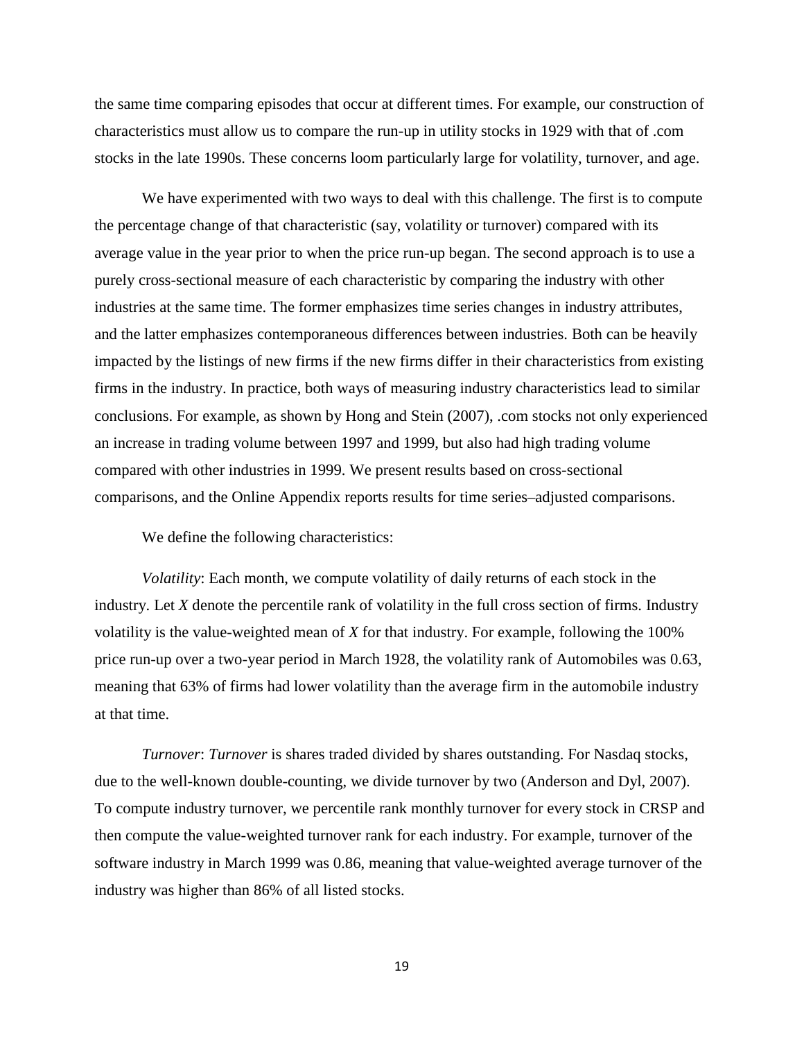the same time comparing episodes that occur at different times. For example, our construction of characteristics must allow us to compare the run-up in utility stocks in 1929 with that of .com stocks in the late 1990s. These concerns loom particularly large for volatility, turnover, and age.

We have experimented with two ways to deal with this challenge. The first is to compute the percentage change of that characteristic (say, volatility or turnover) compared with its average value in the year prior to when the price run-up began. The second approach is to use a purely cross-sectional measure of each characteristic by comparing the industry with other industries at the same time. The former emphasizes time series changes in industry attributes, and the latter emphasizes contemporaneous differences between industries. Both can be heavily impacted by the listings of new firms if the new firms differ in their characteristics from existing firms in the industry. In practice, both ways of measuring industry characteristics lead to similar conclusions. For example, as shown by Hong and Stein (2007), .com stocks not only experienced an increase in trading volume between 1997 and 1999, but also had high trading volume compared with other industries in 1999. We present results based on cross-sectional comparisons, and the Online Appendix reports results for time series–adjusted comparisons.

We define the following characteristics:

*Volatility*: Each month, we compute volatility of daily returns of each stock in the industry. Let $X$ denote the percentile rank of volatility in the full cross section of firms. Industry volatility is the value-weighted mean of $X$ for that industry. For example, following the 100% price run-up over a two-year period in March 1928, the volatility rank of Automobiles was 0.63, meaning that 63% of firms had lower volatility than the average firm in the automobile industry at that time.

*Turnover*: *Turnover* is shares traded divided by shares outstanding. For Nasdaq stocks, due to the well-known double-counting, we divide turnover by two (Anderson and Dyl, 2007). To compute industry turnover, we percentile rank monthly turnover for every stock in CRSP and then compute the value-weighted turnover rank for each industry. For example, turnover of the software industry in March 1999 was 0.86, meaning that value-weighted average turnover of the industry was higher than 86% of all listed stocks.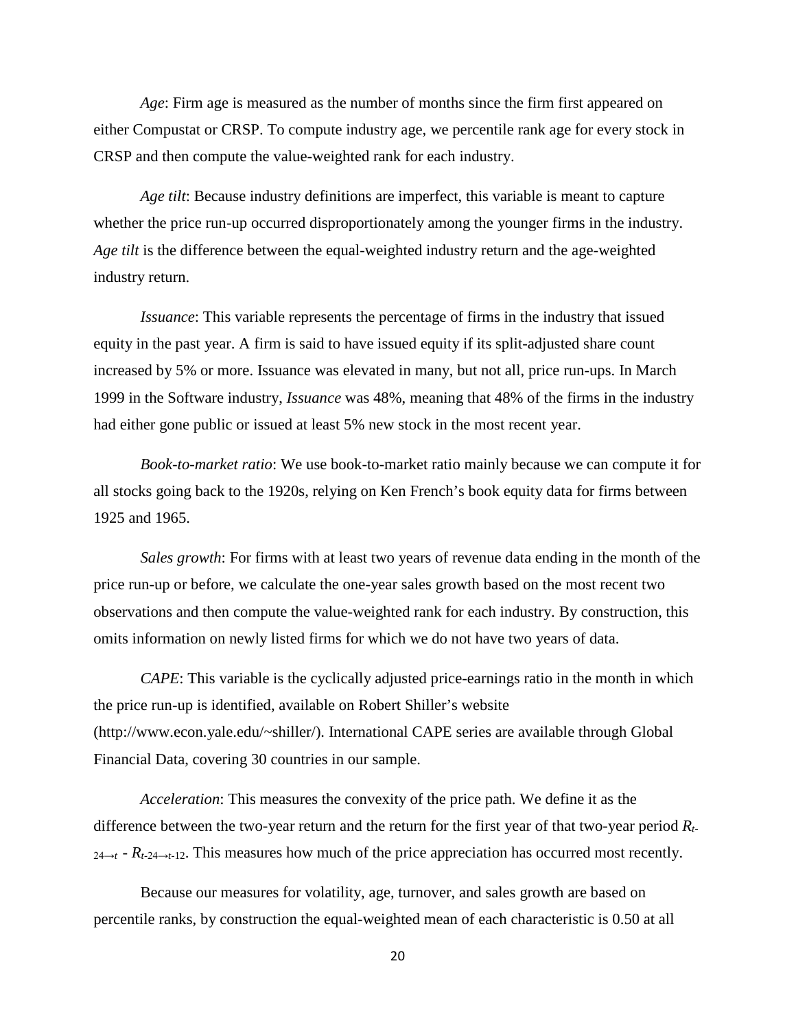*Age*: Firm age is measured as the number of months since the firm first appeared on either Compustat or CRSP. To compute industry age, we percentile rank age for every stock in CRSP and then compute the value-weighted rank for each industry.

*Age tilt*: Because industry definitions are imperfect, this variable is meant to capture whether the price run-up occurred disproportionately among the younger firms in the industry. *Age tilt* is the difference between the equal-weighted industry return and the age-weighted industry return.

*Issuance*: This variable represents the percentage of firms in the industry that issued equity in the past year. A firm is said to have issued equity if its split-adjusted share count increased by 5% or more. Issuance was elevated in many, but not all, price run-ups. In March 1999 in the Software industry, *Issuance* was 48%, meaning that 48% of the firms in the industry had either gone public or issued at least 5% new stock in the most recent year.

*Book-to-market ratio*: We use book-to-market ratio mainly because we can compute it for all stocks going back to the 1920s, relying on Ken French's book equity data for firms between 1925 and 1965.

*Sales growth*: For firms with at least two years of revenue data ending in the month of the price run-up or before, we calculate the one-year sales growth based on the most recent two observations and then compute the value-weighted rank for each industry. By construction, this omits information on newly listed firms for which we do not have two years of data.

*CAPE*: This variable is the cyclically adjusted price-earnings ratio in the month in which the price run-up is identified, available on Robert Shiller's website (http://www.econ.yale.edu/~shiller/). International CAPE series are available through Global Financial Data, covering 30 countries in our sample.

*Acceleration*: This measures the convexity of the price path. We define it as the difference between the two-year return and the return for the first year of that two-year period $R_{t-24\rightarrow t} - R_{t-24\rightarrow t-12}$. This measures how much of the price appreciation has occurred most recently.

Because our measures for volatility, age, turnover, and sales growth are based on percentile ranks, by construction the equal-weighted mean of each characteristic is 0.50 at all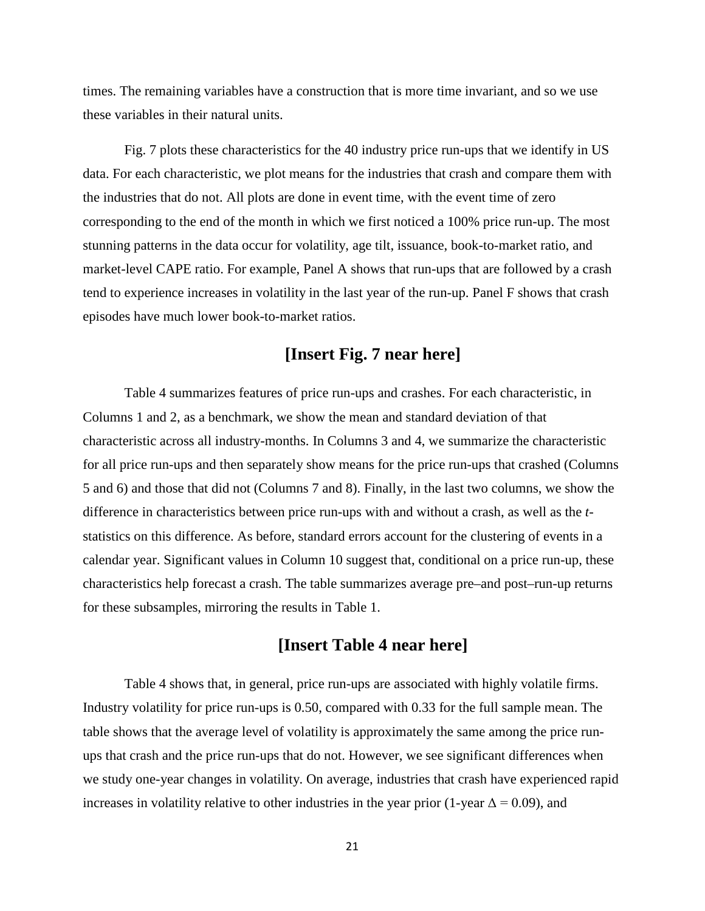times. The remaining variables have a construction that is more time invariant, and so we use these variables in their natural units.

Fig. 7 plots these characteristics for the 40 industry price run-ups that we identify in US data. For each characteristic, we plot means for the industries that crash and compare them with the industries that do not. All plots are done in event time, with the event time of zero corresponding to the end of the month in which we first noticed a 100% price run-up. The most stunning patterns in the data occur for volatility, age tilt, issuance, book-to-market ratio, and market-level CAPE ratio. For example, Panel A shows that run-ups that are followed by a crash tend to experience increases in volatility in the last year of the run-up. Panel F shows that crash episodes have much lower book-to-market ratios.

**[Insert Fig. 7 near here]**

Table 4 summarizes features of price run-ups and crashes. For each characteristic, in Columns 1 and 2, as a benchmark, we show the mean and standard deviation of that characteristic across all industry-months. In Columns 3 and 4, we summarize the characteristic for all price run-ups and then separately show means for the price run-ups that crashed (Columns 5 and 6) and those that did not (Columns 7 and 8). Finally, in the last two columns, we show the difference in characteristics between price run-ups with and without a crash, as well as the *t*-statistics on this difference. As before, standard errors account for the clustering of events in a calendar year. Significant values in Column 10 suggest that, conditional on a price run-up, these characteristics help forecast a crash. The table summarizes average pre–and post–run-up returns for these subsamples, mirroring the results in Table 1.

**[Insert Table 4 near here]**

Table 4 shows that, in general, price run-ups are associated with highly volatile firms. Industry volatility for price run-ups is 0.50, compared with 0.33 for the full sample mean. The table shows that the average level of volatility is approximately the same among the price run-ups that crash and the price run-ups that do not. However, we see significant differences when we study one-year changes in volatility. On average, industries that crash have experienced rapid increases in volatility relative to other industries in the year prior (1-year $\Delta = 0.09$), and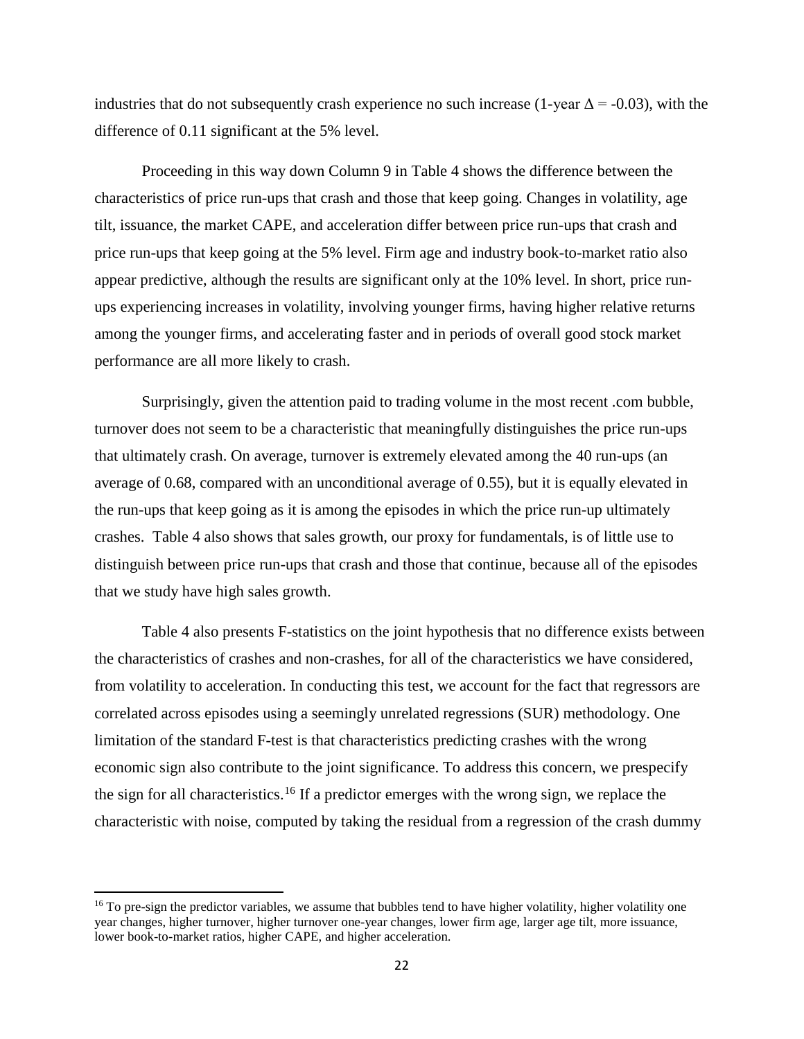industries that do not subsequently crash experience no such increase (1-year $\Delta = -0.03$), with the difference of 0.11 significant at the 5% level.

Proceeding in this way down Column 9 in Table 4 shows the difference between the characteristics of price run-ups that crash and those that keep going. Changes in volatility, age tilt, issuance, the market CAPE, and acceleration differ between price run-ups that crash and price run-ups that keep going at the 5% level. Firm age and industry book-to-market ratio also appear predictive, although the results are significant only at the 10% level. In short, price run-ups experiencing increases in volatility, involving younger firms, having higher relative returns among the younger firms, and accelerating faster and in periods of overall good stock market performance are all more likely to crash.

Surprisingly, given the attention paid to trading volume in the most recent .com bubble, turnover does not seem to be a characteristic that meaningfully distinguishes the price run-ups that ultimately crash. On average, turnover is extremely elevated among the 40 run-ups (an average of 0.68, compared with an unconditional average of 0.55), but it is equally elevated in the run-ups that keep going as it is among the episodes in which the price run-up ultimately crashes. Table 4 also shows that sales growth, our proxy for fundamentals, is of little use to distinguish between price run-ups that crash and those that continue, because all of the episodes that we study have high sales growth.

Table 4 also presents F-statistics on the joint hypothesis that no difference exists between the characteristics of crashes and non-crashes, for all of the characteristics we have considered, from volatility to acceleration. In conducting this test, we account for the fact that regressors are correlated across episodes using a seemingly unrelated regressions (SUR) methodology. One limitation of the standard F-test is that characteristics predicting crashes with the wrong economic sign also contribute to the joint significance. To address this concern, we prespecify the sign for all characteristics.[16] If a predictor emerges with the wrong sign, we replace the characteristic with noise, computed by taking the residual from a regression of the crash dummy

[16] To pre-sign the predictor variables, we assume that bubbles tend to have higher volatility, higher volatility one year changes, higher turnover, higher turnover one-year changes, lower firm age, larger age tilt, more issuance, lower book-to-market ratios, higher CAPE, and higher acceleration.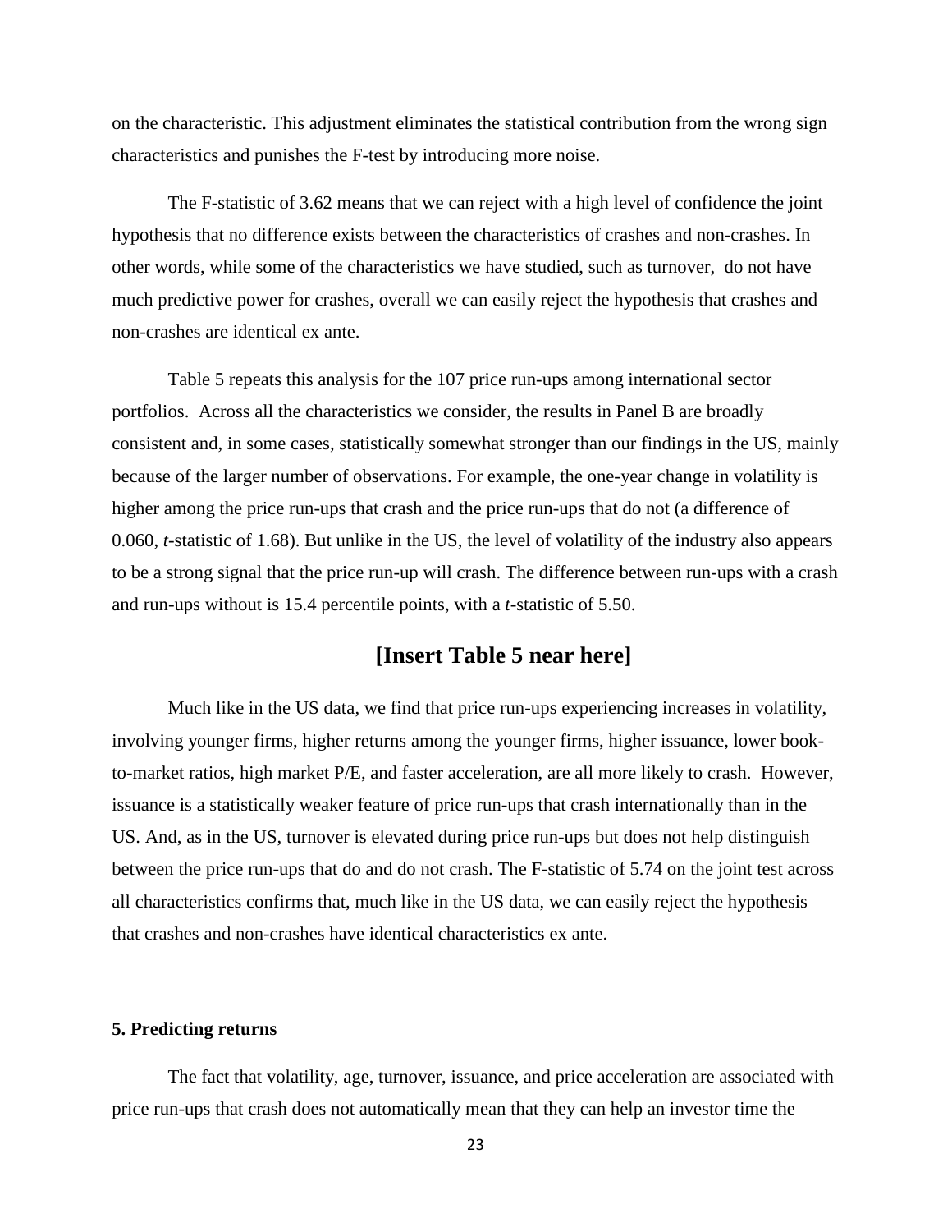on the characteristic. This adjustment eliminates the statistical contribution from the wrong sign characteristics and punishes the F-test by introducing more noise.

The F-statistic of 3.62 means that we can reject with a high level of confidence the joint hypothesis that no difference exists between the characteristics of crashes and non-crashes. In other words, while some of the characteristics we have studied, such as turnover, do not have much predictive power for crashes, overall we can easily reject the hypothesis that crashes and non-crashes are identical ex ante.

Table 5 repeats this analysis for the 107 price run-ups among international sector portfolios. Across all the characteristics we consider, the results in Panel B are broadly consistent and, in some cases, statistically somewhat stronger than our findings in the US, mainly because of the larger number of observations. For example, the one-year change in volatility is higher among the price run-ups that crash and the price run-ups that do not (a difference of 0.060, *t*-statistic of 1.68). But unlike in the US, the level of volatility of the industry also appears to be a strong signal that the price run-up will crash. The difference between run-ups with a crash and run-ups without is 15.4 percentile points, with a *t*-statistic of 5.50.

**[Insert Table 5 near here]**

Much like in the US data, we find that price run-ups experiencing increases in volatility, involving younger firms, higher returns among the younger firms, higher issuance, lower book-to-market ratios, high market P/E, and faster acceleration, are all more likely to crash. However, issuance is a statistically weaker feature of price run-ups that crash internationally than in the US. And, as in the US, turnover is elevated during price run-ups but does not help distinguish between the price run-ups that do and do not crash. The F-statistic of 5.74 on the joint test across all characteristics confirms that, much like in the US data, we can easily reject the hypothesis that crashes and non-crashes have identical characteristics ex ante.

### 5. Predicting returns

The fact that volatility, age, turnover, issuance, and price acceleration are associated with price run-ups that crash does not automatically mean that they can help an investor time the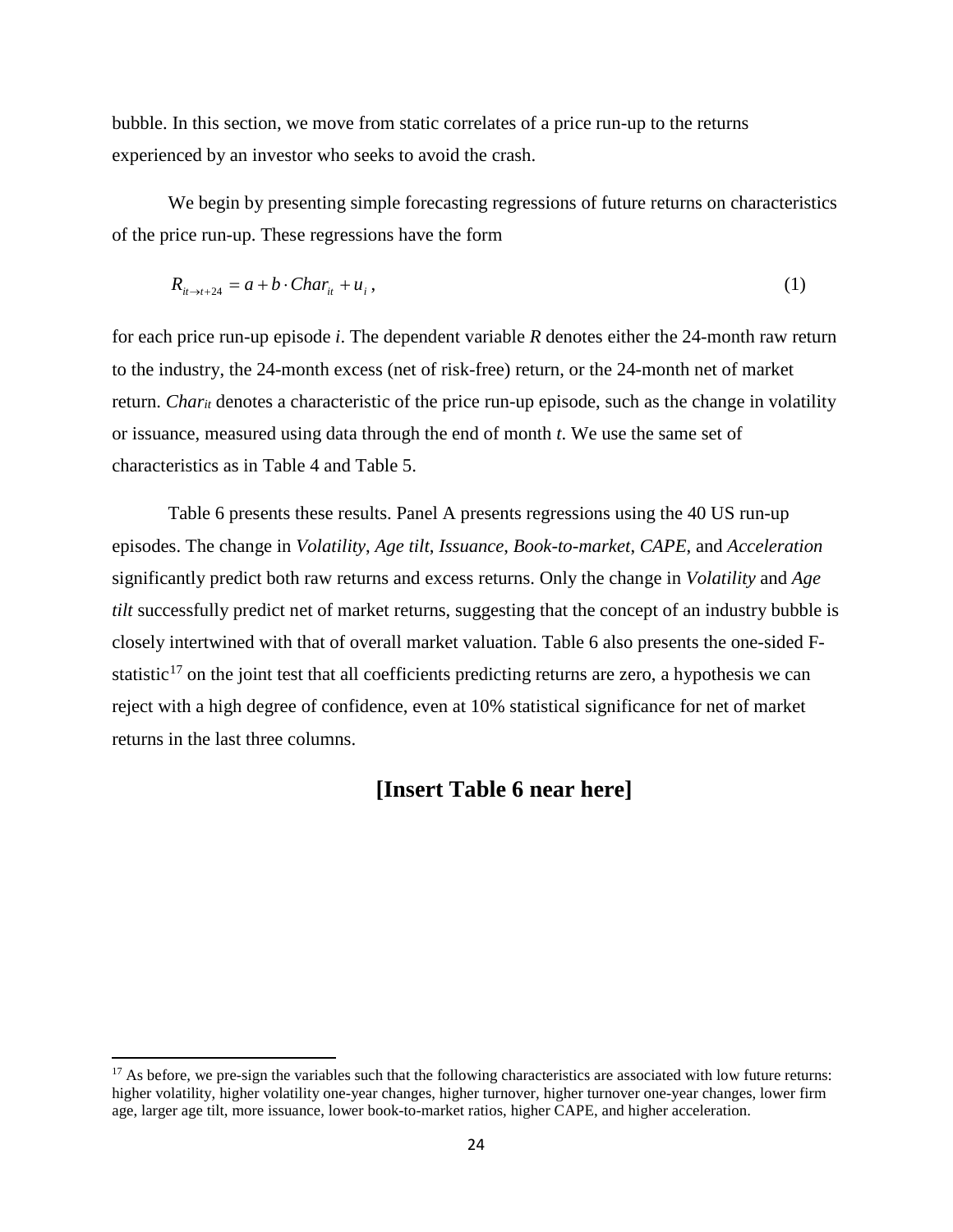bubble. In this section, we move from static correlates of a price run-up to the returns experienced by an investor who seeks to avoid the crash.

We begin by presenting simple forecasting regressions of future returns on characteristics of the price run-up. These regressions have the form

$$R_{it \to t+24} = a + b \cdot Char_{it} + u_i \,, \tag{1}$$

for each price run-up episode *i*. The dependent variable *R* denotes either the 24-month raw return to the industry, the 24-month excess (net of risk-free) return, or the 24-month net of market return. $Char_{it}$ denotes a characteristic of the price run-up episode, such as the change in volatility or issuance, measured using data through the end of month *t*. We use the same set of characteristics as in Table 4 and Table 5.

Table 6 presents these results. Panel A presents regressions using the 40 US run-up episodes. The change in *Volatility*, *Age tilt*, *Issuance*, *Book-to-market*, *CAPE*, and *Acceleration* significantly predict both raw returns and excess returns. Only the change in *Volatility* and *Age tilt* successfully predict net of market returns, suggesting that the concept of an industry bubble is closely intertwined with that of overall market valuation. Table 6 also presents the one-sided F-statistic[17] on the joint test that all coefficients predicting returns are zero, a hypothesis we can reject with a high degree of confidence, even at 10% statistical significance for net of market returns in the last three columns.

**[Insert Table 6 near here]**

[17] As before, we pre-sign the variables such that the following characteristics are associated with low future returns: higher volatility, higher volatility one-year changes, higher turnover, higher turnover one-year changes, lower firm age, larger age tilt, more issuance, lower book-to-market ratios, higher CAPE, and higher acceleration.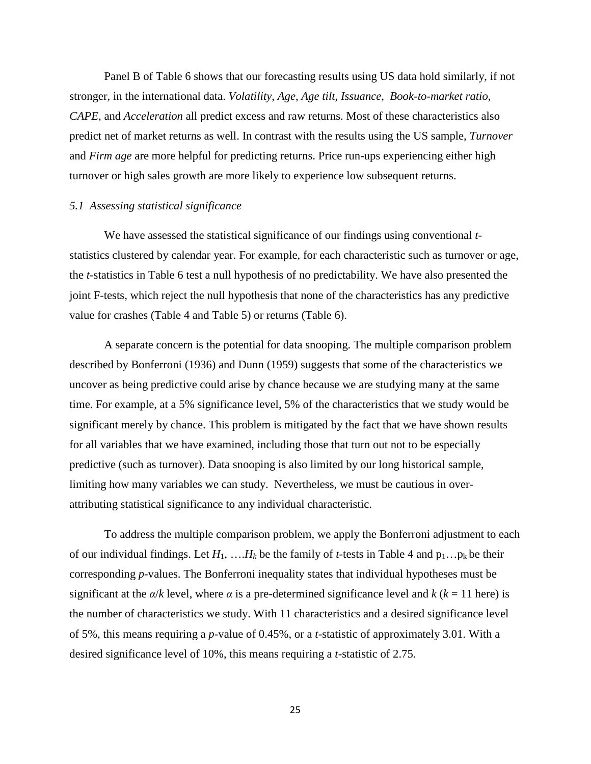Panel B of Table 6 shows that our forecasting results using US data hold similarly, if not stronger, in the international data. *Volatility*, *Age*, *Age tilt*, *Issuance*, *Book-to-market ratio*, *CAPE*, and *Acceleration* all predict excess and raw returns. Most of these characteristics also predict net of market returns as well. In contrast with the results using the US sample, *Turnover* and *Firm age* are more helpful for predicting returns. Price run-ups experiencing either high turnover or high sales growth are more likely to experience low subsequent returns.

### *5.1 Assessing statistical significance*

We have assessed the statistical significance of our findings using conventional *t*-statistics clustered by calendar year. For example, for each characteristic such as turnover or age, the *t*-statistics in Table 6 test a null hypothesis of no predictability. We have also presented the joint F-tests, which reject the null hypothesis that none of the characteristics has any predictive value for crashes (Table 4 and Table 5) or returns (Table 6).

A separate concern is the potential for data snooping. The multiple comparison problem described by Bonferroni (1936) and Dunn (1959) suggests that some of the characteristics we uncover as being predictive could arise by chance because we are studying many at the same time. For example, at a 5% significance level, 5% of the characteristics that we study would be significant merely by chance. This problem is mitigated by the fact that we have shown results for all variables that we have examined, including those that turn out not to be especially predictive (such as turnover). Data snooping is also limited by our long historical sample, limiting how many variables we can study. Nevertheless, we must be cautious in over-attributing statistical significance to any individual characteristic.

To address the multiple comparison problem, we apply the Bonferroni adjustment to each of our individual findings. Let $H_1, \ldots H_k$ be the family of *t*-tests in Table 4 and $p_1 \ldots p_k$ be their corresponding *p*-values. The Bonferroni inequality states that individual hypotheses must be significant at the $\alpha/k$ level, where $\alpha$ is a pre-determined significance level and $k$ ($k = 11$ here) is the number of characteristics we study. With 11 characteristics and a desired significance level of 5%, this means requiring a *p*-value of 0.45%, or a *t*-statistic of approximately 3.01. With a desired significance level of 10%, this means requiring a *t*-statistic of 2.75.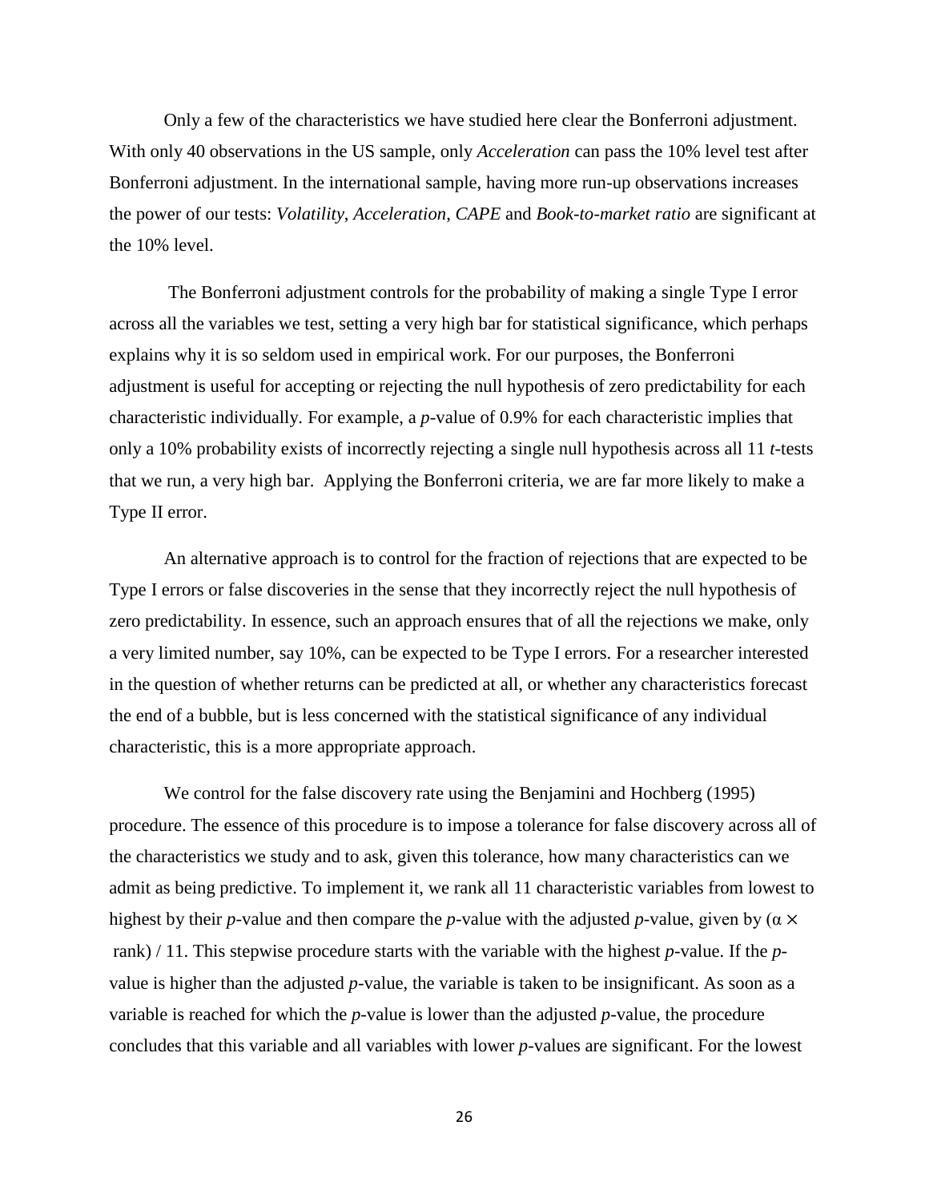Only a few of the characteristics we have studied here clear the Bonferroni adjustment. With only 40 observations in the US sample, only *Acceleration* can pass the 10% level test after Bonferroni adjustment. In the international sample, having more run-up observations increases the power of our tests: *Volatility*, *Acceleration*, *CAPE* and *Book-to-market ratio* are significant at the 10% level.

The Bonferroni adjustment controls for the probability of making a single Type I error across all the variables we test, setting a very high bar for statistical significance, which perhaps explains why it is so seldom used in empirical work. For our purposes, the Bonferroni adjustment is useful for accepting or rejecting the null hypothesis of zero predictability for each characteristic individually. For example, a *p*-value of 0.9% for each characteristic implies that only a 10% probability exists of incorrectly rejecting a single null hypothesis across all 11 *t*-tests that we run, a very high bar. Applying the Bonferroni criteria, we are far more likely to make a Type II error.

An alternative approach is to control for the fraction of rejections that are expected to be Type I errors or false discoveries in the sense that they incorrectly reject the null hypothesis of zero predictability. In essence, such an approach ensures that of all the rejections we make, only a very limited number, say 10%, can be expected to be Type I errors. For a researcher interested in the question of whether returns can be predicted at all, or whether any characteristics forecast the end of a bubble, but is less concerned with the statistical significance of any individual characteristic, this is a more appropriate approach.

We control for the false discovery rate using the Benjamini and Hochberg (1995) procedure. The essence of this procedure is to impose a tolerance for false discovery across all of the characteristics we study and to ask, given this tolerance, how many characteristics can we admit as being predictive. To implement it, we rank all 11 characteristic variables from lowest to highest by their *p*-value and then compare the *p*-value with the adjusted *p*-value, given by ($\alpha \times$ rank) / 11. This stepwise procedure starts with the variable with the highest *p*-value. If the *p*-value is higher than the adjusted *p*-value, the variable is taken to be insignificant. As soon as a variable is reached for which the *p*-value is lower than the adjusted *p*-value, the procedure concludes that this variable and all variables with lower *p*-values are significant. For the lowest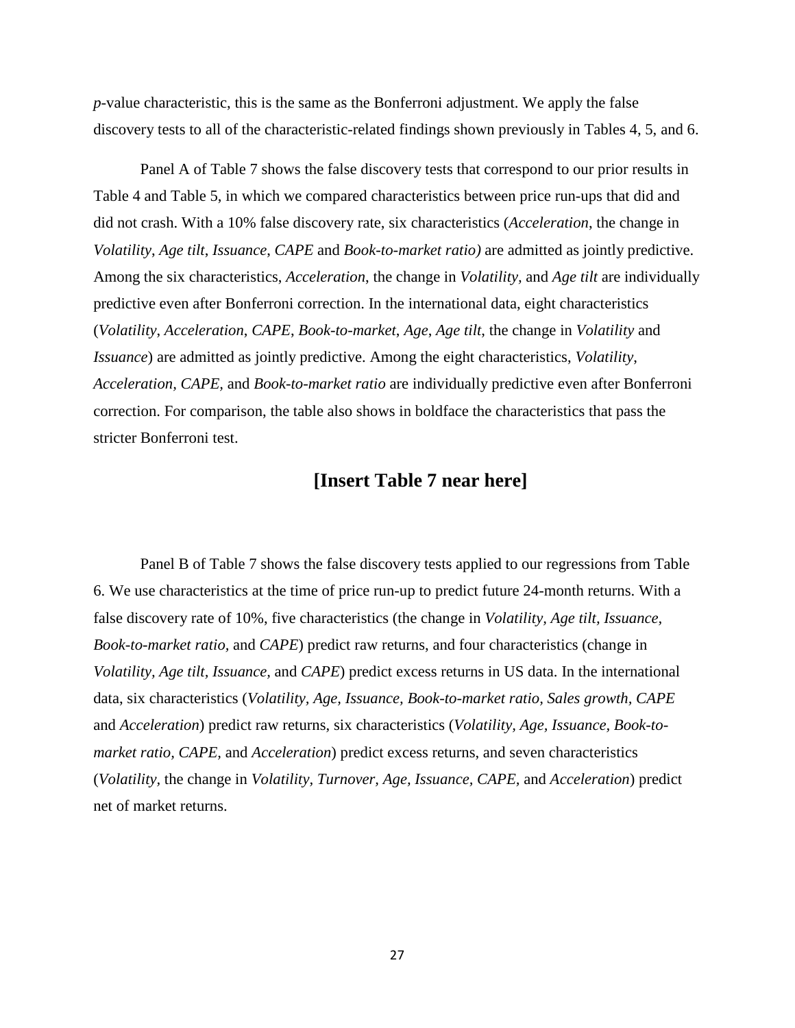*p*-value characteristic, this is the same as the Bonferroni adjustment. We apply the false discovery tests to all of the characteristic-related findings shown previously in Tables 4, 5, and 6.

Panel A of Table 7 shows the false discovery tests that correspond to our prior results in Table 4 and Table 5, in which we compared characteristics between price run-ups that did and did not crash. With a 10% false discovery rate, six characteristics (*Acceleration*, the change in *Volatility*, *Age tilt*, *Issuance*, *CAPE* and *Book-to-market ratio)* are admitted as jointly predictive. Among the six characteristics, *Acceleration*, the change in *Volatility,* and *Age tilt* are individually predictive even after Bonferroni correction. In the international data, eight characteristics (*Volatility, Acceleration*, *CAPE, Book-to-market*, *Age*, *Age tilt*, the change in *Volatility* and *Issuance*) are admitted as jointly predictive. Among the eight characteristics, *Volatility*, *Acceleration, CAPE,* and *Book-to-market ratio* are individually predictive even after Bonferroni correction. For comparison, the table also shows in boldface the characteristics that pass the stricter Bonferroni test.

**[Insert Table 7 near here]**

Panel B of Table 7 shows the false discovery tests applied to our regressions from Table 6. We use characteristics at the time of price run-up to predict future 24-month returns. With a false discovery rate of 10%, five characteristics (the change in *Volatility, Age tilt, Issuance, Book-to-market ratio,* and *CAPE*) predict raw returns, and four characteristics (change in *Volatility*, *Age tilt*, *Issuance*, and *CAPE*) predict excess returns in US data. In the international data, six characteristics (*Volatility, Age, Issuance, Book-to-market ratio, Sales growth, CAPE* and *Acceleration*) predict raw returns, six characteristics (*Volatility, Age, Issuance, Book-to-market ratio, CAPE,* and *Acceleration*) predict excess returns, and seven characteristics (*Volatility,* the change in *Volatility*, *Turnover, Age, Issuance, CAPE,* and *Acceleration*) predict net of market returns.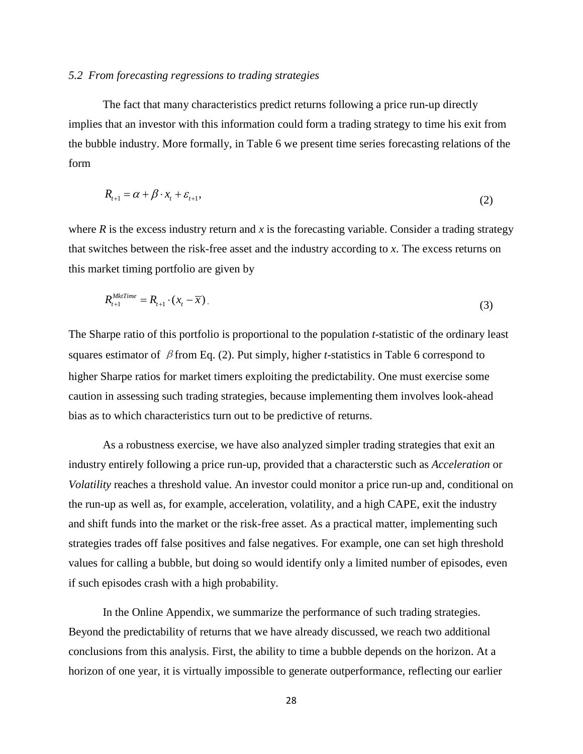### *5.2 From forecasting regressions to trading strategies*

The fact that many characteristics predict returns following a price run-up directly implies that an investor with this information could form a trading strategy to time his exit from the bubble industry. More formally, in Table 6 we present time series forecasting relations of the form

$$R_{t+1} = \alpha + \beta \cdot x_t + \varepsilon_{t+1}, \tag{2}$$

where *R* is the excess industry return and *x* is the forecasting variable. Consider a trading strategy that switches between the risk-free asset and the industry according to *x*. The excess returns on this market timing portfolio are given by

$$R_{t+1}^{MktTime} = R_{t+1} \cdot (x_t - \overline{x}). \tag{3}$$

The Sharpe ratio of this portfolio is proportional to the population *t*-statistic of the ordinary least squares estimator of $\beta$ from Eq. (2). Put simply, higher *t*-statistics in Table 6 correspond to higher Sharpe ratios for market timers exploiting the predictability. One must exercise some caution in assessing such trading strategies, because implementing them involves look-ahead bias as to which characteristics turn out to be predictive of returns.

As a robustness exercise, we have also analyzed simpler trading strategies that exit an industry entirely following a price run-up, provided that a characterstic such as *Acceleration* or *Volatility* reaches a threshold value. An investor could monitor a price run-up and, conditional on the run-up as well as, for example, acceleration, volatility, and a high CAPE, exit the industry and shift funds into the market or the risk-free asset. As a practical matter, implementing such strategies trades off false positives and false negatives. For example, one can set high threshold values for calling a bubble, but doing so would identify only a limited number of episodes, even if such episodes crash with a high probability.

In the Online Appendix, we summarize the performance of such trading strategies. Beyond the predictability of returns that we have already discussed, we reach two additional conclusions from this analysis. First, the ability to time a bubble depends on the horizon. At a horizon of one year, it is virtually impossible to generate outperformance, reflecting our earlier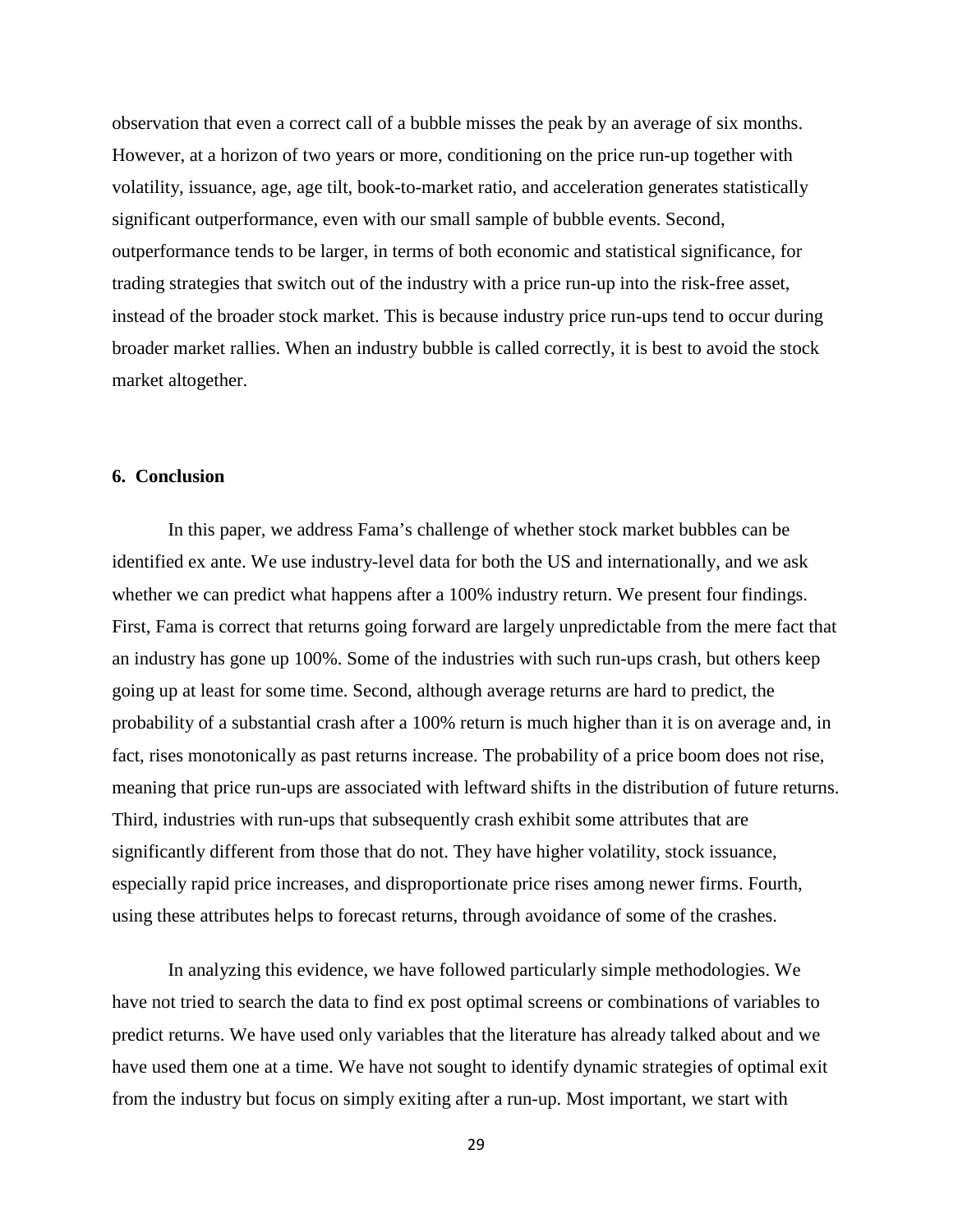observation that even a correct call of a bubble misses the peak by an average of six months. However, at a horizon of two years or more, conditioning on the price run-up together with volatility, issuance, age, age tilt, book-to-market ratio, and acceleration generates statistically significant outperformance, even with our small sample of bubble events. Second, outperformance tends to be larger, in terms of both economic and statistical significance, for trading strategies that switch out of the industry with a price run-up into the risk-free asset, instead of the broader stock market. This is because industry price run-ups tend to occur during broader market rallies. When an industry bubble is called correctly, it is best to avoid the stock market altogether.

## 6. Conclusion

In this paper, we address Fama's challenge of whether stock market bubbles can be identified ex ante. We use industry-level data for both the US and internationally, and we ask whether we can predict what happens after a 100% industry return. We present four findings. First, Fama is correct that returns going forward are largely unpredictable from the mere fact that an industry has gone up 100%. Some of the industries with such run-ups crash, but others keep going up at least for some time. Second, although average returns are hard to predict, the probability of a substantial crash after a 100% return is much higher than it is on average and, in fact, rises monotonically as past returns increase. The probability of a price boom does not rise, meaning that price run-ups are associated with leftward shifts in the distribution of future returns. Third, industries with run-ups that subsequently crash exhibit some attributes that are significantly different from those that do not. They have higher volatility, stock issuance, especially rapid price increases, and disproportionate price rises among newer firms. Fourth, using these attributes helps to forecast returns, through avoidance of some of the crashes.

In analyzing this evidence, we have followed particularly simple methodologies. We have not tried to search the data to find ex post optimal screens or combinations of variables to predict returns. We have used only variables that the literature has already talked about and we have used them one at a time. We have not sought to identify dynamic strategies of optimal exit from the industry but focus on simply exiting after a run-up. Most important, we start with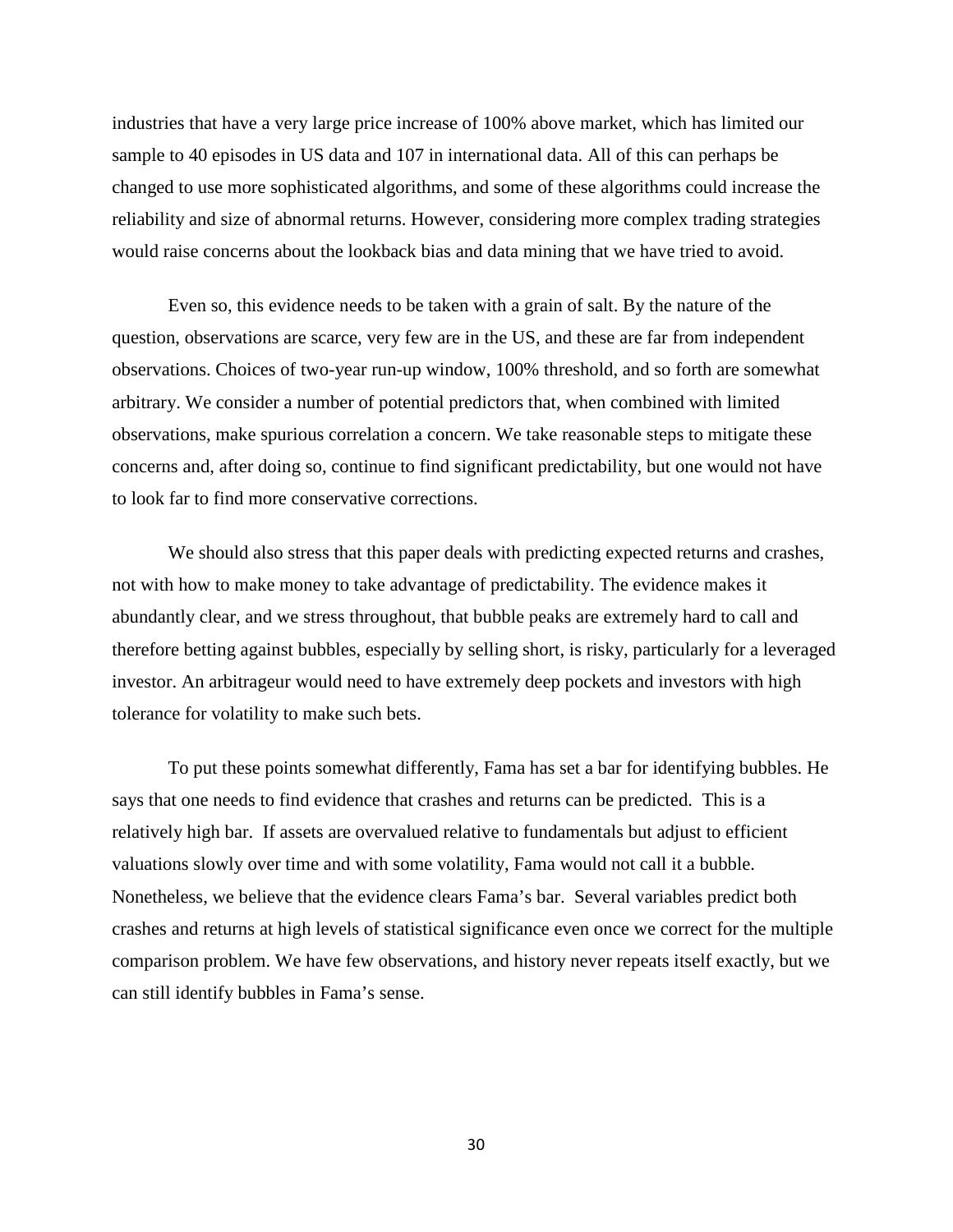industries that have a very large price increase of 100% above market, which has limited our sample to 40 episodes in US data and 107 in international data. All of this can perhaps be changed to use more sophisticated algorithms, and some of these algorithms could increase the reliability and size of abnormal returns. However, considering more complex trading strategies would raise concerns about the lookback bias and data mining that we have tried to avoid.

Even so, this evidence needs to be taken with a grain of salt. By the nature of the question, observations are scarce, very few are in the US, and these are far from independent observations. Choices of two-year run-up window, 100% threshold, and so forth are somewhat arbitrary. We consider a number of potential predictors that, when combined with limited observations, make spurious correlation a concern. We take reasonable steps to mitigate these concerns and, after doing so, continue to find significant predictability, but one would not have to look far to find more conservative corrections.

We should also stress that this paper deals with predicting expected returns and crashes, not with how to make money to take advantage of predictability. The evidence makes it abundantly clear, and we stress throughout, that bubble peaks are extremely hard to call and therefore betting against bubbles, especially by selling short, is risky, particularly for a leveraged investor. An arbitrageur would need to have extremely deep pockets and investors with high tolerance for volatility to make such bets.

To put these points somewhat differently, Fama has set a bar for identifying bubbles. He says that one needs to find evidence that crashes and returns can be predicted. This is a relatively high bar. If assets are overvalued relative to fundamentals but adjust to efficient valuations slowly over time and with some volatility, Fama would not call it a bubble. Nonetheless, we believe that the evidence clears Fama's bar. Several variables predict both crashes and returns at high levels of statistical significance even once we correct for the multiple comparison problem. We have few observations, and history never repeats itself exactly, but we can still identify bubbles in Fama's sense.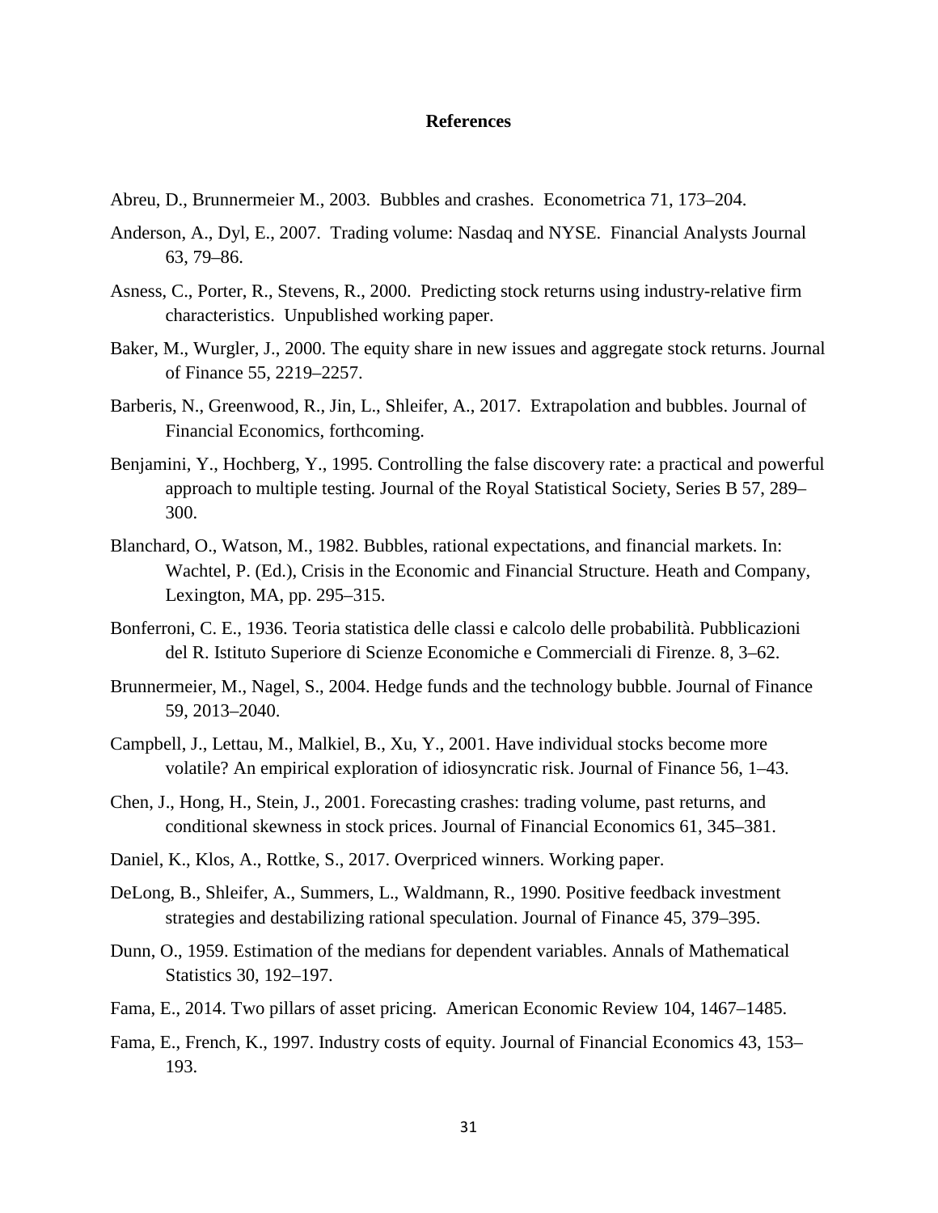## References

Abreu, D., Brunnermeier M., 2003. Bubbles and crashes. Econometrica 71, 173–204.

Anderson, A., Dyl, E., 2007. Trading volume: Nasdaq and NYSE. Financial Analysts Journal 63, 79–86.

Asness, C., Porter, R., Stevens, R., 2000. Predicting stock returns using industry-relative firm characteristics. Unpublished working paper.

Baker, M., Wurgler, J., 2000. The equity share in new issues and aggregate stock returns. Journal of Finance 55, 2219–2257.

Barberis, N., Greenwood, R., Jin, L., Shleifer, A., 2017. Extrapolation and bubbles. Journal of Financial Economics, forthcoming.

Benjamini, Y., Hochberg, Y., 1995. Controlling the false discovery rate: a practical and powerful approach to multiple testing. Journal of the Royal Statistical Society, Series B 57, 289–300.

Blanchard, O., Watson, M., 1982. Bubbles, rational expectations, and financial markets. In: Wachtel, P. (Ed.), Crisis in the Economic and Financial Structure. Heath and Company, Lexington, MA, pp. 295–315.

Bonferroni, C. E., 1936. Teoria statistica delle classi e calcolo delle probabilità. Pubblicazioni del R. Istituto Superiore di Scienze Economiche e Commerciali di Firenze. 8, 3–62.

Brunnermeier, M., Nagel, S., 2004. Hedge funds and the technology bubble. Journal of Finance 59, 2013–2040.

Campbell, J., Lettau, M., Malkiel, B., Xu, Y., 2001. Have individual stocks become more volatile? An empirical exploration of idiosyncratic risk. Journal of Finance 56, 1–43.

Chen, J., Hong, H., Stein, J., 2001. Forecasting crashes: trading volume, past returns, and conditional skewness in stock prices. Journal of Financial Economics 61, 345–381.

Daniel, K., Klos, A., Rottke, S., 2017. Overpriced winners. Working paper.

DeLong, B., Shleifer, A., Summers, L., Waldmann, R., 1990. Positive feedback investment strategies and destabilizing rational speculation. Journal of Finance 45, 379–395.

Dunn, O., 1959. Estimation of the medians for dependent variables. Annals of Mathematical Statistics 30, 192–197.

Fama, E., 2014. Two pillars of asset pricing. American Economic Review 104, 1467–1485.

Fama, E., French, K., 1997. Industry costs of equity. Journal of Financial Economics 43, 153–193.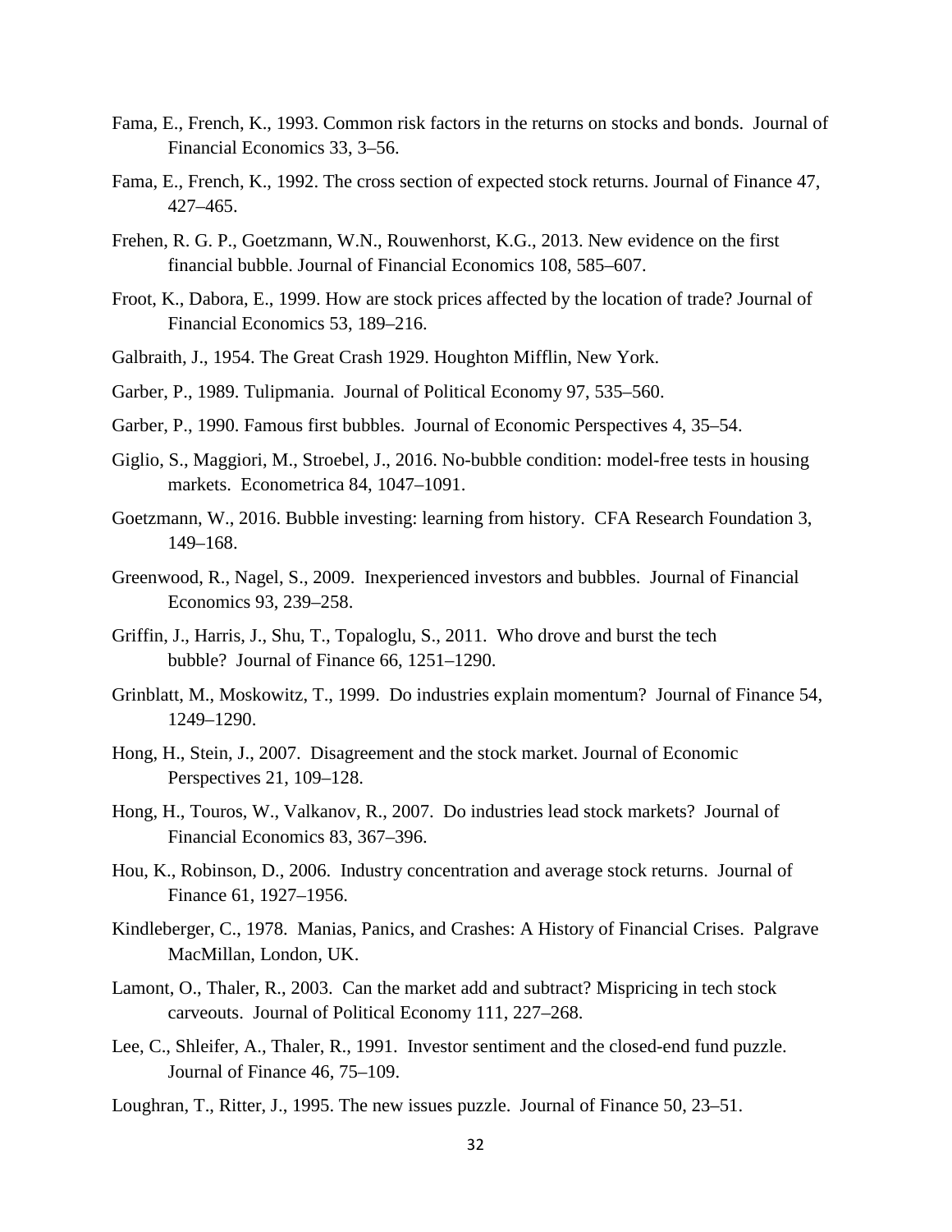Fama, E., French, K., 1993. Common risk factors in the returns on stocks and bonds. Journal of Financial Economics 33, 3–56.

Fama, E., French, K., 1992. The cross section of expected stock returns. Journal of Finance 47, 427–465.

Frehen, R. G. P., Goetzmann, W.N., Rouwenhorst, K.G., 2013. New evidence on the first financial bubble. Journal of Financial Economics 108, 585–607.

Froot, K., Dabora, E., 1999. How are stock prices affected by the location of trade? Journal of Financial Economics 53, 189–216.

Galbraith, J., 1954. The Great Crash 1929. Houghton Mifflin, New York.

Garber, P., 1989. Tulipmania. Journal of Political Economy 97, 535–560.

Garber, P., 1990. Famous first bubbles. Journal of Economic Perspectives 4, 35–54.

Giglio, S., Maggiori, M., Stroebel, J., 2016. No-bubble condition: model-free tests in housing markets. Econometrica 84, 1047–1091.

Goetzmann, W., 2016. Bubble investing: learning from history. CFA Research Foundation 3, 149–168.

Greenwood, R., Nagel, S., 2009. Inexperienced investors and bubbles. Journal of Financial Economics 93, 239–258.

Griffin, J., Harris, J., Shu, T., Topaloglu, S., 2011. Who drove and burst the tech bubble? Journal of Finance 66, 1251–1290.

Grinblatt, M., Moskowitz, T., 1999. Do industries explain momentum? Journal of Finance 54, 1249–1290.

Hong, H., Stein, J., 2007. Disagreement and the stock market. Journal of Economic Perspectives 21, 109–128.

Hong, H., Touros, W., Valkanov, R., 2007. Do industries lead stock markets? Journal of Financial Economics 83, 367–396.

Hou, K., Robinson, D., 2006. Industry concentration and average stock returns. Journal of Finance 61, 1927–1956.

Kindleberger, C., 1978. Manias, Panics, and Crashes: A History of Financial Crises. Palgrave MacMillan, London, UK.

Lamont, O., Thaler, R., 2003. Can the market add and subtract? Mispricing in tech stock carveouts. Journal of Political Economy 111, 227–268.

Lee, C., Shleifer, A., Thaler, R., 1991. Investor sentiment and the closed-end fund puzzle. Journal of Finance 46, 75–109.

Loughran, T., Ritter, J., 1995. The new issues puzzle. Journal of Finance 50, 23–51.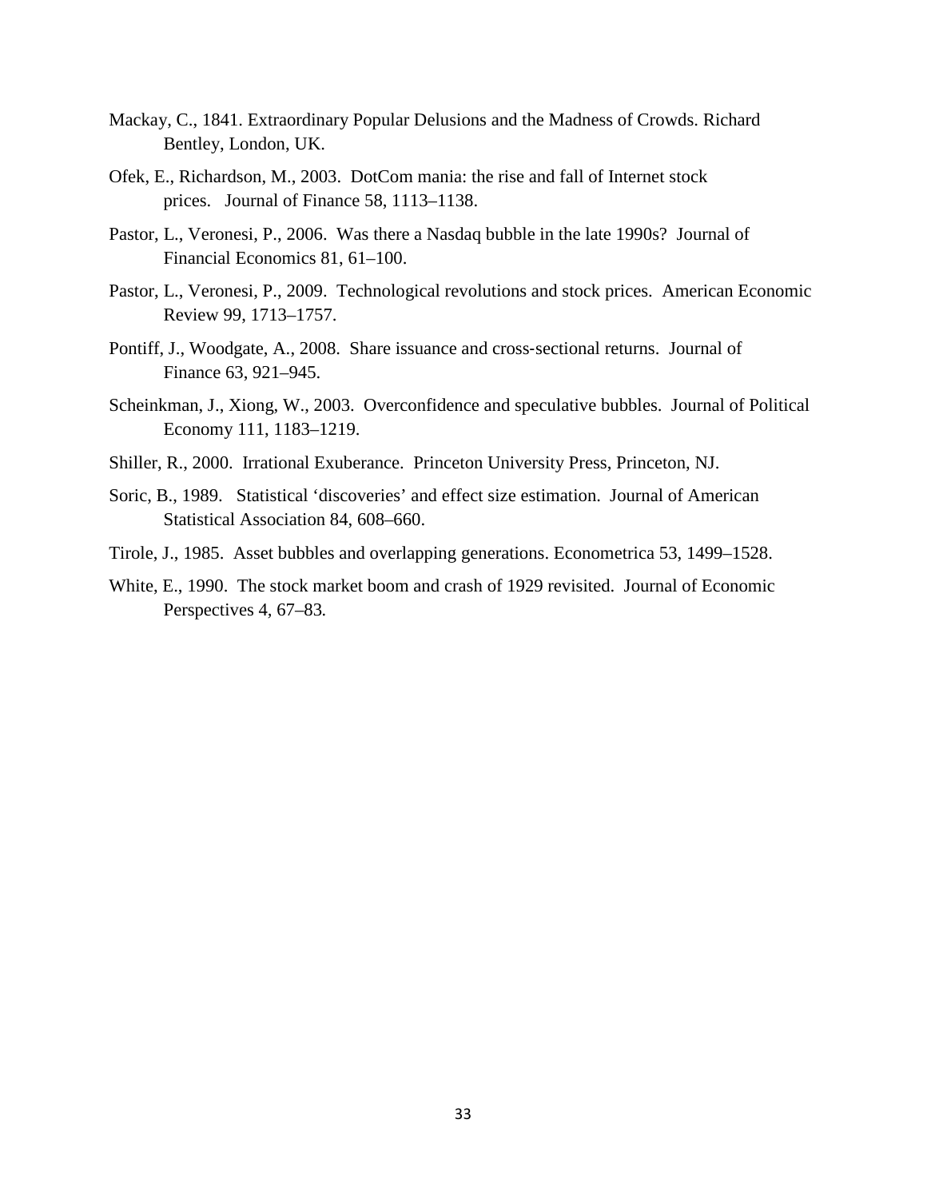Mackay, C., 1841. Extraordinary Popular Delusions and the Madness of Crowds. Richard Bentley, London, UK.

Ofek, E., Richardson, M., 2003. DotCom mania: the rise and fall of Internet stock prices. Journal of Finance 58, 1113–1138.

Pastor, L., Veronesi, P., 2006. Was there a Nasdaq bubble in the late 1990s? Journal of Financial Economics 81, 61–100.

Pastor, L., Veronesi, P., 2009. Technological revolutions and stock prices. American Economic Review 99, 1713–1757.

Pontiff, J., Woodgate, A., 2008. Share issuance and cross-sectional returns. Journal of Finance 63, 921–945.

Scheinkman, J., Xiong, W., 2003. Overconfidence and speculative bubbles. Journal of Political Economy 111, 1183–1219.

Shiller, R., 2000. Irrational Exuberance. Princeton University Press, Princeton, NJ.

Soric, B., 1989. Statistical 'discoveries' and effect size estimation. Journal of American Statistical Association 84, 608–660.

Tirole, J., 1985. Asset bubbles and overlapping generations. Econometrica 53, 1499–1528.

White, E., 1990. The stock market boom and crash of 1929 revisited. Journal of Economic Perspectives 4, 67–83.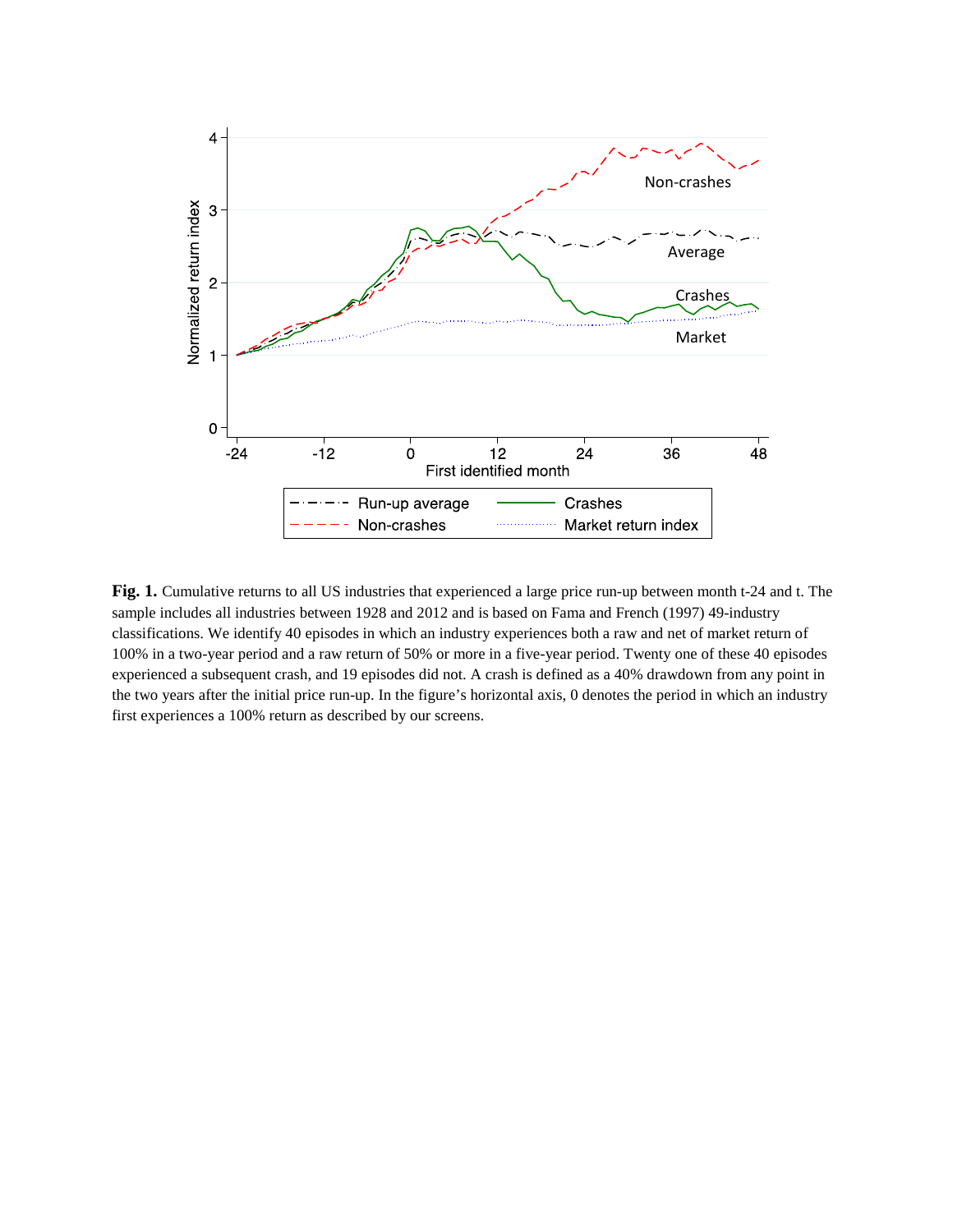**Fig. 1.** Cumulative returns to all US industries that experienced a large price run-up between month t-24 and t. The sample includes all industries between 1928 and 2012 and is based on Fama and French (1997) 49-industry classifications. We identify 40 episodes in which an industry experiences both a raw and net of market return of 100% in a two-year period and a raw return of 50% or more in a five-year period. Twenty one of these 40 episodes experienced a subsequent crash, and 19 episodes did not. A crash is defined as a 40% drawdown from any point in the two years after the initial price run-up. In the figure's horizontal axis, 0 denotes the period in which an industry first experiences a 100% return as described by our screens.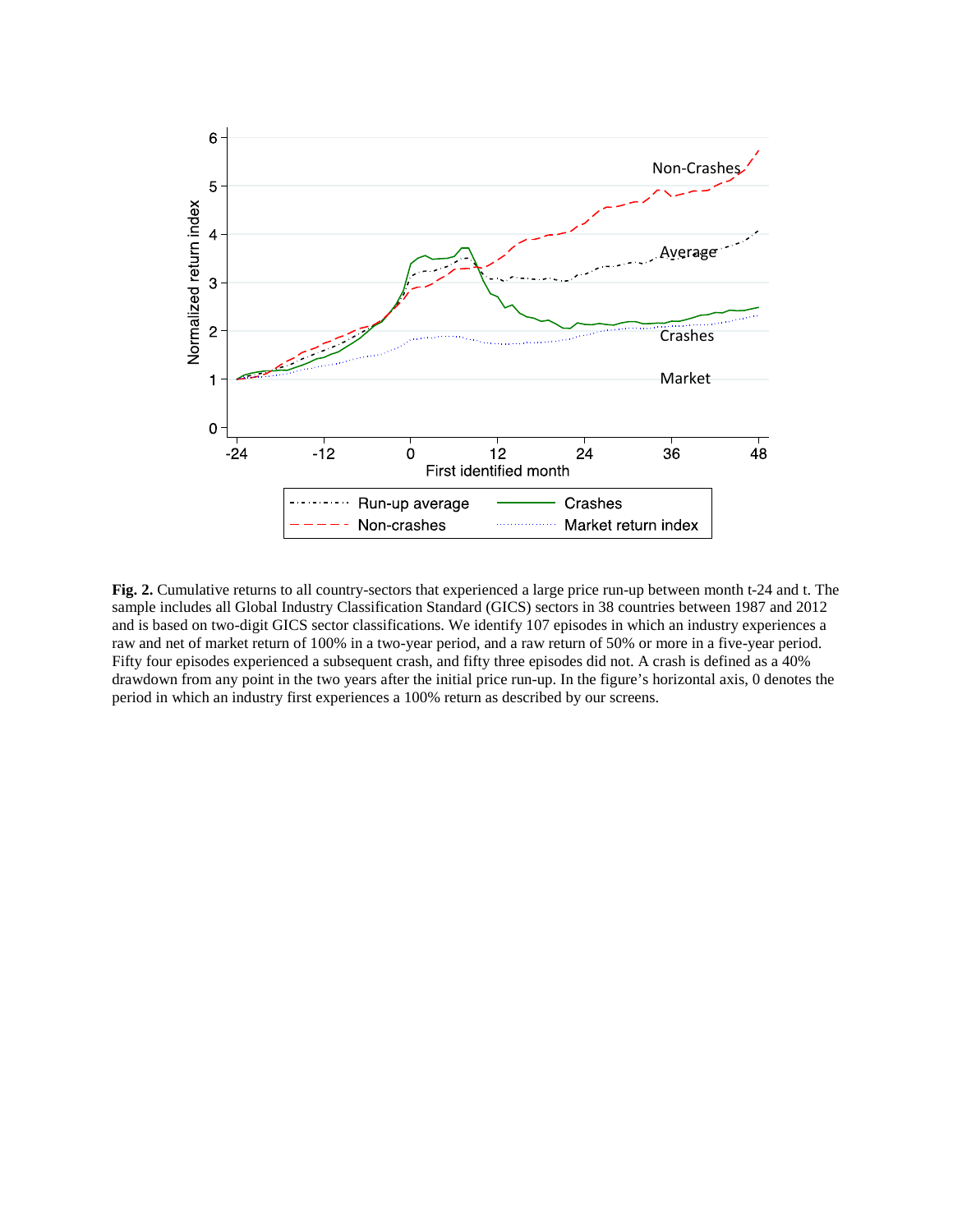**Fig. 2.** Cumulative returns to all country-sectors that experienced a large price run-up between month t-24 and t. The sample includes all Global Industry Classification Standard (GICS) sectors in 38 countries between 1987 and 2012 and is based on two-digit GICS sector classifications. We identify 107 episodes in which an industry experiences a raw and net of market return of 100% in a two-year period, and a raw return of 50% or more in a five-year period. Fifty four episodes experienced a subsequent crash, and fifty three episodes did not. A crash is defined as a 40% drawdown from any point in the two years after the initial price run-up. In the figure's horizontal axis, 0 denotes the period in which an industry first experiences a 100% return as described by our screens.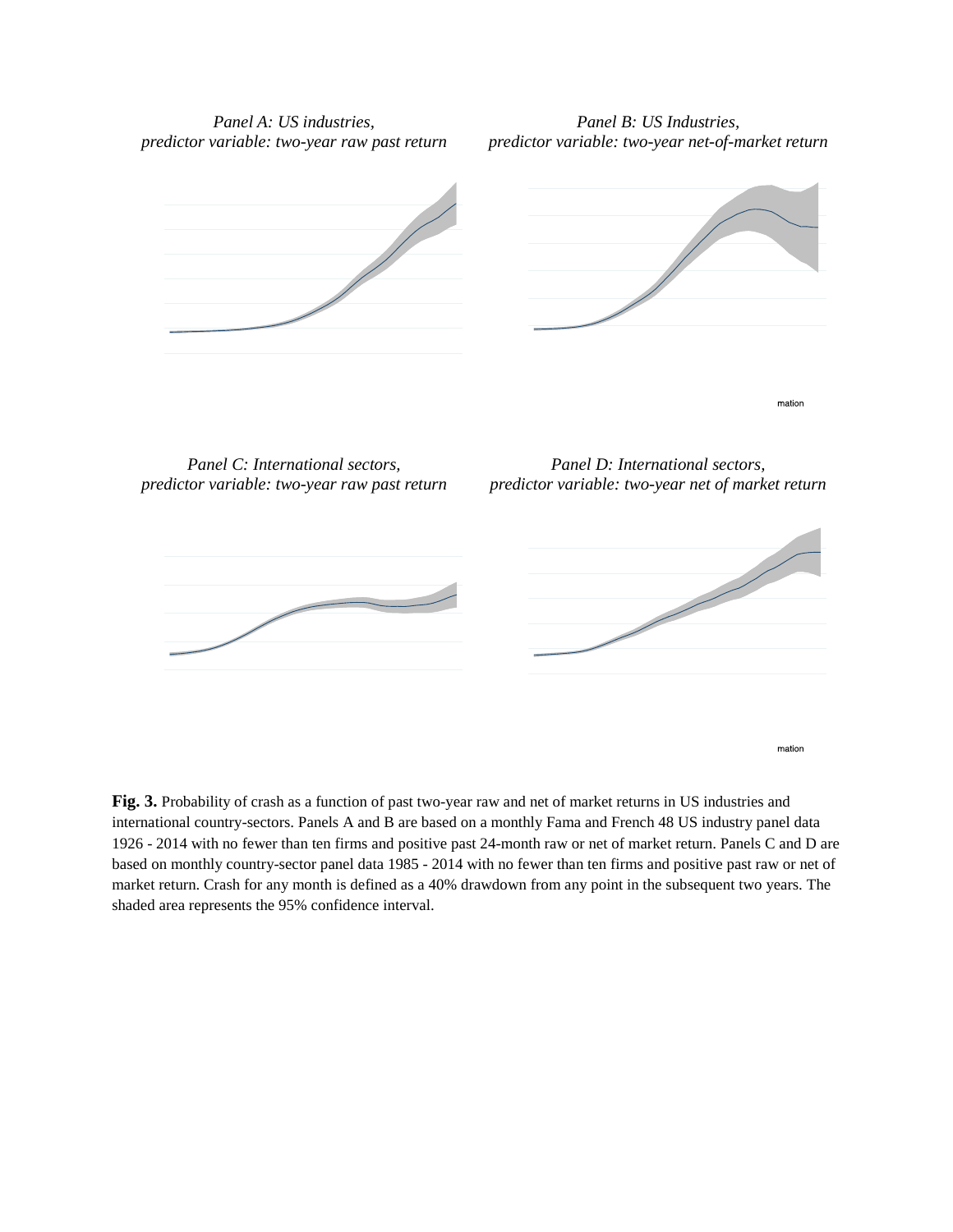*Panel A: US industries, predictor variable: two-year raw past return*

*Panel B: US Industries, predictor variable: two-year net-of-market return*

mation

*Panel C: International sectors, predictor variable: two-year raw past return*

*Panel D: International sectors, predictor variable: two-year net of market return*

mation

**Fig. 3.** Probability of crash as a function of past two-year raw and net of market returns in US industries and international country-sectors. Panels A and B are based on a monthly Fama and French 48 US industry panel data 1926 - 2014 with no fewer than ten firms and positive past 24-month raw or net of market return. Panels C and D are based on monthly country-sector panel data 1985 - 2014 with no fewer than ten firms and positive past raw or net of market return. Crash for any month is defined as a 40% drawdown from any point in the subsequent two years. The shaded area represents the 95% confidence interval.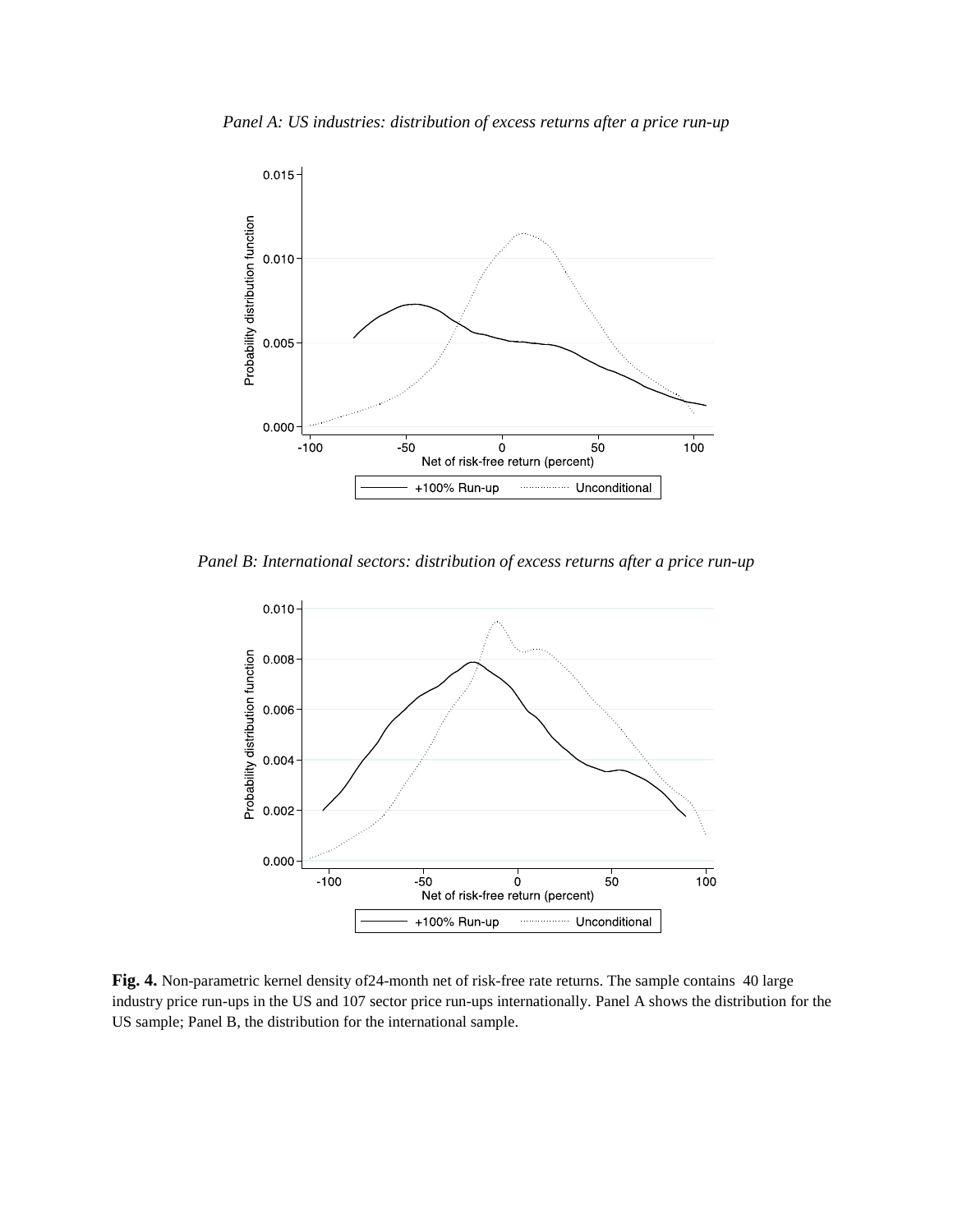*Panel A: US industries: distribution of excess returns after a price run-up*

*Panel B: International sectors: distribution of excess returns after a price run-up*

**Fig. 4.** Non-parametric kernel density of24-month net of risk-free rate returns. The sample contains 40 large industry price run-ups in the US and 107 sector price run-ups internationally. Panel A shows the distribution for the US sample; Panel B, the distribution for the international sample.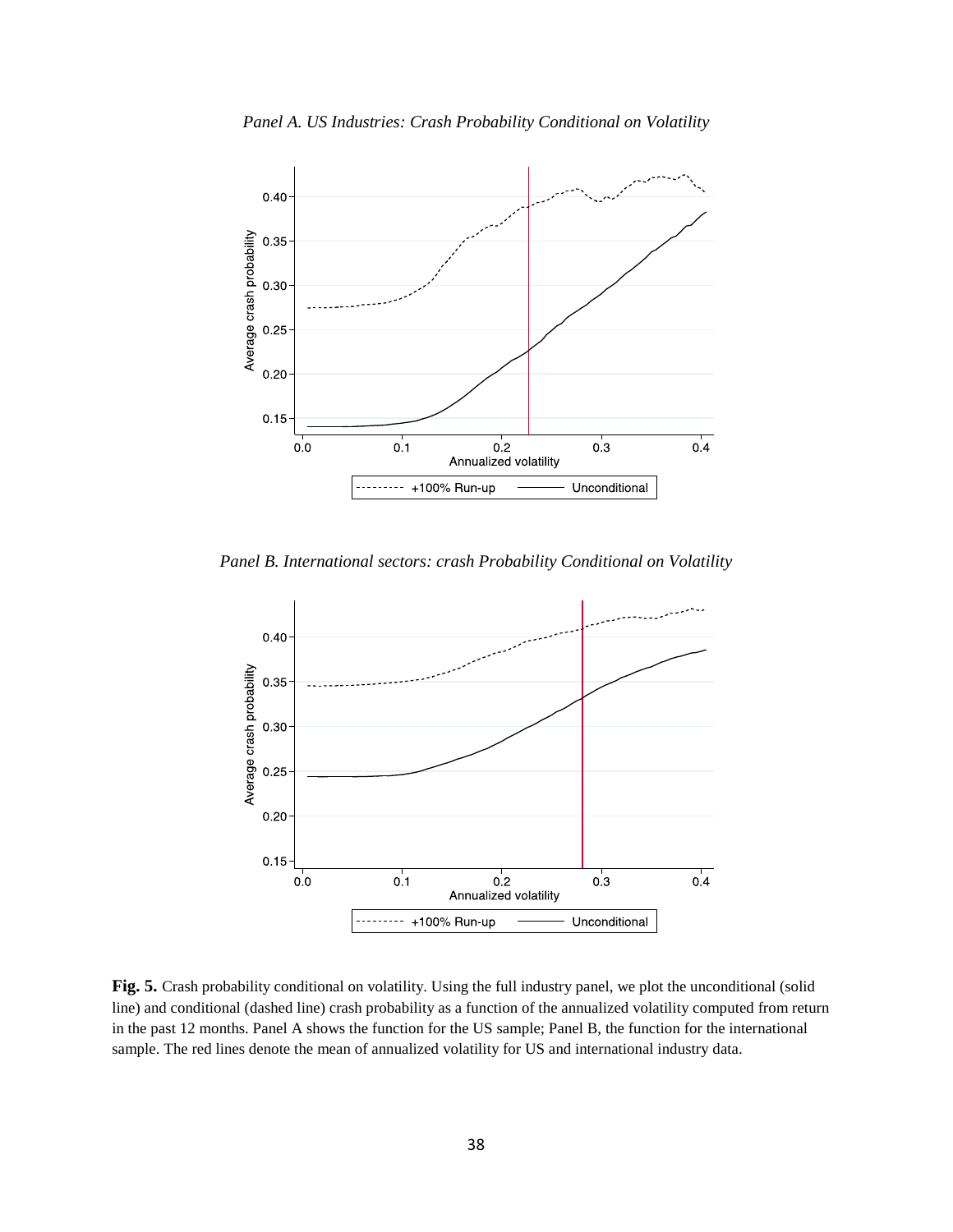*Panel A. US Industries: Crash Probability Conditional on Volatility*

*Panel B. International sectors: crash Probability Conditional on Volatility*

**Fig. 5.** Crash probability conditional on volatility. Using the full industry panel, we plot the unconditional (solid line) and conditional (dashed line) crash probability as a function of the annualized volatility computed from return in the past 12 months. Panel A shows the function for the US sample; Panel B, the function for the international sample. The red lines denote the mean of annualized volatility for US and international industry data.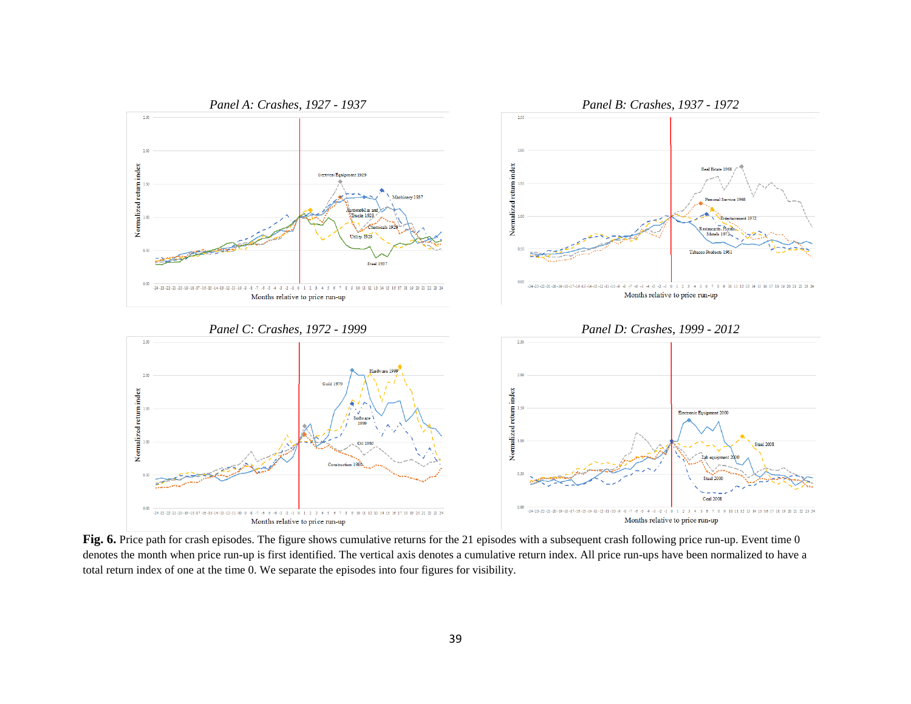**Fig. 6.** Price path for crash episodes. The figure shows cumulative returns for the 21 episodes with a subsequent crash following price run-up. Event time 0 denotes the month when price run-up is first identified. The vertical axis denotes a cumulative return index. All price run-ups have been normalized to have a total return index of one at the time 0. We separate the episodes into four figures for visibility.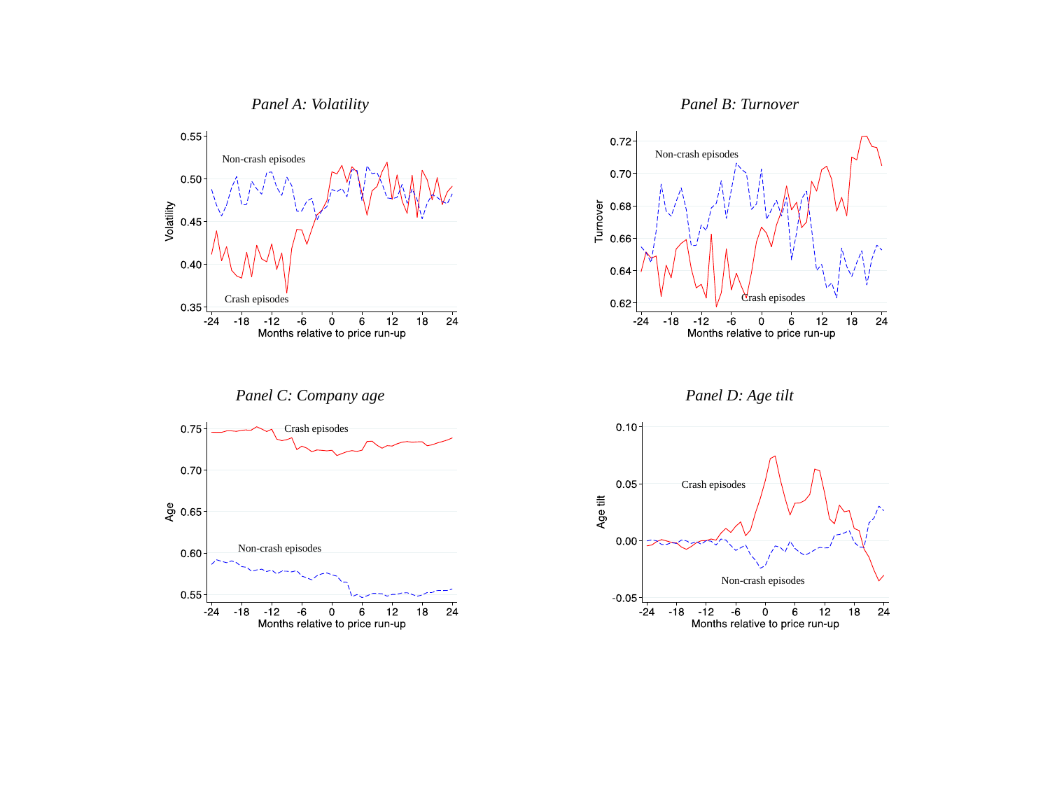*Panel A: Volatility*

*Panel B: Turnover*

*Panel C: Company age*

*Panel D: Age tilt*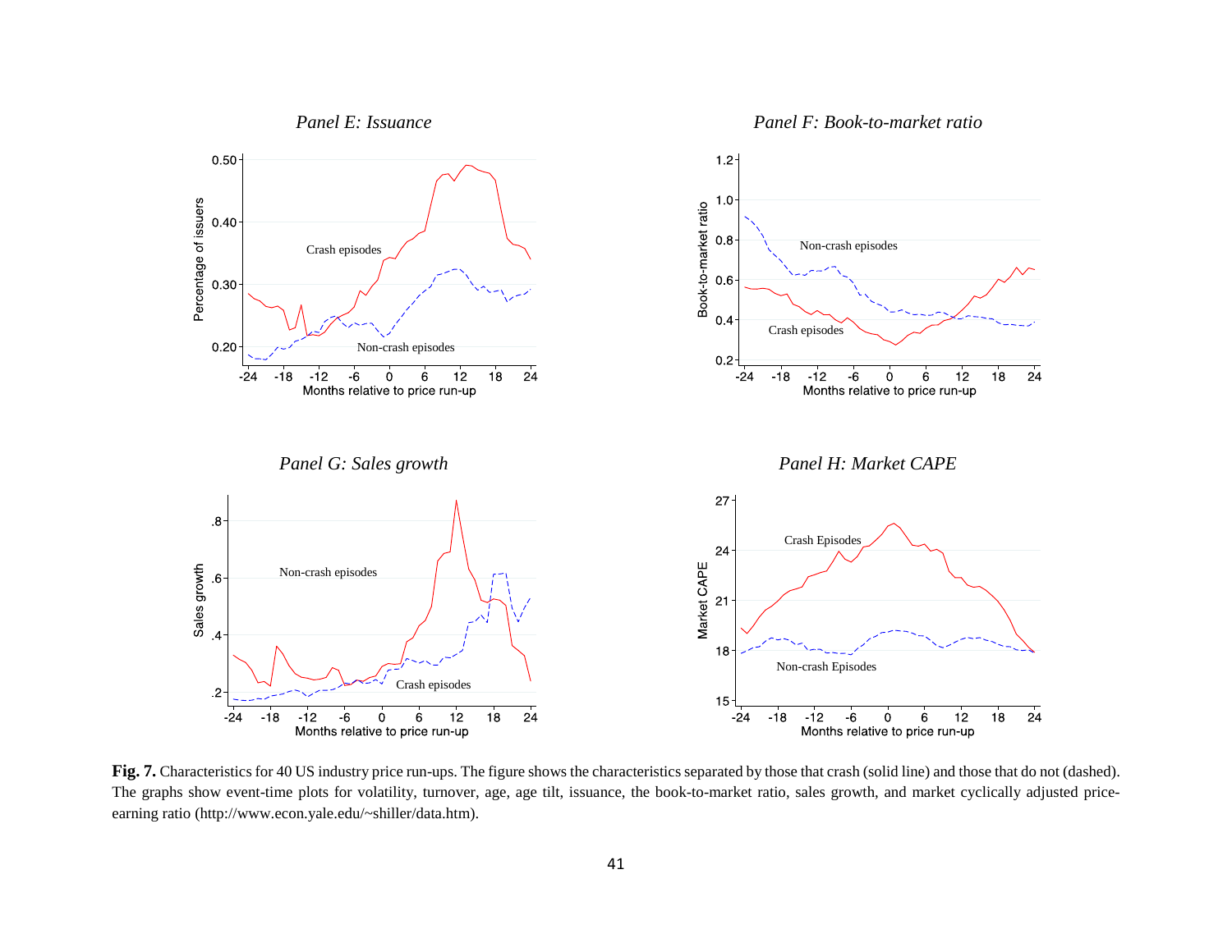*Panel E: Issuance*

*Panel F: Book-to-market ratio*

*Panel G: Sales growth*

*Panel H: Market CAPE*

**Fig. 7.** Characteristics for 40 US industry price run-ups. The figure shows the characteristics separated by those that crash (solid line) and those that do not (dashed). The graphs show event-time plots for volatility, turnover, age, age tilt, issuance, the book-to-market ratio, sales growth, and market cyclically adjusted price-earning ratio (http://www.econ.yale.edu/~shiller/data.htm).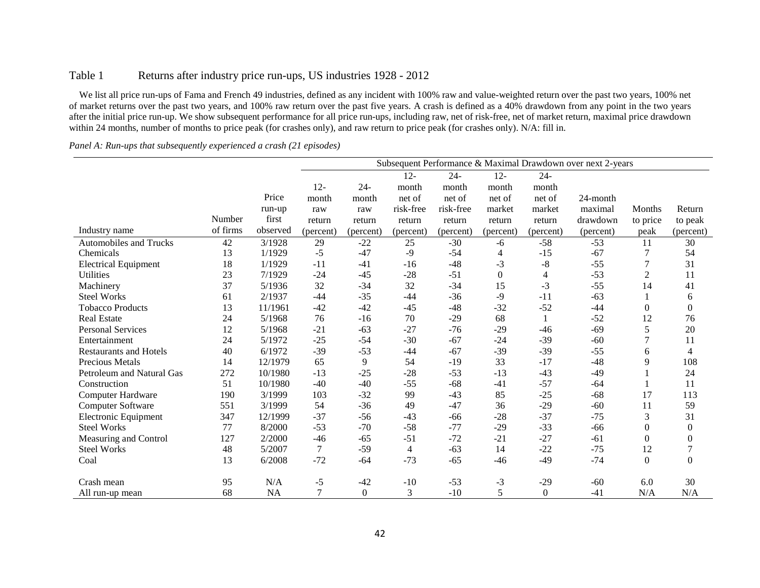Table 1 Returns after industry price run-ups, US industries 1928 - 2012

We list all price run-ups of Fama and French 49 industries, defined as any incident with 100% raw and value-weighted return over the past two years, 100% net of market returns over the past two years, and 100% raw return over the past five years. A crash is defined as a 40% drawdown from any point in the two years after the initial price run-up. We show subsequent performance for all price run-ups, including raw, net of risk-free, net of market return, maximal price drawdown within 24 months, number of months to price peak (for crashes only), and raw return to price peak (for crashes only). N/A: fill in.

*Panel A: Run-ups that subsequently experienced a crash (21 episodes)*

| | | | Subsequent Performance & Maximal Drawdown over next 2-years | | | | | | | | |
|---|---|---|---|---|---|---|---|---|---|---|---|
| Industry name | Number of firms | Price run-up first observed | 12-month raw return (percent) | 24-month raw return (percent) | 12-month net of risk-free return (percent) | 24-month net of risk-free return (percent) | 12-month net of market return (percent) | 24-month net of market return (percent) | 24-month maximal drawdown (percent) | Months to price peak | Return to peak (percent) |
| Automobiles and Trucks | 42 | 3/1928 | 29 | -22 | 25 | -30 | -6 | -58 | -53 | 11 | 30 |
| Chemicals | 13 | 1/1929 | -5 | -47 | -9 | -54 | 4 | -15 | -67 | 7 | 54 |
| Electrical Equipment | 18 | 1/1929 | -11 | -41 | -16 | -48 | -3 | -8 | -55 | 7 | 31 |
| Utilities | 23 | 7/1929 | -24 | -45 | -28 | -51 | 0 | 4 | -53 | 2 | 11 |
| Machinery | 37 | 5/1936 | 32 | -34 | 32 | -34 | 15 | -3 | -55 | 14 | 41 |
| Steel Works | 61 | 2/1937 | -44 | -35 | -44 | -36 | -9 | -11 | -63 | 1 | 6 |
| Tobacco Products | 13 | 11/1961 | -42 | -42 | -45 | -48 | -32 | -52 | -44 | 0 | 0 |
| Real Estate | 24 | 5/1968 | 76 | -16 | 70 | -29 | 68 | 1 | -52 | 12 | 76 |
| Personal Services | 12 | 5/1968 | -21 | -63 | -27 | -76 | -29 | -46 | -69 | 5 | 20 |
| Entertainment | 24 | 5/1972 | -25 | -54 | -30 | -67 | -24 | -39 | -60 | 7 | 11 |
| Restaurants and Hotels | 40 | 6/1972 | -39 | -53 | -44 | -67 | -39 | -39 | -55 | 6 | 4 |
| Precious Metals | 14 | 12/1979 | 65 | 9 | 54 | -19 | 33 | -17 | -48 | 9 | 108 |
| Petroleum and Natural Gas | 272 | 10/1980 | -13 | -25 | -28 | -53 | -13 | -43 | -49 | 1 | 24 |
| Construction | 51 | 10/1980 | -40 | -40 | -55 | -68 | -41 | -57 | -64 | 1 | 11 |
| Computer Hardware | 190 | 3/1999 | 103 | -32 | 99 | -43 | 85 | -25 | -68 | 17 | 113 |
| Computer Software | 551 | 3/1999 | 54 | -36 | 49 | -47 | 36 | -29 | -60 | 11 | 59 |
| Electronic Equipment | 347 | 12/1999 | -37 | -56 | -43 | -66 | -28 | -37 | -75 | 3 | 31 |
| Steel Works | 77 | 8/2000 | -53 | -70 | -58 | -77 | -29 | -33 | -66 | 0 | 0 |
| Measuring and Control | 127 | 2/2000 | -46 | -65 | -51 | -72 | -21 | -27 | -61 | 0 | 0 |
| Steel Works | 48 | 5/2007 | 7 | -59 | 4 | -63 | 14 | -22 | -75 | 12 | 7 |
| Coal | 13 | 6/2008 | -72 | -64 | -73 | -65 | -46 | -49 | -74 | 0 | 0 |
| Crash mean | 95 | N/A | -5 | -42 | -10 | -53 | -3 | -29 | -60 | 6.0 | 30 |
| All run-up mean | 68 | NA | 7 | 0 | 3 | -10 | 5 | 0 | -41 | N/A | N/A |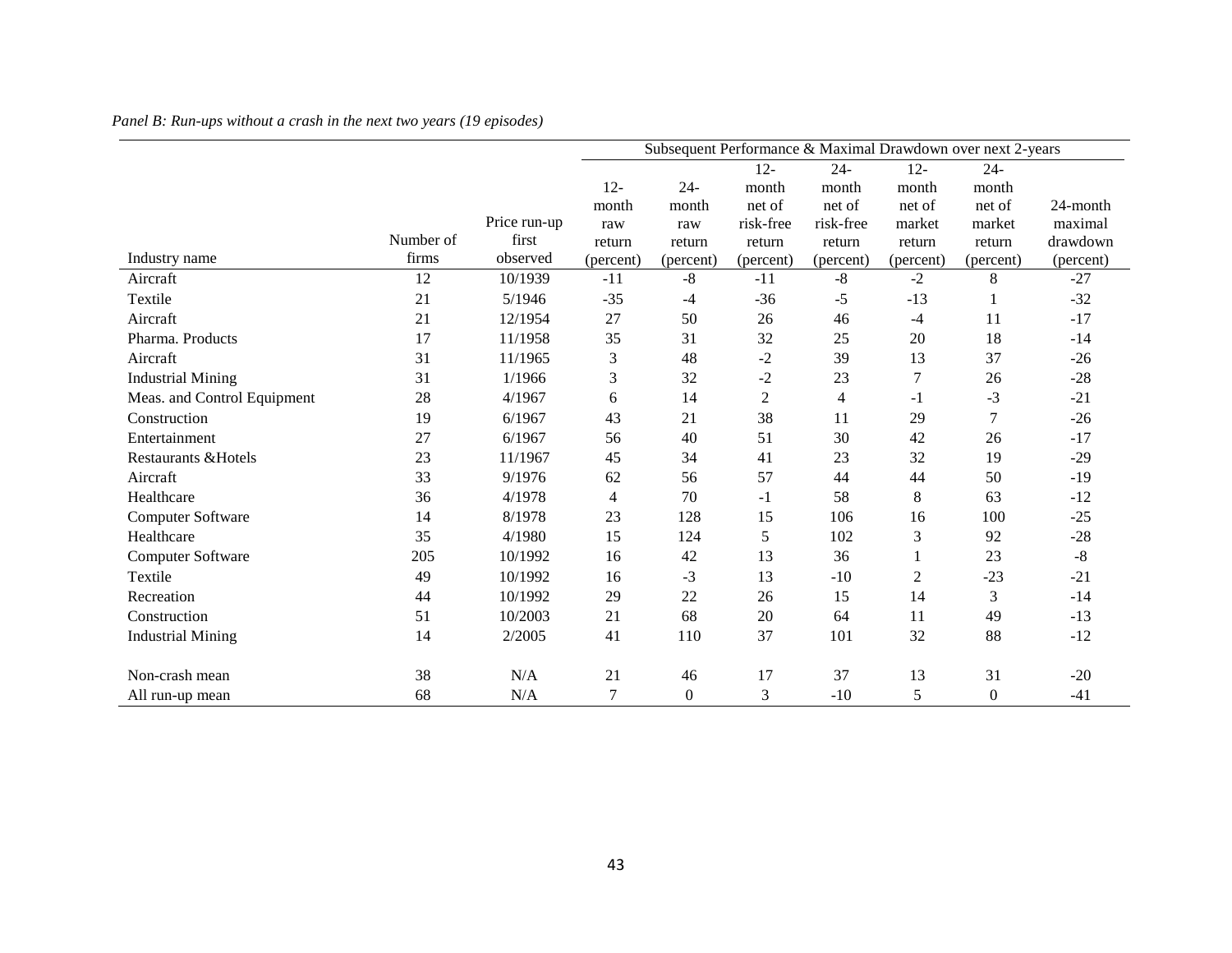*Panel B: Run-ups without a crash in the next two years (19 episodes)*

| | | | Subsequent Performance & Maximal Drawdown over next 2-years | | | | | | |
|---|---|---|---|---|---|---|---|---|---|
| Industry name | Number of firms | Price run-up first observed | 12-month raw return (percent) | 24-month raw return (percent) | 12-month net of risk-free return (percent) | 24-month net of risk-free return (percent) | 12-month net of market return (percent) | 24-month net of market return (percent) | 24-month maximal drawdown (percent) |
| Aircraft | 12 | 10/1939 | -11 | -8 | -11 | -8 | -2 | 8 | -27 |
| Textile | 21 | 5/1946 | -35 | -4 | -36 | -5 | -13 | 1 | -32 |
| Aircraft | 21 | 12/1954 | 27 | 50 | 26 | 46 | -4 | 11 | -17 |
| Pharma. Products | 17 | 11/1958 | 35 | 31 | 32 | 25 | 20 | 18 | -14 |
| Aircraft | 31 | 11/1965 | 3 | 48 | -2 | 39 | 13 | 37 | -26 |
| Industrial Mining | 31 | 1/1966 | 3 | 32 | -2 | 23 | 7 | 26 | -28 |
| Meas. and Control Equipment | 28 | 4/1967 | 6 | 14 | 2 | 4 | -1 | -3 | -21 |
| Construction | 19 | 6/1967 | 43 | 21 | 38 | 11 | 29 | 7 | -26 |
| Entertainment | 27 | 6/1967 | 56 | 40 | 51 | 30 | 42 | 26 | -17 |
| Restaurants &Hotels | 23 | 11/1967 | 45 | 34 | 41 | 23 | 32 | 19 | -29 |
| Aircraft | 33 | 9/1976 | 62 | 56 | 57 | 44 | 44 | 50 | -19 |
| Healthcare | 36 | 4/1978 | 4 | 70 | -1 | 58 | 8 | 63 | -12 |
| Computer Software | 14 | 8/1978 | 23 | 128 | 15 | 106 | 16 | 100 | -25 |
| Healthcare | 35 | 4/1980 | 15 | 124 | 5 | 102 | 3 | 92 | -28 |
| Computer Software | 205 | 10/1992 | 16 | 42 | 13 | 36 | 1 | 23 | -8 |
| Textile | 49 | 10/1992 | 16 | -3 | 13 | -10 | 2 | -23 | -21 |
| Recreation | 44 | 10/1992 | 29 | 22 | 26 | 15 | 14 | 3 | -14 |
| Construction | 51 | 10/2003 | 21 | 68 | 20 | 64 | 11 | 49 | -13 |
| Industrial Mining | 14 | 2/2005 | 41 | 110 | 37 | 101 | 32 | 88 | -12 |
| Non-crash mean | 38 | N/A | 21 | 46 | 17 | 37 | 13 | 31 | -20 |
| All run-up mean | 68 | N/A | 7 | 0 | 3 | -10 | 5 | 0 | -41 |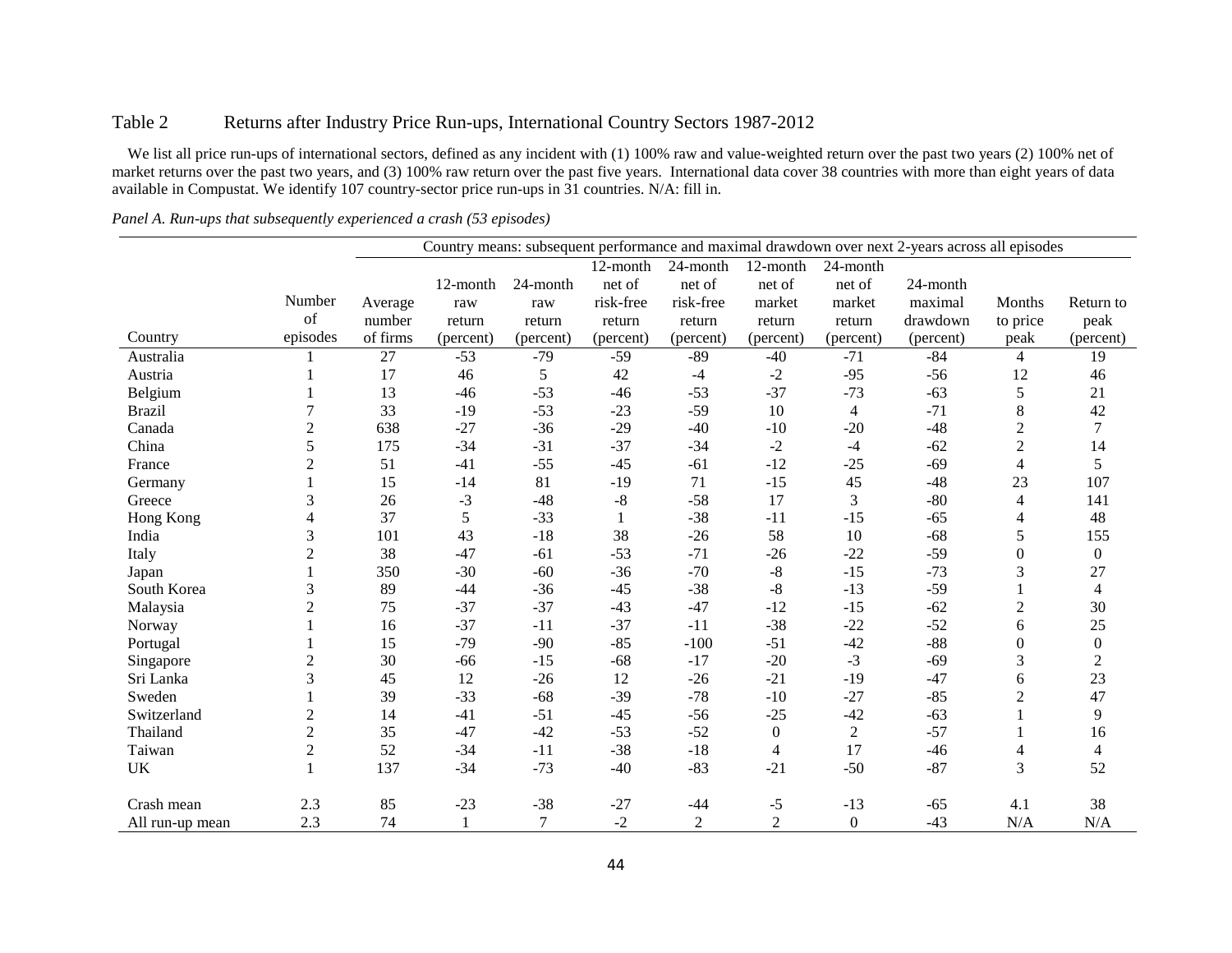## Table 2 Returns after Industry Price Run-ups, International Country Sectors 1987-2012

We list all price run-ups of international sectors, defined as any incident with (1) 100% raw and value-weighted return over the past two years (2) 100% net of market returns over the past two years, and (3) 100% raw return over the past five years. International data cover 38 countries with more than eight years of data available in Compustat. We identify 107 country-sector price run-ups in 31 countries. N/A: fill in.

*Panel A. Run-ups that subsequently experienced a crash (53 episodes)*

| | | Country means: subsequent performance and maximal drawdown over next 2-years across all episodes | | | | | | | | | |
|---|---|---|---|---|---|---|---|---|---|---|---|
| Country | Number of episodes | Average number of firms | 12-month raw return (percent) | 24-month raw return (percent) | 12-month net of risk-free return (percent) | 24-month net of risk-free return (percent) | 12-month net of market return (percent) | 24-month net of market return (percent) | 24-month maximal drawdown (percent) | Months to price peak | Return to peak (percent) |
| Australia | 1 | 27 | -53 | -79 | -59 | -89 | -40 | -71 | -84 | 4 | 19 |
| Austria | 1 | 17 | 46 | 5 | 42 | -4 | -2 | -95 | -56 | 12 | 46 |
| Belgium | 1 | 13 | -46 | -53 | -46 | -53 | -37 | -73 | -63 | 5 | 21 |
| Brazil | 7 | 33 | -19 | -53 | -23 | -59 | 10 | 4 | -71 | 8 | 42 |
| Canada | 2 | 638 | -27 | -36 | -29 | -40 | -10 | -20 | -48 | 2 | 7 |
| China | 5 | 175 | -34 | -31 | -37 | -34 | -2 | -4 | -62 | 2 | 14 |
| France | 2 | 51 | -41 | -55 | -45 | -61 | -12 | -25 | -69 | 4 | 5 |
| Germany | 1 | 15 | -14 | 81 | -19 | 71 | -15 | 45 | -48 | 23 | 107 |
| Greece | 3 | 26 | -3 | -48 | -8 | -58 | 17 | 3 | -80 | 4 | 141 |
| Hong Kong | 4 | 37 | 5 | -33 | 1 | -38 | -11 | -15 | -65 | 4 | 48 |
| India | 3 | 101 | 43 | -18 | 38 | -26 | 58 | 10 | -68 | 5 | 155 |
| Italy | 2 | 38 | -47 | -61 | -53 | -71 | -26 | -22 | -59 | 0 | 0 |
| Japan | 1 | 350 | -30 | -60 | -36 | -70 | -8 | -15 | -73 | 3 | 27 |
| South Korea | 3 | 89 | -44 | -36 | -45 | -38 | -8 | -13 | -59 | 1 | 4 |
| Malaysia | 2 | 75 | -37 | -37 | -43 | -47 | -12 | -15 | -62 | 2 | 30 |
| Norway | 1 | 16 | -37 | -11 | -37 | -11 | -38 | -22 | -52 | 6 | 25 |
| Portugal | 1 | 15 | -79 | -90 | -85 | -100 | -51 | -42 | -88 | 0 | 0 |
| Singapore | 2 | 30 | -66 | -15 | -68 | -17 | -20 | -3 | -69 | 3 | 2 |
| Sri Lanka | 3 | 45 | 12 | -26 | 12 | -26 | -21 | -19 | -47 | 6 | 23 |
| Sweden | 1 | 39 | -33 | -68 | -39 | -78 | -10 | -27 | -85 | 2 | 47 |
| Switzerland | 2 | 14 | -41 | -51 | -45 | -56 | -25 | -42 | -63 | 1 | 9 |
| Thailand | 2 | 35 | -47 | -42 | -53 | -52 | 0 | 2 | -57 | 1 | 16 |
| Taiwan | 2 | 52 | -34 | -11 | -38 | -18 | 4 | 17 | -46 | 4 | 4 |
| UK | 1 | 137 | -34 | -73 | -40 | -83 | -21 | -50 | -87 | 3 | 52 |
| Crash mean | 2.3 | 85 | -23 | -38 | -27 | -44 | -5 | -13 | -65 | 4.1 | 38 |
| All run-up mean | 2.3 | 74 | 1 | 7 | -2 | 2 | 2 | 0 | -43 | N/A | N/A |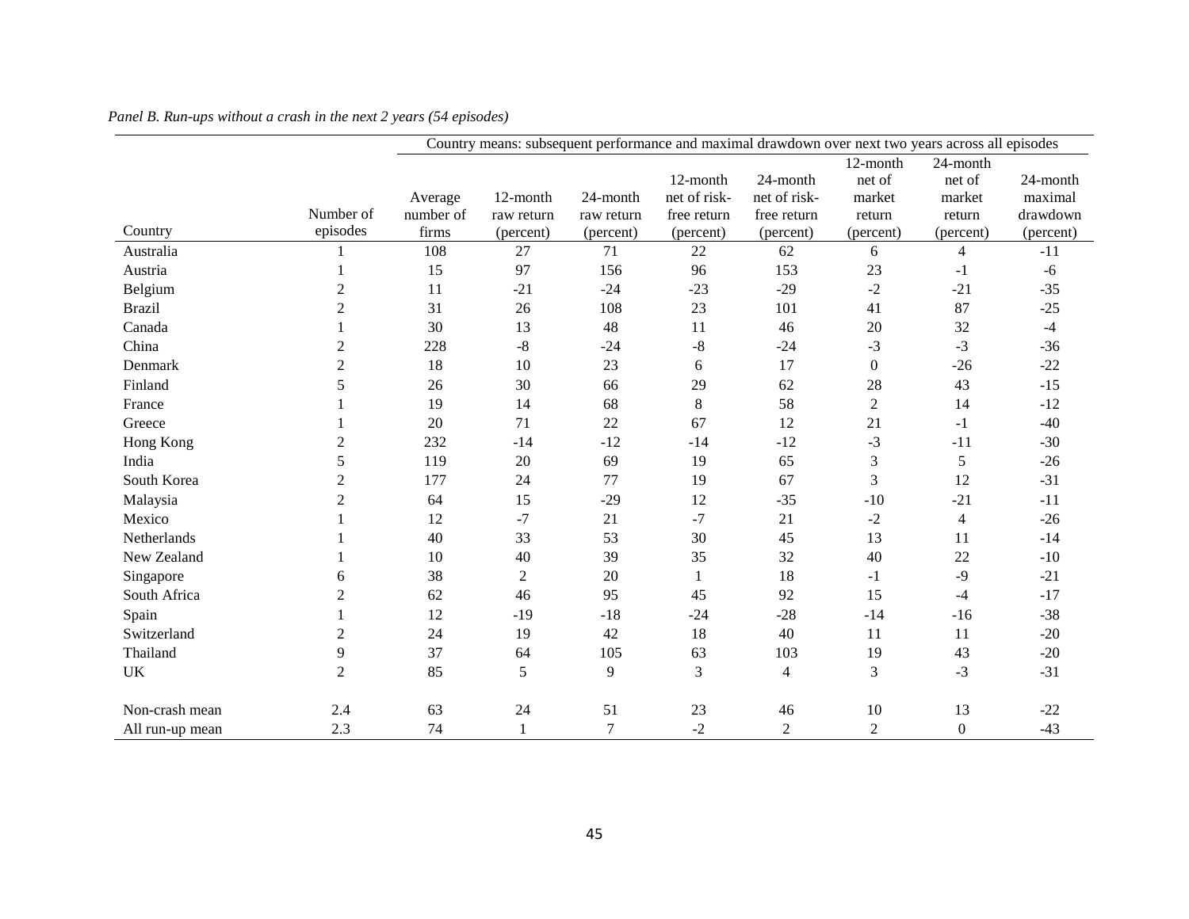*Panel B. Run-ups without a crash in the next 2 years (54 episodes)*

| | | Country means: subsequent performance and maximal drawdown over next two years across all episodes | | | | | | | |
|---|---|---|---|---|---|---|---|---|---|
| Country | Number of episodes | Average number of firms | 12-month raw return (percent) | 24-month raw return (percent) | 12-month net of risk-free return (percent) | 24-month net of risk-free return (percent) | 12-month net of market return (percent) | 24-month net of market return (percent) | 24-month maximal drawdown (percent) |
| Australia | 1 | 108 | 27 | 71 | 22 | 62 | 6 | 4 | -11 |
| Austria | 1 | 15 | 97 | 156 | 96 | 153 | 23 | -1 | -6 |
| Belgium | 2 | 11 | -21 | -24 | -23 | -29 | -2 | -21 | -35 |
| Brazil | 2 | 31 | 26 | 108 | 23 | 101 | 41 | 87 | -25 |
| Canada | 1 | 30 | 13 | 48 | 11 | 46 | 20 | 32 | -4 |
| China | 2 | 228 | -8 | -24 | -8 | -24 | -3 | -3 | -36 |
| Denmark | 2 | 18 | 10 | 23 | 6 | 17 | 0 | -26 | -22 |
| Finland | 5 | 26 | 30 | 66 | 29 | 62 | 28 | 43 | -15 |
| France | 1 | 19 | 14 | 68 | 8 | 58 | 2 | 14 | -12 |
| Greece | 1 | 20 | 71 | 22 | 67 | 12 | 21 | -1 | -40 |
| Hong Kong | 2 | 232 | -14 | -12 | -14 | -12 | -3 | -11 | -30 |
| India | 5 | 119 | 20 | 69 | 19 | 65 | 3 | 5 | -26 |
| South Korea | 2 | 177 | 24 | 77 | 19 | 67 | 3 | 12 | -31 |
| Malaysia | 2 | 64 | 15 | -29 | 12 | -35 | -10 | -21 | -11 |
| Mexico | 1 | 12 | -7 | 21 | -7 | 21 | -2 | 4 | -26 |
| Netherlands | 1 | 40 | 33 | 53 | 30 | 45 | 13 | 11 | -14 |
| New Zealand | 1 | 10 | 40 | 39 | 35 | 32 | 40 | 22 | -10 |
| Singapore | 6 | 38 | 2 | 20 | 1 | 18 | -1 | -9 | -21 |
| South Africa | 2 | 62 | 46 | 95 | 45 | 92 | 15 | -4 | -17 |
| Spain | 1 | 12 | -19 | -18 | -24 | -28 | -14 | -16 | -38 |
| Switzerland | 2 | 24 | 19 | 42 | 18 | 40 | 11 | 11 | -20 |
| Thailand | 9 | 37 | 64 | 105 | 63 | 103 | 19 | 43 | -20 |
| UK | 2 | 85 | 5 | 9 | 3 | 4 | 3 | -3 | -31 |
| Non-crash mean | 2.4 | 63 | 24 | 51 | 23 | 46 | 10 | 13 | -22 |
| All run-up mean | 2.3 | 74 | 1 | 7 | -2 | 2 | 2 | 0 | -43 |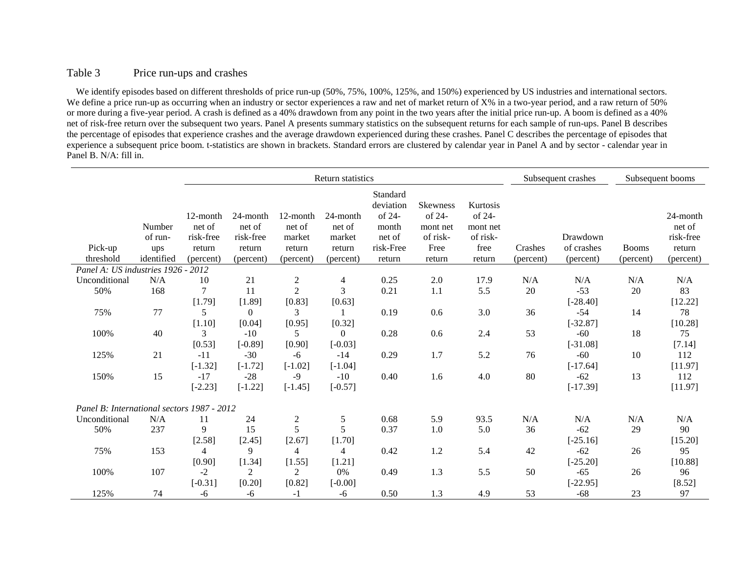Table 3 Price run-ups and crashes

We identify episodes based on different thresholds of price run-up (50%, 75%, 100%, 125%, and 150%) experienced by US industries and international sectors. We define a price run-up as occurring when an industry or sector experiences a raw and net of market return of X% in a two-year period, and a raw return of 50% or more during a five-year period. A crash is defined as a 40% drawdown from any point in the two years after the initial price run-up. A boom is defined as a 40% net of risk-free return over the subsequent two years. Panel A presents summary statistics on the subsequent returns for each sample of run-ups. Panel B describes the percentage of episodes that experience crashes and the average drawdown experienced during these crashes. Panel C describes the percentage of episodes that experience a subsequent price boom. t-statistics are shown in brackets. Standard errors are clustered by calendar year in Panel A and by sector - calendar year in Panel B. N/A: fill in.

| | | Return statistics | | | | | | | Subsequent crashes | | Subsequent booms | |
|---|---|---|---|---|---|---|---|---|---|---|---|---|
| Pick-up threshold | Number of run-ups identified | 12-month net of risk-free return (percent) | 24-month net of risk-free return (percent) | 12-month net of market return (percent) | 24-month net of market return (percent) | Standard deviation of 24-month net of risk-Free return | Skewness of 24-mont net of risk-Free return | Kurtosis of 24-mont net of risk-free return | Crashes (percent) | Drawdown of crashes (percent) | Booms (percent) | 24-month net of risk-free return (percent) |
| *Panel A: US industries 1926 - 2012* | | | | | | | | | | | | |
| Unconditional | N/A | 10 | 21 | 2 | 4 | 0.25 | 2.0 | 17.9 | N/A | N/A | N/A | N/A |
| 50% | 168 | 7 | 11 | 2 | 3 | 0.21 | 1.1 | 5.5 | 20 | -53 | 20 | 83 |
| | | [1.79] | [1.89] | [0.83] | [0.63] | | | | | [-28.40] | | [12.22] |
| 75% | 77 | 5 | 0 | 3 | 1 | 0.19 | 0.6 | 3.0 | 36 | -54 | 14 | 78 |
| | | [1.10] | [0.04] | [0.95] | [0.32] | | | | | [-32.87] | | [10.28] |
| 100% | 40 | 3 | -10 | 5 | 0 | 0.28 | 0.6 | 2.4 | 53 | -60 | 18 | 75 |
| | | [0.53] | [-0.89] | [0.90] | [-0.03] | | | | | [-31.08] | | [7.14] |
| 125% | 21 | -11 | -30 | -6 | -14 | 0.29 | 1.7 | 5.2 | 76 | -60 | 10 | 112 |
| | | [-1.32] | [-1.72] | [-1.02] | [-1.04] | | | | | [-17.64] | | [11.97] |
| 150% | 15 | -17 | -28 | -9 | -10 | 0.40 | 1.6 | 4.0 | 80 | -62 | 13 | 112 |
| | | [-2.23] | [-1.22] | [-1.45] | [-0.57] | | | | | [-17.39] | | [11.97] |
| *Panel B: International sectors 1987 - 2012* | | | | | | | | | | | | |
| Unconditional | N/A | 11 | 24 | 2 | 5 | 0.68 | 5.9 | 93.5 | N/A | N/A | N/A | N/A |
| 50% | 237 | 9 | 15 | 5 | 5 | 0.37 | 1.0 | 5.0 | 36 | -62 | 29 | 90 |
| | | [2.58] | [2.45] | [2.67] | [1.70] | | | | | [-25.16] | | [15.20] |
| 75% | 153 | 4 | 9 | 4 | 4 | 0.42 | 1.2 | 5.4 | 42 | -62 | 26 | 95 |
| | | [0.90] | [1.34] | [1.55] | [1.21] | | | | | [-25.20] | | [10.88] |
| 100% | 107 | -2 | 2 | 2 | 0% | 0.49 | 1.3 | 5.5 | 50 | -65 | 26 | 96 |
| | | [-0.31] | [0.20] | [0.82] | [-0.00] | | | | | [-22.95] | | [8.52] |
| 125% | 74 | -6 | -6 | -1 | -6 | 0.50 | 1.3 | 4.9 | 53 | -68 | 23 | 97 |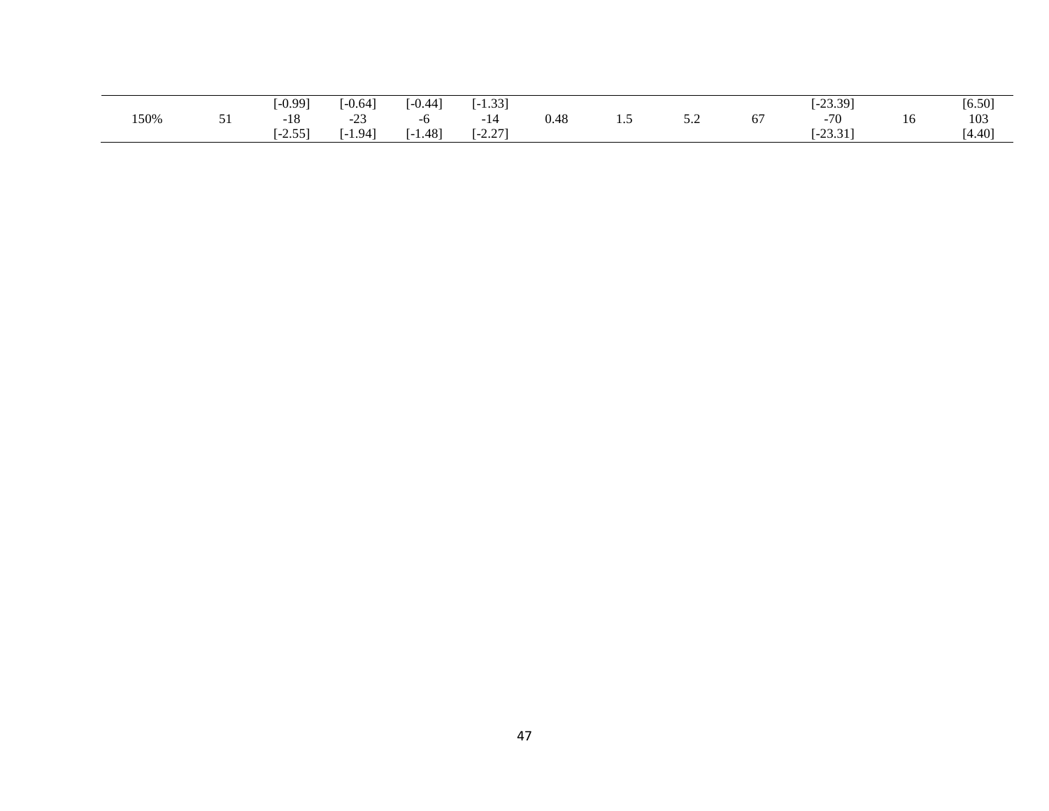|  |  |  |  |  |  |  |  |  |  |  |  |  |
|---|---|---|---|---|---|---|---|---|---|---|---|---|
|  |  | [-0.99] | [-0.64] | [-0.44] | [-1.33] |  |  |  |  | [-23.39] |  | [6.50] |
| 150% | 51 | -18 | -23 | -6 | -14 | 0.48 | 1.5 | 5.2 | 67 | -70 | 16 | 103 |
|  |  | [-2.55] | [-1.94] | [-1.48] | [-2.27] |  |  |  |  | [-23.31] |  | [4.40] |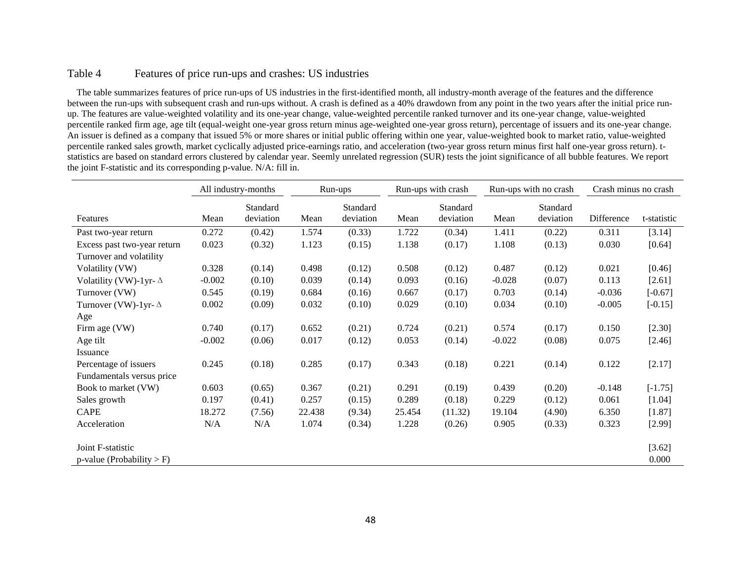Table 4 Features of price run-ups and crashes: US industries

The table summarizes features of price run-ups of US industries in the first-identified month, all industry-month average of the features and the difference between the run-ups with subsequent crash and run-ups without. A crash is defined as a 40% drawdown from any point in the two years after the initial price run-up. The features are value-weighted volatility and its one-year change, value-weighted percentile ranked turnover and its one-year change, value-weighted percentile ranked firm age, age tilt (equal-weight one-year gross return minus age-weighted one-year gross return), percentage of issuers and its one-year change. An issuer is defined as a company that issued 5% or more shares or initial public offering within one year, value-weighted book to market ratio, value-weighted percentile ranked sales growth, market cyclically adjusted price-earnings ratio, and acceleration (two-year gross return minus first half one-year gross return). t-statistics are based on standard errors clustered by calendar year. Seemly unrelated regression (SUR) tests the joint significance of all bubble features. We report the joint F-statistic and its corresponding p-value. N/A: fill in.

| | All industry-months | | Run-ups | | Run-ups with crash | | Run-ups with no crash | | Crash minus no crash | |
|---|---|---|---|---|---|---|---|---|---|---|
| Features | Mean | Standard deviation | Mean | Standard deviation | Mean | Standard deviation | Mean | Standard deviation | Difference | t-statistic |
| Past two-year return | 0.272 | (0.42) | 1.574 | (0.33) | 1.722 | (0.34) | 1.411 | (0.22) | 0.311 | [3.14] |
| Excess past two-year return | 0.023 | (0.32) | 1.123 | (0.15) | 1.138 | (0.17) | 1.108 | (0.13) | 0.030 | [0.64] |
| Turnover and volatility | | | | | | | | | | |
| Volatility (VW) | 0.328 | (0.14) | 0.498 | (0.12) | 0.508 | (0.12) | 0.487 | (0.12) | 0.021 | [0.46] |
| Volatility (VW)-1yr- Δ | -0.002 | (0.10) | 0.039 | (0.14) | 0.093 | (0.16) | -0.028 | (0.07) | 0.113 | [2.61] |
| Turnover (VW) | 0.545 | (0.19) | 0.684 | (0.16) | 0.667 | (0.17) | 0.703 | (0.14) | -0.036 | [-0.67] |
| Turnover (VW)-1yr- Δ | 0.002 | (0.09) | 0.032 | (0.10) | 0.029 | (0.10) | 0.034 | (0.10) | -0.005 | [-0.15] |
| Age | | | | | | | | | | |
| Firm age (VW) | 0.740 | (0.17) | 0.652 | (0.21) | 0.724 | (0.21) | 0.574 | (0.17) | 0.150 | [2.30] |
| Age tilt | -0.002 | (0.06) | 0.017 | (0.12) | 0.053 | (0.14) | -0.022 | (0.08) | 0.075 | [2.46] |
| Issuance | | | | | | | | | | |
| Percentage of issuers | 0.245 | (0.18) | 0.285 | (0.17) | 0.343 | (0.18) | 0.221 | (0.14) | 0.122 | [2.17] |
| Fundamentals versus price | | | | | | | | | | |
| Book to market (VW) | 0.603 | (0.65) | 0.367 | (0.21) | 0.291 | (0.19) | 0.439 | (0.20) | -0.148 | [-1.75] |
| Sales growth | 0.197 | (0.41) | 0.257 | (0.15) | 0.289 | (0.18) | 0.229 | (0.12) | 0.061 | [1.04] |
| CAPE | 18.272 | (7.56) | 22.438 | (9.34) | 25.454 | (11.32) | 19.104 | (4.90) | 6.350 | [1.87] |
| Acceleration | N/A | N/A | 1.074 | (0.34) | 1.228 | (0.26) | 0.905 | (0.33) | 0.323 | [2.99] |
| | | | | | | | | | | |
| Joint F-statistic | | | | | | | | | | [3.62] |
| p-value (Probability > F) | | | | | | | | | | 0.000 |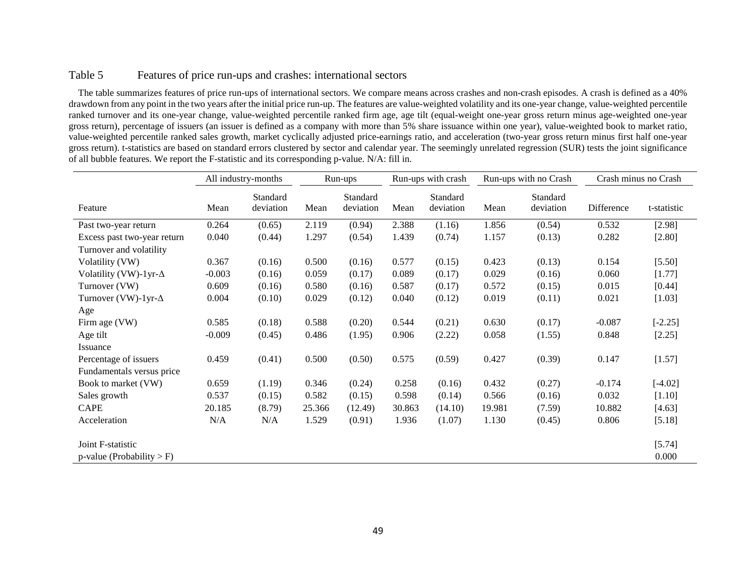Table 5 Features of price run-ups and crashes: international sectors

The table summarizes features of price run-ups of international sectors. We compare means across crashes and non-crash episodes. A crash is defined as a 40% drawdown from any point in the two years after the initial price run-up. The features are value-weighted volatility and its one-year change, value-weighted percentile ranked turnover and its one-year change, value-weighted percentile ranked firm age, age tilt (equal-weight one-year gross return minus age-weighted one-year gross return), percentage of issuers (an issuer is defined as a company with more than 5% share issuance within one year), value-weighted book to market ratio, value-weighted percentile ranked sales growth, market cyclically adjusted price-earnings ratio, and acceleration (two-year gross return minus first half one-year gross return). t-statistics are based on standard errors clustered by sector and calendar year. The seemingly unrelated regression (SUR) tests the joint significance of all bubble features. We report the F-statistic and its corresponding p-value. N/A: fill in.

| | All industry-months | | Run-ups | | Run-ups with crash | | Run-ups with no Crash | | Crash minus no Crash | |
|---|---|---|---|---|---|---|---|---|---|---|
| Feature | Mean | Standard deviation | Mean | Standard deviation | Mean | Standard deviation | Mean | Standard deviation | Difference | t-statistic |
| Past two-year return | 0.264 | (0.65) | 2.119 | (0.94) | 2.388 | (1.16) | 1.856 | (0.54) | 0.532 | [2.98] |
| Excess past two-year return | 0.040 | (0.44) | 1.297 | (0.54) | 1.439 | (0.74) | 1.157 | (0.13) | 0.282 | [2.80] |
| Turnover and volatility | | | | | | | | | | |
| Volatility (VW) | 0.367 | (0.16) | 0.500 | (0.16) | 0.577 | (0.15) | 0.423 | (0.13) | 0.154 | [5.50] |
| Volatility (VW)-1yr-Δ | -0.003 | (0.16) | 0.059 | (0.17) | 0.089 | (0.17) | 0.029 | (0.16) | 0.060 | [1.77] |
| Turnover (VW) | 0.609 | (0.16) | 0.580 | (0.16) | 0.587 | (0.17) | 0.572 | (0.15) | 0.015 | [0.44] |
| Turnover (VW)-1yr-Δ | 0.004 | (0.10) | 0.029 | (0.12) | 0.040 | (0.12) | 0.019 | (0.11) | 0.021 | [1.03] |
| Age | | | | | | | | | | |
| Firm age (VW) | 0.585 | (0.18) | 0.588 | (0.20) | 0.544 | (0.21) | 0.630 | (0.17) | -0.087 | [-2.25] |
| Age tilt | -0.009 | (0.45) | 0.486 | (1.95) | 0.906 | (2.22) | 0.058 | (1.55) | 0.848 | [2.25] |
| Issuance | | | | | | | | | | |
| Percentage of issuers | 0.459 | (0.41) | 0.500 | (0.50) | 0.575 | (0.59) | 0.427 | (0.39) | 0.147 | [1.57] |
| Fundamentals versus price | | | | | | | | | | |
| Book to market (VW) | 0.659 | (1.19) | 0.346 | (0.24) | 0.258 | (0.16) | 0.432 | (0.27) | -0.174 | [-4.02] |
| Sales growth | 0.537 | (0.15) | 0.582 | (0.15) | 0.598 | (0.14) | 0.566 | (0.16) | 0.032 | [1.10] |
| CAPE | 20.185 | (8.79) | 25.366 | (12.49) | 30.863 | (14.10) | 19.981 | (7.59) | 10.882 | [4.63] |
| Acceleration | N/A | N/A | 1.529 | (0.91) | 1.936 | (1.07) | 1.130 | (0.45) | 0.806 | [5.18] |
| | | | | | | | | | | |
| Joint F-statistic | | | | | | | | | | [5.74] |
| p-value (Probability > F) | | | | | | | | | | 0.000 |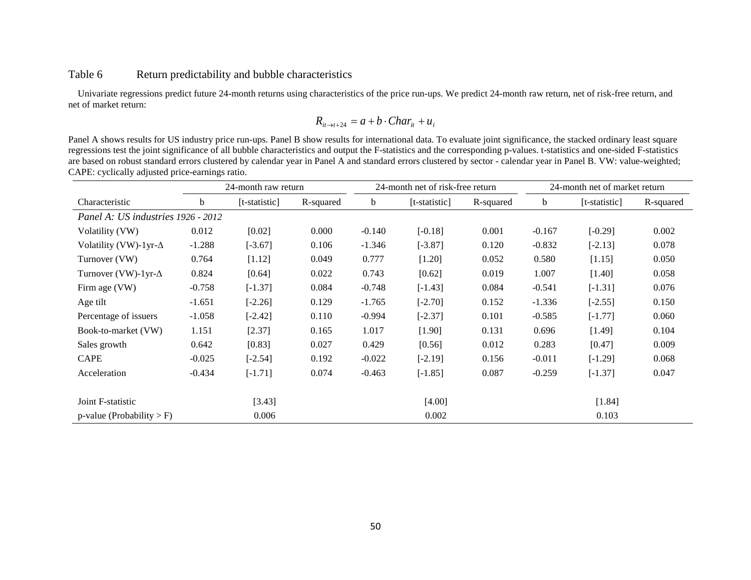## Table 6 Return predictability and bubble characteristics

Univariate regressions predict future 24-month returns using characteristics of the price run-ups. We predict 24-month raw return, net of risk-free return, and net of market return:

$$R_{it \to t+24} = a + b \cdot Char_{it} + u_i$$

Panel A shows results for US industry price run-ups. Panel B show results for international data. To evaluate joint significance, the stacked ordinary least square regressions test the joint significance of all bubble characteristics and output the F-statistics and the corresponding p-values. t-statistics and one-sided F-statistics are based on robust standard errors clustered by calendar year in Panel A and standard errors clustered by sector - calendar year in Panel B. VW: value-weighted; CAPE: cyclically adjusted price-earnings ratio.

| | 24-month raw return | | | 24-month net of risk-free return | | | 24-month net of market return | | |
|---|---|---|---|---|---|---|---|---|---|
| Characteristic | b | [t-statistic] | R-squared | b | [t-statistic] | R-squared | b | [t-statistic] | R-squared |
| *Panel A: US industries 1926 - 2012* | | | | | | | | | |
| Volatility (VW) | 0.012 | [0.02] | 0.000 | -0.140 | [-0.18] | 0.001 | -0.167 | [-0.29] | 0.002 |
| Volatility (VW)-1yr-Δ | -1.288 | [-3.67] | 0.106 | -1.346 | [-3.87] | 0.120 | -0.832 | [-2.13] | 0.078 |
| Turnover (VW) | 0.764 | [1.12] | 0.049 | 0.777 | [1.20] | 0.052 | 0.580 | [1.15] | 0.050 |
| Turnover (VW)-1yr-Δ | 0.824 | [0.64] | 0.022 | 0.743 | [0.62] | 0.019 | 1.007 | [1.40] | 0.058 |
| Firm age (VW) | -0.758 | [-1.37] | 0.084 | -0.748 | [-1.43] | 0.084 | -0.541 | [-1.31] | 0.076 |
| Age tilt | -1.651 | [-2.26] | 0.129 | -1.765 | [-2.70] | 0.152 | -1.336 | [-2.55] | 0.150 |
| Percentage of issuers | -1.058 | [-2.42] | 0.110 | -0.994 | [-2.37] | 0.101 | -0.585 | [-1.77] | 0.060 |
| Book-to-market (VW) | 1.151 | [2.37] | 0.165 | 1.017 | [1.90] | 0.131 | 0.696 | [1.49] | 0.104 |
| Sales growth | 0.642 | [0.83] | 0.027 | 0.429 | [0.56] | 0.012 | 0.283 | [0.47] | 0.009 |
| CAPE | -0.025 | [-2.54] | 0.192 | -0.022 | [-2.19] | 0.156 | -0.011 | [-1.29] | 0.068 |
| Acceleration | -0.434 | [-1.71] | 0.074 | -0.463 | [-1.85] | 0.087 | -0.259 | [-1.37] | 0.047 |
| | | | | | | | | | |
| Joint F-statistic | | [3.43] | | | [4.00] | | | [1.84] | |
| p-value (Probability > F) | | 0.006 | | | 0.002 | | | 0.103 | |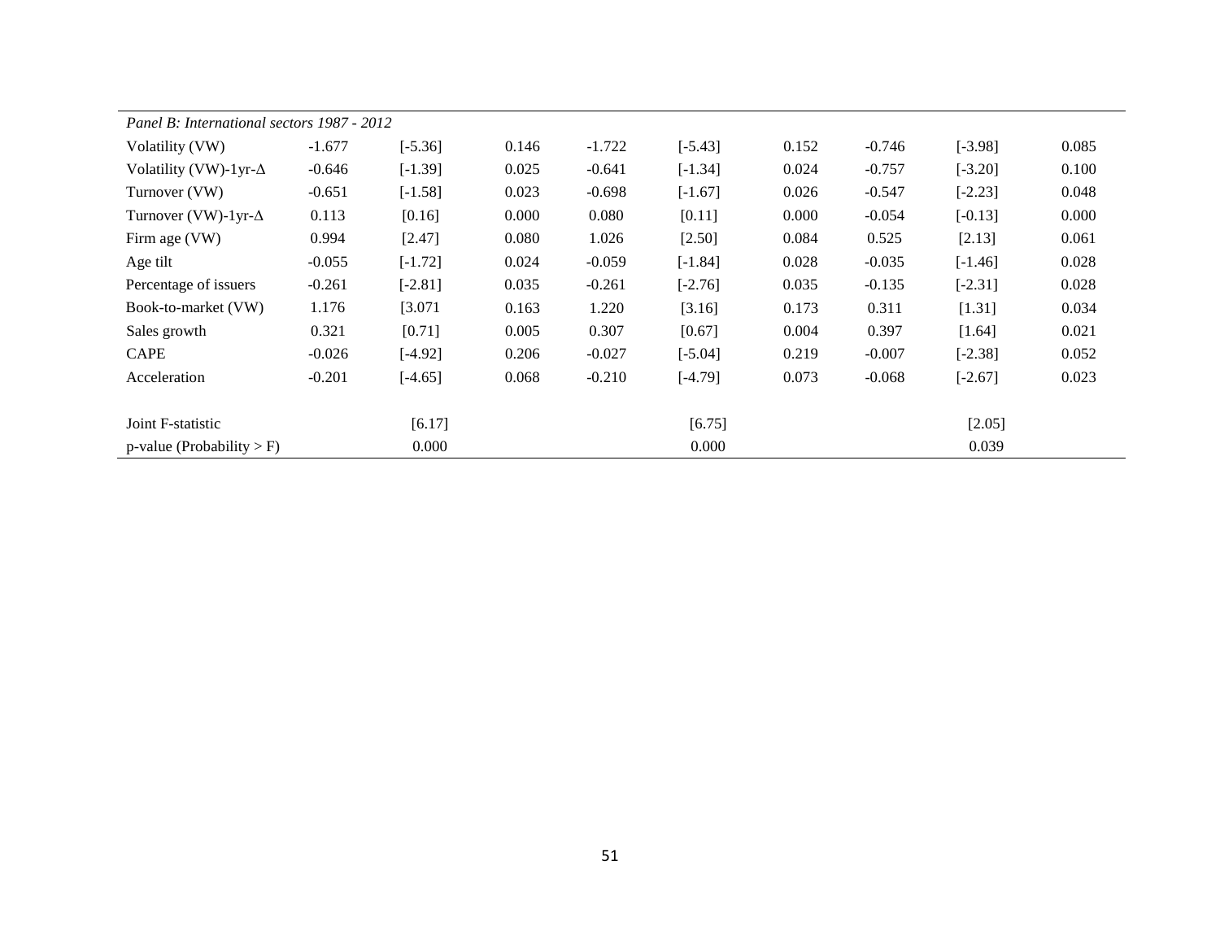| *Panel B: International sectors 1987 - 2012* | | | | | | | | | |
|---|---|---|---|---|---|---|---|---|---|
| Volatility (VW) | -1.677 | [-5.36] | 0.146 | -1.722 | [-5.43] | 0.152 | -0.746 | [-3.98] | 0.085 |
| Volatility (VW)-1yr-Δ | -0.646 | [-1.39] | 0.025 | -0.641 | [-1.34] | 0.024 | -0.757 | [-3.20] | 0.100 |
| Turnover (VW) | -0.651 | [-1.58] | 0.023 | -0.698 | [-1.67] | 0.026 | -0.547 | [-2.23] | 0.048 |
| Turnover (VW)-1yr-Δ | 0.113 | [0.16] | 0.000 | 0.080 | [0.11] | 0.000 | -0.054 | [-0.13] | 0.000 |
| Firm age (VW) | 0.994 | [2.47] | 0.080 | 1.026 | [2.50] | 0.084 | 0.525 | [2.13] | 0.061 |
| Age tilt | -0.055 | [-1.72] | 0.024 | -0.059 | [-1.84] | 0.028 | -0.035 | [-1.46] | 0.028 |
| Percentage of issuers | -0.261 | [-2.81] | 0.035 | -0.261 | [-2.76] | 0.035 | -0.135 | [-2.31] | 0.028 |
| Book-to-market (VW) | 1.176 | [3.071 | 0.163 | 1.220 | [3.16] | 0.173 | 0.311 | [1.31] | 0.034 |
| Sales growth | 0.321 | [0.71] | 0.005 | 0.307 | [0.67] | 0.004 | 0.397 | [1.64] | 0.021 |
| CAPE | -0.026 | [-4.92] | 0.206 | -0.027 | [-5.04] | 0.219 | -0.007 | [-2.38] | 0.052 |
| Acceleration | -0.201 | [-4.65] | 0.068 | -0.210 | [-4.79] | 0.073 | -0.068 | [-2.67] | 0.023 |
| | | | | | | | | | |
| Joint F-statistic | | [6.17] | | | [6.75] | | | [2.05] | |
| p-value (Probability > F) | | 0.000 | | | 0.000 | | | 0.039 | |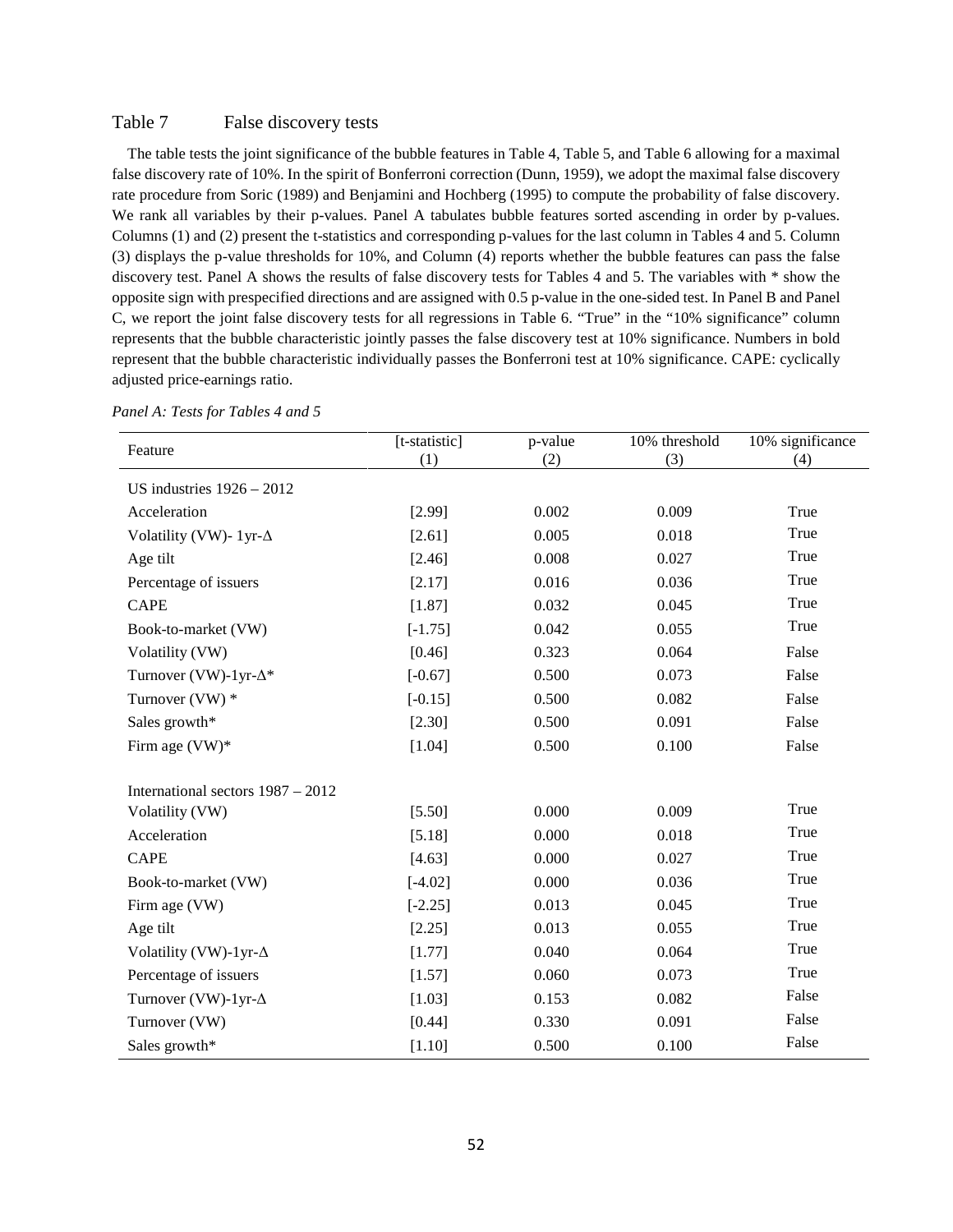## Table 7 False discovery tests

The table tests the joint significance of the bubble features in Table 4, Table 5, and Table 6 allowing for a maximal false discovery rate of 10%. In the spirit of Bonferroni correction (Dunn, 1959), we adopt the maximal false discovery rate procedure from Soric (1989) and Benjamini and Hochberg (1995) to compute the probability of false discovery. We rank all variables by their p-values. Panel A tabulates bubble features sorted ascending in order by p-values. Columns (1) and (2) present the t-statistics and corresponding p-values for the last column in Tables 4 and 5. Column (3) displays the p-value thresholds for 10%, and Column (4) reports whether the bubble features can pass the false discovery test. Panel A shows the results of false discovery tests for Tables 4 and 5. The variables with * show the opposite sign with prespecified directions and are assigned with 0.5 p-value in the one-sided test. In Panel B and Panel C, we report the joint false discovery tests for all regressions in Table 6. "True" in the "10% significance" column represents that the bubble characteristic jointly passes the false discovery test at 10% significance. Numbers in bold represent that the bubble characteristic individually passes the Bonferroni test at 10% significance. CAPE: cyclically adjusted price-earnings ratio.

*Panel A: Tests for Tables 4 and 5*

| Feature | [t-statistic] (1) | p-value (2) | 10% threshold (3) | 10% significance (4) |
|---|---|---|---|---|
| US industries 1926 – 2012 | | | | |
| Acceleration | [2.99] | 0.002 | 0.009 | True |
| Volatility (VW)- 1yr-Δ | [2.61] | 0.005 | 0.018 | True |
| Age tilt | [2.46] | 0.008 | 0.027 | True |
| Percentage of issuers | [2.17] | 0.016 | 0.036 | True |
| CAPE | [1.87] | 0.032 | 0.045 | True |
| Book-to-market (VW) | [-1.75] | 0.042 | 0.055 | True |
| Volatility (VW) | [0.46] | 0.323 | 0.064 | False |
| Turnover (VW)-1yr-Δ* | [-0.67] | 0.500 | 0.073 | False |
| Turnover (VW) * | [-0.15] | 0.500 | 0.082 | False |
| Sales growth* | [2.30] | 0.500 | 0.091 | False |
| Firm age (VW)* | [1.04] | 0.500 | 0.100 | False |
| | | | | |
| International sectors 1987 – 2012 | | | | |
| Volatility (VW) | [5.50] | 0.000 | 0.009 | True |
| Acceleration | [5.18] | 0.000 | 0.018 | True |
| CAPE | [4.63] | 0.000 | 0.027 | True |
| Book-to-market (VW) | [-4.02] | 0.000 | 0.036 | True |
| Firm age (VW) | [-2.25] | 0.013 | 0.045 | True |
| Age tilt | [2.25] | 0.013 | 0.055 | True |
| Volatility (VW)-1yr-Δ | [1.77] | 0.040 | 0.064 | True |
| Percentage of issuers | [1.57] | 0.060 | 0.073 | True |
| Turnover (VW)-1yr-Δ | [1.03] | 0.153 | 0.082 | False |
| Turnover (VW) | [0.44] | 0.330 | 0.091 | False |
| Sales growth* | [1.10] | 0.500 | 0.100 | False |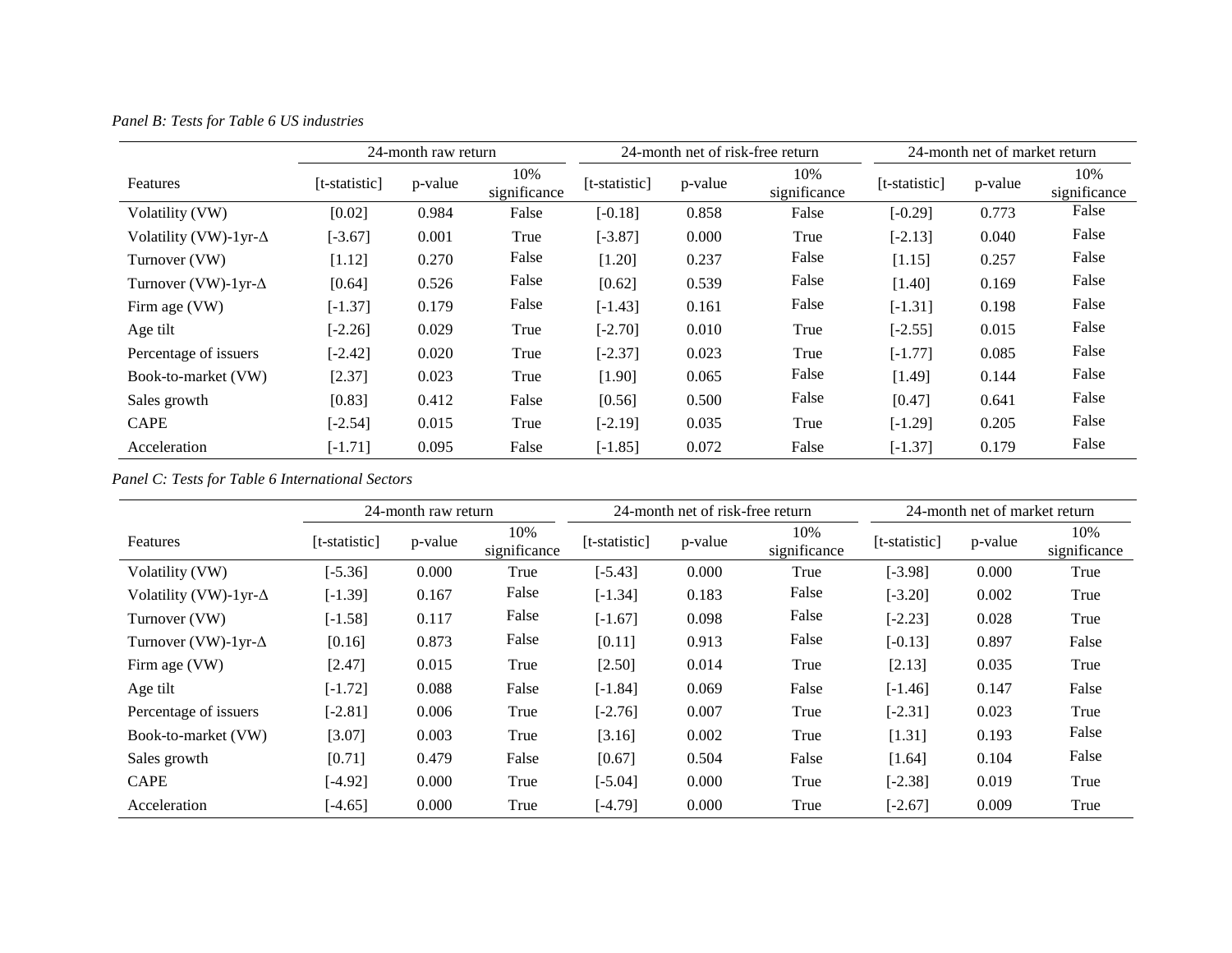*Panel B: Tests for Table 6 US industries*

| | 24-month raw return | | | 24-month net of risk-free return | | | 24-month net of market return | | |
|---|---|---|---|---|---|---|---|---|---|
| Features | [t-statistic] | p-value | 10% significance | [t-statistic] | p-value | 10% significance | [t-statistic] | p-value | 10% significance |
| Volatility (VW) | [0.02] | 0.984 | False | [-0.18] | 0.858 | False | [-0.29] | 0.773 | False |
| Volatility (VW)-1yr-Δ | [-3.67] | 0.001 | True | [-3.87] | 0.000 | True | [-2.13] | 0.040 | False |
| Turnover (VW) | [1.12] | 0.270 | False | [1.20] | 0.237 | False | [1.15] | 0.257 | False |
| Turnover (VW)-1yr-Δ | [0.64] | 0.526 | False | [0.62] | 0.539 | False | [1.40] | 0.169 | False |
| Firm age (VW) | [-1.37] | 0.179 | False | [-1.43] | 0.161 | False | [-1.31] | 0.198 | False |
| Age tilt | [-2.26] | 0.029 | True | [-2.70] | 0.010 | True | [-2.55] | 0.015 | False |
| Percentage of issuers | [-2.42] | 0.020 | True | [-2.37] | 0.023 | True | [-1.77] | 0.085 | False |
| Book-to-market (VW) | [2.37] | 0.023 | True | [1.90] | 0.065 | False | [1.49] | 0.144 | False |
| Sales growth | [0.83] | 0.412 | False | [0.56] | 0.500 | False | [0.47] | 0.641 | False |
| CAPE | [-2.54] | 0.015 | True | [-2.19] | 0.035 | True | [-1.29] | 0.205 | False |
| Acceleration | [-1.71] | 0.095 | False | [-1.85] | 0.072 | False | [-1.37] | 0.179 | False |

*Panel C: Tests for Table 6 International Sectors*

| | 24-month raw return | | | 24-month net of risk-free return | | | 24-month net of market return | | |
|---|---|---|---|---|---|---|---|---|---|
| Features | [t-statistic] | p-value | 10% significance | [t-statistic] | p-value | 10% significance | [t-statistic] | p-value | 10% significance |
| Volatility (VW) | [-5.36] | 0.000 | True | [-5.43] | 0.000 | True | [-3.98] | 0.000 | True |
| Volatility (VW)-1yr-Δ | [-1.39] | 0.167 | False | [-1.34] | 0.183 | False | [-3.20] | 0.002 | True |
| Turnover (VW) | [-1.58] | 0.117 | False | [-1.67] | 0.098 | False | [-2.23] | 0.028 | True |
| Turnover (VW)-1yr-Δ | [0.16] | 0.873 | False | [0.11] | 0.913 | False | [-0.13] | 0.897 | False |
| Firm age (VW) | [2.47] | 0.015 | True | [2.50] | 0.014 | True | [2.13] | 0.035 | True |
| Age tilt | [-1.72] | 0.088 | False | [-1.84] | 0.069 | False | [-1.46] | 0.147 | False |
| Percentage of issuers | [-2.81] | 0.006 | True | [-2.76] | 0.007 | True | [-2.31] | 0.023 | True |
| Book-to-market (VW) | [3.07] | 0.003 | True | [3.16] | 0.002 | True | [1.31] | 0.193 | False |
| Sales growth | [0.71] | 0.479 | False | [0.67] | 0.504 | False | [1.64] | 0.104 | False |
| CAPE | [-4.92] | 0.000 | True | [-5.04] | 0.000 | True | [-2.38] | 0.019 | True |
| Acceleration | [-4.65] | 0.000 | True | [-4.79] | 0.000 | True | [-2.67] | 0.009 | True |